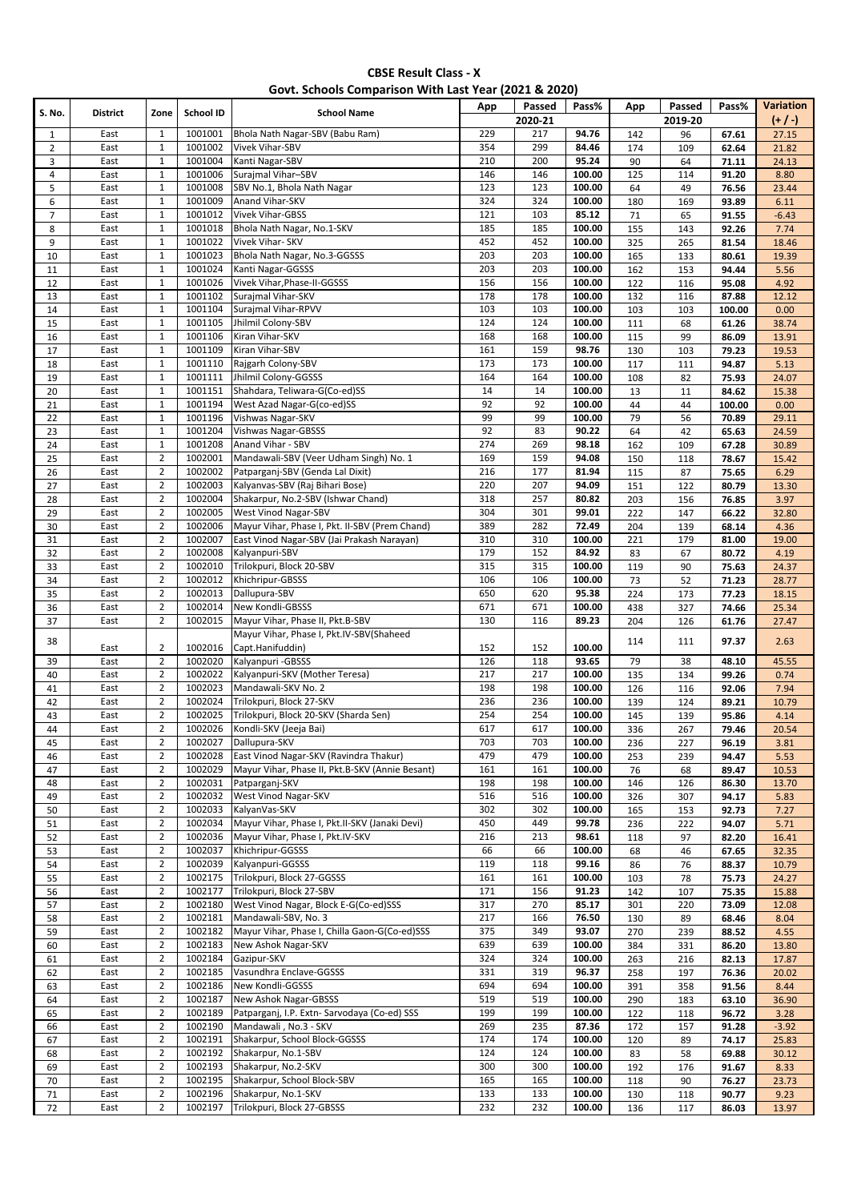**CBSE Result Class - X**

**Govt. Schools Comparison With Last Year (2021 & 2020)**

| S. No. | District | Zone | School ID | School Name | App | Passed | Pass% | App | Passed | Pass% | Variation |
|---|---|---|---|---|---|---|---|---|---|---|---|
| | | | | | 2020-21 | | | 2019-20 | | | (+ / -) |
| 1 | East | 1 | 1001001 | Bhola Nath Nagar-SBV (Babu Ram) | 229 | 217 | 94.76 | 142 | 96 | 67.61 | 27.15 |
| 2 | East | 1 | 1001002 | Vivek Vihar-SBV | 354 | 299 | 84.46 | 174 | 109 | 62.64 | 21.82 |
| 3 | East | 1 | 1001004 | Kanti Nagar-SBV | 210 | 200 | 95.24 | 90 | 64 | 71.11 | 24.13 |
| 4 | East | 1 | 1001006 | Surajmal Vihar–SBV | 146 | 146 | 100.00 | 125 | 114 | 91.20 | 8.80 |
| 5 | East | 1 | 1001008 | SBV No.1, Bhola Nath Nagar | 123 | 123 | 100.00 | 64 | 49 | 76.56 | 23.44 |
| 6 | East | 1 | 1001009 | Anand Vihar-SKV | 324 | 324 | 100.00 | 180 | 169 | 93.89 | 6.11 |
| 7 | East | 1 | 1001012 | Vivek Vihar-GBSS | 121 | 103 | 85.12 | 71 | 65 | 91.55 | -6.43 |
| 8 | East | 1 | 1001018 | Bhola Nath Nagar, No.1-SKV | 185 | 185 | 100.00 | 155 | 143 | 92.26 | 7.74 |
| 9 | East | 1 | 1001022 | Vivek Vihar- SKV | 452 | 452 | 100.00 | 325 | 265 | 81.54 | 18.46 |
| 10 | East | 1 | 1001023 | Bhola Nath Nagar, No.3-GGSSS | 203 | 203 | 100.00 | 165 | 133 | 80.61 | 19.39 |
| 11 | East | 1 | 1001024 | Kanti Nagar-GGSSS | 203 | 203 | 100.00 | 162 | 153 | 94.44 | 5.56 |
| 12 | East | 1 | 1001026 | Vivek Vihar,Phase-II-GGSSS | 156 | 156 | 100.00 | 122 | 116 | 95.08 | 4.92 |
| 13 | East | 1 | 1001102 | Surajmal Vihar-SKV | 178 | 178 | 100.00 | 132 | 116 | 87.88 | 12.12 |
| 14 | East | 1 | 1001104 | Surajmal Vihar-RPVV | 103 | 103 | 100.00 | 103 | 103 | 100.00 | 0.00 |
| 15 | East | 1 | 1001105 | Jhilmil Colony-SBV | 124 | 124 | 100.00 | 111 | 68 | 61.26 | 38.74 |
| 16 | East | 1 | 1001106 | Kiran Vihar-SKV | 168 | 168 | 100.00 | 115 | 99 | 86.09 | 13.91 |
| 17 | East | 1 | 1001109 | Kiran Vihar-SBV | 161 | 159 | 98.76 | 130 | 103 | 79.23 | 19.53 |
| 18 | East | 1 | 1001110 | Rajgarh Colony-SBV | 173 | 173 | 100.00 | 117 | 111 | 94.87 | 5.13 |
| 19 | East | 1 | 1001111 | Jhilmil Colony-GGSSS | 164 | 164 | 100.00 | 108 | 82 | 75.93 | 24.07 |
| 20 | East | 1 | 1001151 | Shahdara, Teliwara-G(Co-ed)SS | 14 | 14 | 100.00 | 13 | 11 | 84.62 | 15.38 |
| 21 | East | 1 | 1001194 | West Azad Nagar-G(co-ed)SS | 92 | 92 | 100.00 | 44 | 44 | 100.00 | 0.00 |
| 22 | East | 1 | 1001196 | Vishwas Nagar-SKV | 99 | 99 | 100.00 | 79 | 56 | 70.89 | 29.11 |
| 23 | East | 1 | 1001204 | Vishwas Nagar-GBSSS | 92 | 83 | 90.22 | 64 | 42 | 65.63 | 24.59 |
| 24 | East | 1 | 1001208 | Anand Vihar - SBV | 274 | 269 | 98.18 | 162 | 109 | 67.28 | 30.89 |
| 25 | East | 2 | 1002001 | Mandawali-SBV (Veer Udham Singh) No. 1 | 169 | 159 | 94.08 | 150 | 118 | 78.67 | 15.42 |
| 26 | East | 2 | 1002002 | Patparganj-SBV (Genda Lal Dixit) | 216 | 177 | 81.94 | 115 | 87 | 75.65 | 6.29 |
| 27 | East | 2 | 1002003 | Kalyanvas-SBV (Raj Bihari Bose) | 220 | 207 | 94.09 | 151 | 122 | 80.79 | 13.30 |
| 28 | East | 2 | 1002004 | Shakarpur, No.2-SBV (Ishwar Chand) | 318 | 257 | 80.82 | 203 | 156 | 76.85 | 3.97 |
| 29 | East | 2 | 1002005 | West Vinod Nagar-SBV | 304 | 301 | 99.01 | 222 | 147 | 66.22 | 32.80 |
| 30 | East | 2 | 1002006 | Mayur Vihar, Phase I, Pkt. II-SBV (Prem Chand) | 389 | 282 | 72.49 | 204 | 139 | 68.14 | 4.36 |
| 31 | East | 2 | 1002007 | East Vinod Nagar-SBV (Jai Prakash Narayan) | 310 | 310 | 100.00 | 221 | 179 | 81.00 | 19.00 |
| 32 | East | 2 | 1002008 | Kalyanpuri-SBV | 179 | 152 | 84.92 | 83 | 67 | 80.72 | 4.19 |
| 33 | East | 2 | 1002010 | Trilokpuri, Block 20-SBV | 315 | 315 | 100.00 | 119 | 90 | 75.63 | 24.37 |
| 34 | East | 2 | 1002012 | Khichripur-GBSSS | 106 | 106 | 100.00 | 73 | 52 | 71.23 | 28.77 |
| 35 | East | 2 | 1002013 | Dallupura-SBV | 650 | 620 | 95.38 | 224 | 173 | 77.23 | 18.15 |
| 36 | East | 2 | 1002014 | New Kondli-GBSSS | 671 | 671 | 100.00 | 438 | 327 | 74.66 | 25.34 |
| 37 | East | 2 | 1002015 | Mayur Vihar, Phase II, Pkt.B-SBV | 130 | 116 | 89.23 | 204 | 126 | 61.76 | 27.47 |
| 38 | East | 2 | 1002016 | Mayur Vihar, Phase I, Pkt.IV-SBV(Shaheed Capt.Hanifuddin) | 152 | 152 | 100.00 | 114 | 111 | 97.37 | 2.63 |
| 39 | East | 2 | 1002020 | Kalyanpuri -GBSSS | 126 | 118 | 93.65 | 79 | 38 | 48.10 | 45.55 |
| 40 | East | 2 | 1002022 | Kalyanpuri-SKV (Mother Teresa) | 217 | 217 | 100.00 | 135 | 134 | 99.26 | 0.74 |
| 41 | East | 2 | 1002023 | Mandawali-SKV No. 2 | 198 | 198 | 100.00 | 126 | 116 | 92.06 | 7.94 |
| 42 | East | 2 | 1002024 | Trilokpuri, Block 27-SKV | 236 | 236 | 100.00 | 139 | 124 | 89.21 | 10.79 |
| 43 | East | 2 | 1002025 | Trilokpuri, Block 20-SKV (Sharda Sen) | 254 | 254 | 100.00 | 145 | 139 | 95.86 | 4.14 |
| 44 | East | 2 | 1002026 | Kondli-SKV (Jeeja Bai) | 617 | 617 | 100.00 | 336 | 267 | 79.46 | 20.54 |
| 45 | East | 2 | 1002027 | Dallupura-SKV | 703 | 703 | 100.00 | 236 | 227 | 96.19 | 3.81 |
| 46 | East | 2 | 1002028 | East Vinod Nagar-SKV (Ravindra Thakur) | 479 | 479 | 100.00 | 253 | 239 | 94.47 | 5.53 |
| 47 | East | 2 | 1002029 | Mayur Vihar, Phase II, Pkt.B-SKV (Annie Besant) | 161 | 161 | 100.00 | 76 | 68 | 89.47 | 10.53 |
| 48 | East | 2 | 1002031 | Patparganj-SKV | 198 | 198 | 100.00 | 146 | 126 | 86.30 | 13.70 |
| 49 | East | 2 | 1002032 | West Vinod Nagar-SKV | 516 | 516 | 100.00 | 326 | 307 | 94.17 | 5.83 |
| 50 | East | 2 | 1002033 | KalyanVas-SKV | 302 | 302 | 100.00 | 165 | 153 | 92.73 | 7.27 |
| 51 | East | 2 | 1002034 | Mayur Vihar, Phase I, Pkt.II-SKV (Janaki Devi) | 450 | 449 | 99.78 | 236 | 222 | 94.07 | 5.71 |
| 52 | East | 2 | 1002036 | Mayur Vihar, Phase I, Pkt.IV-SKV | 216 | 213 | 98.61 | 118 | 97 | 82.20 | 16.41 |
| 53 | East | 2 | 1002037 | Khichripur-GGSSS | 66 | 66 | 100.00 | 68 | 46 | 67.65 | 32.35 |
| 54 | East | 2 | 1002039 | Kalyanpuri-GGSSS | 119 | 118 | 99.16 | 86 | 76 | 88.37 | 10.79 |
| 55 | East | 2 | 1002175 | Trilokpuri, Block 27-GGSSS | 161 | 161 | 100.00 | 103 | 78 | 75.73 | 24.27 |
| 56 | East | 2 | 1002177 | Trilokpuri, Block 27-SBV | 171 | 156 | 91.23 | 142 | 107 | 75.35 | 15.88 |
| 57 | East | 2 | 1002180 | West Vinod Nagar, Block E-G(Co-ed)SSS | 317 | 270 | 85.17 | 301 | 220 | 73.09 | 12.08 |
| 58 | East | 2 | 1002181 | Mandawali-SBV, No. 3 | 217 | 166 | 76.50 | 130 | 89 | 68.46 | 8.04 |
| 59 | East | 2 | 1002182 | Mayur Vihar, Phase I, Chilla Gaon-G(Co-ed)SSS | 375 | 349 | 93.07 | 270 | 239 | 88.52 | 4.55 |
| 60 | East | 2 | 1002183 | New Ashok Nagar-SKV | 639 | 639 | 100.00 | 384 | 331 | 86.20 | 13.80 |
| 61 | East | 2 | 1002184 | Gazipur-SKV | 324 | 324 | 100.00 | 263 | 216 | 82.13 | 17.87 |
| 62 | East | 2 | 1002185 | Vasundhra Enclave-GGSSS | 331 | 319 | 96.37 | 258 | 197 | 76.36 | 20.02 |
| 63 | East | 2 | 1002186 | New Kondli-GGSSS | 694 | 694 | 100.00 | 391 | 358 | 91.56 | 8.44 |
| 64 | East | 2 | 1002187 | New Ashok Nagar-GBSSS | 519 | 519 | 100.00 | 290 | 183 | 63.10 | 36.90 |
| 65 | East | 2 | 1002189 | Patparganj, I.P. Extn- Sarvodaya (Co-ed) SSS | 199 | 199 | 100.00 | 122 | 118 | 96.72 | 3.28 |
| 66 | East | 2 | 1002190 | Mandawali , No.3 - SKV | 269 | 235 | 87.36 | 172 | 157 | 91.28 | -3.92 |
| 67 | East | 2 | 1002191 | Shakarpur, School Block-GGSSS | 174 | 174 | 100.00 | 120 | 89 | 74.17 | 25.83 |
| 68 | East | 2 | 1002192 | Shakarpur, No.1-SBV | 124 | 124 | 100.00 | 83 | 58 | 69.88 | 30.12 |
| 69 | East | 2 | 1002193 | Shakarpur, No.2-SKV | 300 | 300 | 100.00 | 192 | 176 | 91.67 | 8.33 |
| 70 | East | 2 | 1002195 | Shakarpur, School Block-SBV | 165 | 165 | 100.00 | 118 | 90 | 76.27 | 23.73 |
| 71 | East | 2 | 1002196 | Shakarpur, No.1-SKV | 133 | 133 | 100.00 | 130 | 118 | 90.77 | 9.23 |
| 72 | East | 2 | 1002197 | Trilokpuri, Block 27-GBSSS | 232 | 232 | 100.00 | 136 | 117 | 86.03 | 13.97 |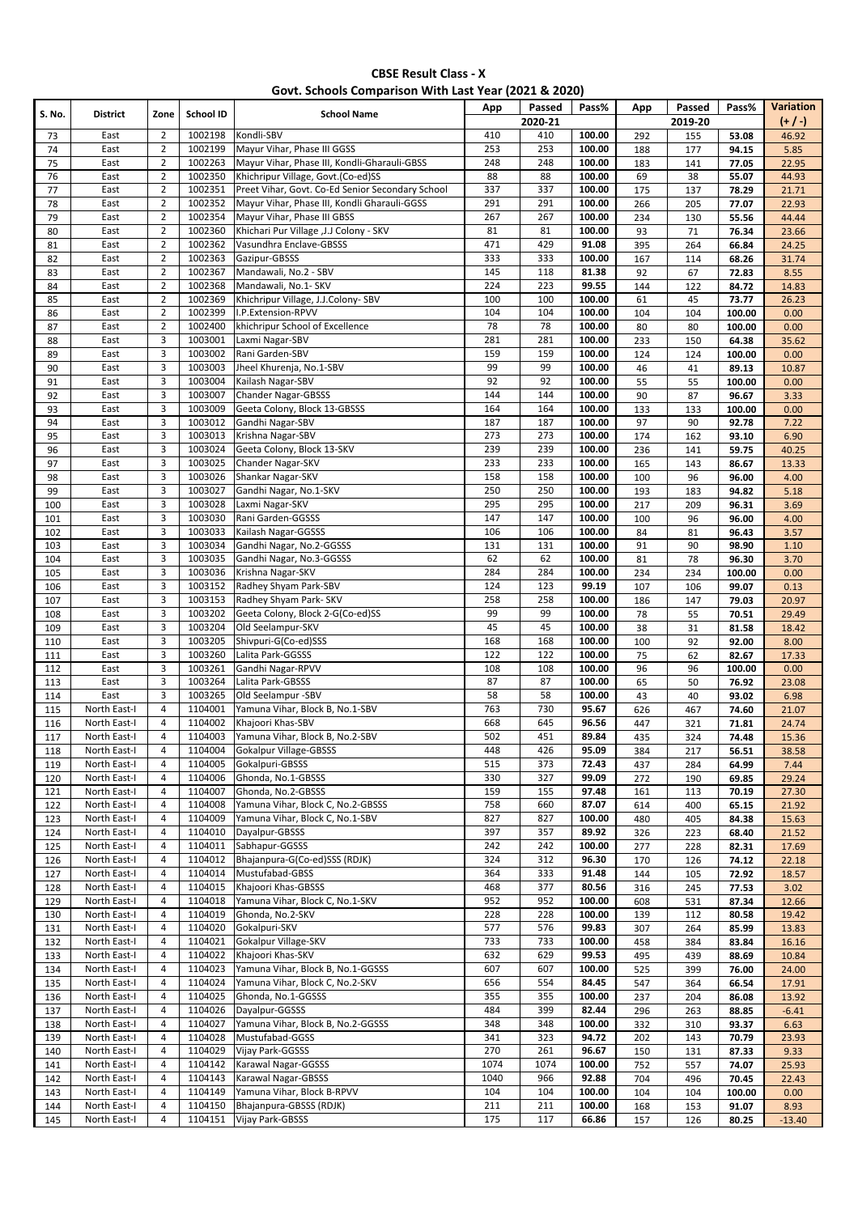**CBSE Result Class - X**

**Govt. Schools Comparison With Last Year (2021 & 2020)**

| S. No. | District | Zone | School ID | School Name | App | Passed | Pass% | App | Passed | Pass% | Variation |
|---|---|---|---|---|---|---|---|---|---|---|---|
| | | | | | 2020-21 | | | 2019-20 | | | (+ / -) |
| 73 | East | 2 | 1002198 | Kondli-SBV | 410 | 410 | 100.00 | 292 | 155 | 53.08 | 46.92 |
| 74 | East | 2 | 1002199 | Mayur Vihar, Phase III GGSS | 253 | 253 | 100.00 | 188 | 177 | 94.15 | 5.85 |
| 75 | East | 2 | 1002263 | Mayur Vihar, Phase III, Kondli-Gharauli-GBSS | 248 | 248 | 100.00 | 183 | 141 | 77.05 | 22.95 |
| 76 | East | 2 | 1002350 | Khichripur Village, Govt.(Co-ed)SS | 88 | 88 | 100.00 | 69 | 38 | 55.07 | 44.93 |
| 77 | East | 2 | 1002351 | Preet Vihar, Govt. Co-Ed Senior Secondary School | 337 | 337 | 100.00 | 175 | 137 | 78.29 | 21.71 |
| 78 | East | 2 | 1002352 | Mayur Vihar, Phase III, Kondli Gharauli-GGSS | 291 | 291 | 100.00 | 266 | 205 | 77.07 | 22.93 |
| 79 | East | 2 | 1002354 | Mayur Vihar, Phase III GBSS | 267 | 267 | 100.00 | 234 | 130 | 55.56 | 44.44 |
| 80 | East | 2 | 1002360 | Khichari Pur Village ,J.J Colony - SKV | 81 | 81 | 100.00 | 93 | 71 | 76.34 | 23.66 |
| 81 | East | 2 | 1002362 | Vasundhra Enclave-GBSSS | 471 | 429 | 91.08 | 395 | 264 | 66.84 | 24.25 |
| 82 | East | 2 | 1002363 | Gazipur-GBSSS | 333 | 333 | 100.00 | 167 | 114 | 68.26 | 31.74 |
| 83 | East | 2 | 1002367 | Mandawali, No.2 - SBV | 145 | 118 | 81.38 | 92 | 67 | 72.83 | 8.55 |
| 84 | East | 2 | 1002368 | Mandawali, No.1- SKV | 224 | 223 | 99.55 | 144 | 122 | 84.72 | 14.83 |
| 85 | East | 2 | 1002369 | Khichripur Village, J.J.Colony- SBV | 100 | 100 | 100.00 | 61 | 45 | 73.77 | 26.23 |
| 86 | East | 2 | 1002399 | I.P.Extension-RPVV | 104 | 104 | 100.00 | 104 | 104 | 100.00 | 0.00 |
| 87 | East | 2 | 1002400 | khichripur School of Excellence | 78 | 78 | 100.00 | 80 | 80 | 100.00 | 0.00 |
| 88 | East | 3 | 1003001 | Laxmi Nagar-SBV | 281 | 281 | 100.00 | 233 | 150 | 64.38 | 35.62 |
| 89 | East | 3 | 1003002 | Rani Garden-SBV | 159 | 159 | 100.00 | 124 | 124 | 100.00 | 0.00 |
| 90 | East | 3 | 1003003 | Jheel Khurenja, No.1-SBV | 99 | 99 | 100.00 | 46 | 41 | 89.13 | 10.87 |
| 91 | East | 3 | 1003004 | Kailash Nagar-SBV | 92 | 92 | 100.00 | 55 | 55 | 100.00 | 0.00 |
| 92 | East | 3 | 1003007 | Chander Nagar-GBSSS | 144 | 144 | 100.00 | 90 | 87 | 96.67 | 3.33 |
| 93 | East | 3 | 1003009 | Geeta Colony, Block 13-GBSSS | 164 | 164 | 100.00 | 133 | 133 | 100.00 | 0.00 |
| 94 | East | 3 | 1003012 | Gandhi Nagar-SBV | 187 | 187 | 100.00 | 97 | 90 | 92.78 | 7.22 |
| 95 | East | 3 | 1003013 | Krishna Nagar-SBV | 273 | 273 | 100.00 | 174 | 162 | 93.10 | 6.90 |
| 96 | East | 3 | 1003024 | Geeta Colony, Block 13-SKV | 239 | 239 | 100.00 | 236 | 141 | 59.75 | 40.25 |
| 97 | East | 3 | 1003025 | Chander Nagar-SKV | 233 | 233 | 100.00 | 165 | 143 | 86.67 | 13.33 |
| 98 | East | 3 | 1003026 | Shankar Nagar-SKV | 158 | 158 | 100.00 | 100 | 96 | 96.00 | 4.00 |
| 99 | East | 3 | 1003027 | Gandhi Nagar, No.1-SKV | 250 | 250 | 100.00 | 193 | 183 | 94.82 | 5.18 |
| 100 | East | 3 | 1003028 | Laxmi Nagar-SKV | 295 | 295 | 100.00 | 217 | 209 | 96.31 | 3.69 |
| 101 | East | 3 | 1003030 | Rani Garden-GGSSS | 147 | 147 | 100.00 | 100 | 96 | 96.00 | 4.00 |
| 102 | East | 3 | 1003033 | Kailash Nagar-GGSSS | 106 | 106 | 100.00 | 84 | 81 | 96.43 | 3.57 |
| 103 | East | 3 | 1003034 | Gandhi Nagar, No.2-GGSSS | 131 | 131 | 100.00 | 91 | 90 | 98.90 | 1.10 |
| 104 | East | 3 | 1003035 | Gandhi Nagar, No.3-GGSSS | 62 | 62 | 100.00 | 81 | 78 | 96.30 | 3.70 |
| 105 | East | 3 | 1003036 | Krishna Nagar-SKV | 284 | 284 | 100.00 | 234 | 234 | 100.00 | 0.00 |
| 106 | East | 3 | 1003152 | Radhey Shyam Park-SBV | 124 | 123 | 99.19 | 107 | 106 | 99.07 | 0.13 |
| 107 | East | 3 | 1003153 | Radhey Shyam Park- SKV | 258 | 258 | 100.00 | 186 | 147 | 79.03 | 20.97 |
| 108 | East | 3 | 1003202 | Geeta Colony, Block 2-G(Co-ed)SS | 99 | 99 | 100.00 | 78 | 55 | 70.51 | 29.49 |
| 109 | East | 3 | 1003204 | Old Seelampur-SKV | 45 | 45 | 100.00 | 38 | 31 | 81.58 | 18.42 |
| 110 | East | 3 | 1003205 | Shivpuri-G(Co-ed)SSS | 168 | 168 | 100.00 | 100 | 92 | 92.00 | 8.00 |
| 111 | East | 3 | 1003260 | Lalita Park-GGSSS | 122 | 122 | 100.00 | 75 | 62 | 82.67 | 17.33 |
| 112 | East | 3 | 1003261 | Gandhi Nagar-RPVV | 108 | 108 | 100.00 | 96 | 96 | 100.00 | 0.00 |
| 113 | East | 3 | 1003264 | Lalita Park-GBSSS | 87 | 87 | 100.00 | 65 | 50 | 76.92 | 23.08 |
| 114 | East | 3 | 1003265 | Old Seelampur -SBV | 58 | 58 | 100.00 | 43 | 40 | 93.02 | 6.98 |
| 115 | North East-I | 4 | 1104001 | Yamuna Vihar, Block B, No.1-SBV | 763 | 730 | 95.67 | 626 | 467 | 74.60 | 21.07 |
| 116 | North East-I | 4 | 1104002 | Khajoori Khas-SBV | 668 | 645 | 96.56 | 447 | 321 | 71.81 | 24.74 |
| 117 | North East-I | 4 | 1104003 | Yamuna Vihar, Block B, No.2-SBV | 502 | 451 | 89.84 | 435 | 324 | 74.48 | 15.36 |
| 118 | North East-I | 4 | 1104004 | Gokalpur Village-GBSSS | 448 | 426 | 95.09 | 384 | 217 | 56.51 | 38.58 |
| 119 | North East-I | 4 | 1104005 | Gokalpuri-GBSSS | 515 | 373 | 72.43 | 437 | 284 | 64.99 | 7.44 |
| 120 | North East-I | 4 | 1104006 | Ghonda, No.1-GBSSS | 330 | 327 | 99.09 | 272 | 190 | 69.85 | 29.24 |
| 121 | North East-I | 4 | 1104007 | Ghonda, No.2-GBSSS | 159 | 155 | 97.48 | 161 | 113 | 70.19 | 27.30 |
| 122 | North East-I | 4 | 1104008 | Yamuna Vihar, Block C, No.2-GBSSS | 758 | 660 | 87.07 | 614 | 400 | 65.15 | 21.92 |
| 123 | North East-I | 4 | 1104009 | Yamuna Vihar, Block C, No.1-SBV | 827 | 827 | 100.00 | 480 | 405 | 84.38 | 15.63 |
| 124 | North East-I | 4 | 1104010 | Dayalpur-GBSSS | 397 | 357 | 89.92 | 326 | 223 | 68.40 | 21.52 |
| 125 | North East-I | 4 | 1104011 | Sabhapur-GGSSS | 242 | 242 | 100.00 | 277 | 228 | 82.31 | 17.69 |
| 126 | North East-I | 4 | 1104012 | Bhajanpura-G(Co-ed)SSS (RDJK) | 324 | 312 | 96.30 | 170 | 126 | 74.12 | 22.18 |
| 127 | North East-I | 4 | 1104014 | Mustufabad-GBSS | 364 | 333 | 91.48 | 144 | 105 | 72.92 | 18.57 |
| 128 | North East-I | 4 | 1104015 | Khajoori Khas-GBSSS | 468 | 377 | 80.56 | 316 | 245 | 77.53 | 3.02 |
| 129 | North East-I | 4 | 1104018 | Yamuna Vihar, Block C, No.1-SKV | 952 | 952 | 100.00 | 608 | 531 | 87.34 | 12.66 |
| 130 | North East-I | 4 | 1104019 | Ghonda, No.2-SKV | 228 | 228 | 100.00 | 139 | 112 | 80.58 | 19.42 |
| 131 | North East-I | 4 | 1104020 | Gokalpuri-SKV | 577 | 576 | 99.83 | 307 | 264 | 85.99 | 13.83 |
| 132 | North East-I | 4 | 1104021 | Gokalpur Village-SKV | 733 | 733 | 100.00 | 458 | 384 | 83.84 | 16.16 |
| 133 | North East-I | 4 | 1104022 | Khajoori Khas-SKV | 632 | 629 | 99.53 | 495 | 439 | 88.69 | 10.84 |
| 134 | North East-I | 4 | 1104023 | Yamuna Vihar, Block B, No.1-GGSSS | 607 | 607 | 100.00 | 525 | 399 | 76.00 | 24.00 |
| 135 | North East-I | 4 | 1104024 | Yamuna Vihar, Block C, No.2-SKV | 656 | 554 | 84.45 | 547 | 364 | 66.54 | 17.91 |
| 136 | North East-I | 4 | 1104025 | Ghonda, No.1-GGSSS | 355 | 355 | 100.00 | 237 | 204 | 86.08 | 13.92 |
| 137 | North East-I | 4 | 1104026 | Dayalpur-GGSSS | 484 | 399 | 82.44 | 296 | 263 | 88.85 | -6.41 |
| 138 | North East-I | 4 | 1104027 | Yamuna Vihar, Block B, No.2-GGSSS | 348 | 348 | 100.00 | 332 | 310 | 93.37 | 6.63 |
| 139 | North East-I | 4 | 1104028 | Mustufabad-GGSS | 341 | 323 | 94.72 | 202 | 143 | 70.79 | 23.93 |
| 140 | North East-I | 4 | 1104029 | Vijay Park-GGSSS | 270 | 261 | 96.67 | 150 | 131 | 87.33 | 9.33 |
| 141 | North East-I | 4 | 1104142 | Karawal Nagar-GGSSS | 1074 | 1074 | 100.00 | 752 | 557 | 74.07 | 25.93 |
| 142 | North East-I | 4 | 1104143 | Karawal Nagar-GBSSS | 1040 | 966 | 92.88 | 704 | 496 | 70.45 | 22.43 |
| 143 | North East-I | 4 | 1104149 | Yamuna Vihar, Block B-RPVV | 104 | 104 | 100.00 | 104 | 104 | 100.00 | 0.00 |
| 144 | North East-I | 4 | 1104150 | Bhajanpura-GBSSS (RDJK) | 211 | 211 | 100.00 | 168 | 153 | 91.07 | 8.93 |
| 145 | North East-I | 4 | 1104151 | Vijay Park-GBSSS | 175 | 117 | 66.86 | 157 | 126 | 80.25 | -13.40 |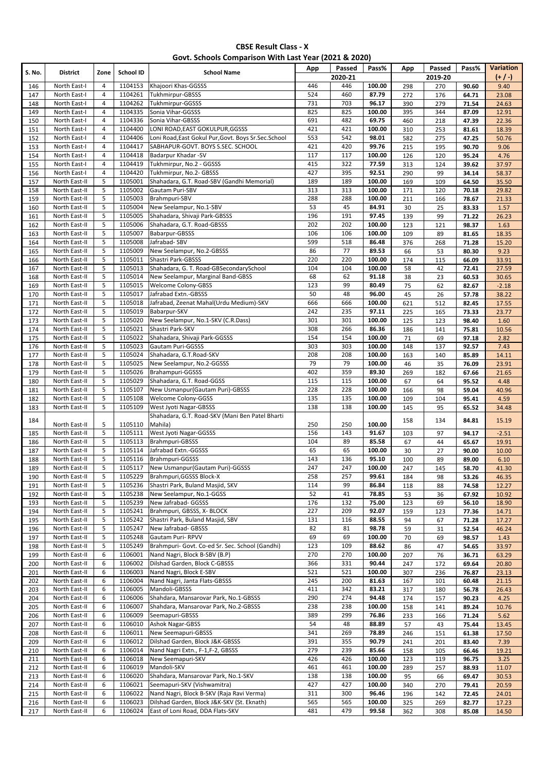**CBSE Result Class - X**

**Govt. Schools Comparison With Last Year (2021 & 2020)**

| S. No. | District | Zone | School ID | School Name | App | Passed | Pass% | App | Passed | Pass% | Variation |
|---|---|---|---|---|---|---|---|---|---|---|---|
| | | | | | 2020-21 | | | 2019-20 | | | (+ / -) |
| 146 | North East-I | 4 | 1104153 | Khajoori Khas-GGSSS | 446 | 446 | 100.00 | 298 | 270 | 90.60 | 9.40 |
| 147 | North East-I | 4 | 1104261 | Tukhmirpur-GBSSS | 524 | 460 | 87.79 | 272 | 176 | 64.71 | 23.08 |
| 148 | North East-I | 4 | 1104262 | Tukhmirpur-GGSSS | 731 | 703 | 96.17 | 390 | 279 | 71.54 | 24.63 |
| 149 | North East-I | 4 | 1104335 | Sonia Vihar-GGSSS | 825 | 825 | 100.00 | 395 | 344 | 87.09 | 12.91 |
| 150 | North East-I | 4 | 1104336 | Sonia Vihar-GBSSS | 691 | 482 | 69.75 | 460 | 218 | 47.39 | 22.36 |
| 151 | North East-I | 4 | 1104400 | LONI ROAD,EAST GOKULPUR,GGSSS | 421 | 421 | 100.00 | 310 | 253 | 81.61 | 18.39 |
| 152 | North East-I | 4 | 1104406 | Loni Road,East Gokul Pur,Govt. Boys Sr.Sec.School | 553 | 542 | 98.01 | 582 | 275 | 47.25 | 50.76 |
| 153 | North East-I | 4 | 1104417 | SABHAPUR-GOVT. BOYS S.SEC. SCHOOL | 421 | 420 | 99.76 | 215 | 195 | 90.70 | 9.06 |
| 154 | North East-I | 4 | 1104418 | Badarpur Khadar -SV | 117 | 117 | 100.00 | 126 | 120 | 95.24 | 4.76 |
| 155 | North East-I | 4 | 1104419 | Tukhmirpur, No.2 - GGSSS | 415 | 322 | 77.59 | 313 | 124 | 39.62 | 37.97 |
| 156 | North East-I | 4 | 1104420 | Tukhmirpur, No.2- GBSSS | 427 | 395 | 92.51 | 290 | 99 | 34.14 | 58.37 |
| 157 | North East-II | 5 | 1105001 | Shahadara, G.T. Road-SBV (Gandhi Memorial) | 189 | 189 | 100.00 | 169 | 109 | 64.50 | 35.50 |
| 158 | North East-II | 5 | 1105002 | Gautam Puri-SBV | 313 | 313 | 100.00 | 171 | 120 | 70.18 | 29.82 |
| 159 | North East-II | 5 | 1105003 | Brahmpuri-SBV | 288 | 288 | 100.00 | 211 | 166 | 78.67 | 21.33 |
| 160 | North East-II | 5 | 1105004 | New Seelampur, No.1-SBV | 53 | 45 | 84.91 | 30 | 25 | 83.33 | 1.57 |
| 161 | North East-II | 5 | 1105005 | Shahadara, Shivaji Park-GBSSS | 196 | 191 | 97.45 | 139 | 99 | 71.22 | 26.23 |
| 162 | North East-II | 5 | 1105006 | Shahadara, G.T. Road-GBSSS | 202 | 202 | 100.00 | 123 | 121 | 98.37 | 1.63 |
| 163 | North East-II | 5 | 1105007 | Babarpur-GBSSS | 106 | 106 | 100.00 | 109 | 89 | 81.65 | 18.35 |
| 164 | North East-II | 5 | 1105008 | Jafrabad- SBV | 599 | 518 | 86.48 | 376 | 268 | 71.28 | 15.20 |
| 165 | North East-II | 5 | 1105009 | New Seelampur, No.2-GBSSS | 86 | 77 | 89.53 | 66 | 53 | 80.30 | 9.23 |
| 166 | North East-II | 5 | 1105011 | Shastri Park-GBSSS | 220 | 220 | 100.00 | 174 | 115 | 66.09 | 33.91 |
| 167 | North East-II | 5 | 1105013 | Shahadara, G. T. Road-GBSecondarySchool | 104 | 104 | 100.00 | 58 | 42 | 72.41 | 27.59 |
| 168 | North East-II | 5 | 1105014 | New Seelampur, Marginal Band-GBSS | 68 | 62 | 91.18 | 38 | 23 | 60.53 | 30.65 |
| 169 | North East-II | 5 | 1105015 | Welcome Colony-GBSS | 123 | 99 | 80.49 | 75 | 62 | 82.67 | -2.18 |
| 170 | North East-II | 5 | 1105017 | Jafrabad Extn.-GBSSS | 50 | 48 | 96.00 | 45 | 26 | 57.78 | 38.22 |
| 171 | North East-II | 5 | 1105018 | Jafrabad, Zeenat Mahal(Urdu Medium)-SKV | 666 | 666 | 100.00 | 621 | 512 | 82.45 | 17.55 |
| 172 | North East-II | 5 | 1105019 | Babarpur-SKV | 242 | 235 | 97.11 | 225 | 165 | 73.33 | 23.77 |
| 173 | North East-II | 5 | 1105020 | New Seelampur, No.1-SKV (C.R.Dass) | 301 | 301 | 100.00 | 125 | 123 | 98.40 | 1.60 |
| 174 | North East-II | 5 | 1105021 | Shastri Park-SKV | 308 | 266 | 86.36 | 186 | 141 | 75.81 | 10.56 |
| 175 | North East-II | 5 | 1105022 | Shahadara, Shivaji Park-GGSSS | 154 | 154 | 100.00 | 71 | 69 | 97.18 | 2.82 |
| 176 | North East-II | 5 | 1105023 | Gautam Puri-GGSSS | 303 | 303 | 100.00 | 148 | 137 | 92.57 | 7.43 |
| 177 | North East-II | 5 | 1105024 | Shahadara, G.T.Road-SKV | 208 | 208 | 100.00 | 163 | 140 | 85.89 | 14.11 |
| 178 | North East-II | 5 | 1105025 | New Seelampur, No.2-GGSSS | 79 | 79 | 100.00 | 46 | 35 | 76.09 | 23.91 |
| 179 | North East-II | 5 | 1105026 | Brahampuri-GGSSS | 402 | 359 | 89.30 | 269 | 182 | 67.66 | 21.65 |
| 180 | North East-II | 5 | 1105029 | Shahadara, G.T. Road-GGSS | 115 | 115 | 100.00 | 67 | 64 | 95.52 | 4.48 |
| 181 | North East-II | 5 | 1105107 | New Usmanpur(Gautam Puri)-GBSSS | 228 | 228 | 100.00 | 166 | 98 | 59.04 | 40.96 |
| 182 | North East-II | 5 | 1105108 | Welcome Colony-GGSS | 135 | 135 | 100.00 | 109 | 104 | 95.41 | 4.59 |
| 183 | North East-II | 5 | 1105109 | West Jyoti Nagar-GBSSS | 138 | 138 | 100.00 | 145 | 95 | 65.52 | 34.48 |
| 184 | North East-II | 5 | 1105110 | Shahadara, G.T. Road-SKV (Mani Ben Patel Bharti Mahila) | 250 | 250 | 100.00 | 158 | 134 | 84.81 | 15.19 |
| 185 | North East-II | 5 | 1105111 | West Jyoti Nagar-GGSSS | 156 | 143 | 91.67 | 103 | 97 | 94.17 | -2.51 |
| 186 | North East-II | 5 | 1105113 | Brahmpuri-GBSSS | 104 | 89 | 85.58 | 67 | 44 | 65.67 | 19.91 |
| 187 | North East-II | 5 | 1105114 | Jafrabad Extn.-GGSSS | 65 | 65 | 100.00 | 30 | 27 | 90.00 | 10.00 |
| 188 | North East-II | 5 | 1105116 | Brahmpuri-GGSSS | 143 | 136 | 95.10 | 100 | 89 | 89.00 | 6.10 |
| 189 | North East-II | 5 | 1105117 | New Usmanpur(Gautam Puri)-GGSSS | 247 | 247 | 100.00 | 247 | 145 | 58.70 | 41.30 |
| 190 | North East-II | 5 | 1105229 | Brahmpuri,GGSSS Block-X | 258 | 257 | 99.61 | 184 | 98 | 53.26 | 46.35 |
| 191 | North East-II | 5 | 1105236 | Shastri Park, Buland Masjid, SKV | 114 | 99 | 86.84 | 118 | 88 | 74.58 | 12.27 |
| 192 | North East-II | 5 | 1105238 | New Seelampur, No.1-GGSS | 52 | 41 | 78.85 | 53 | 36 | 67.92 | 10.92 |
| 193 | North East-II | 5 | 1105239 | New Jafrabad- GGSSS | 176 | 132 | 75.00 | 123 | 69 | 56.10 | 18.90 |
| 194 | North East-II | 5 | 1105241 | Brahmpuri, GBSSS, X- BLOCK | 227 | 209 | 92.07 | 159 | 123 | 77.36 | 14.71 |
| 195 | North East-II | 5 | 1105242 | Shastri Park, Buland Masjid, SBV | 131 | 116 | 88.55 | 94 | 67 | 71.28 | 17.27 |
| 196 | North East-II | 5 | 1105247 | New Jafrabad- GBSSS | 82 | 81 | 98.78 | 59 | 31 | 52.54 | 46.24 |
| 197 | North East-II | 5 | 1105248 | Gautam Puri- RPVV | 69 | 69 | 100.00 | 70 | 69 | 98.57 | 1.43 |
| 198 | North East-II | 5 | 1105249 | Brahmpuri- Govt. Co-ed Sr. Sec. School (Gandhi) | 123 | 109 | 88.62 | 86 | 47 | 54.65 | 33.97 |
| 199 | North East-II | 6 | 1106001 | Nand Nagri, Block B-SBV (B.P) | 270 | 270 | 100.00 | 207 | 76 | 36.71 | 63.29 |
| 200 | North East-II | 6 | 1106002 | Dilshad Garden, Block C-GBSSS | 366 | 331 | 90.44 | 247 | 172 | 69.64 | 20.80 |
| 201 | North East-II | 6 | 1106003 | Nand Nagri, Block E-SBV | 521 | 521 | 100.00 | 307 | 236 | 76.87 | 23.13 |
| 202 | North East-II | 6 | 1106004 | Nand Nagri, Janta Flats-GBSSS | 245 | 200 | 81.63 | 167 | 101 | 60.48 | 21.15 |
| 203 | North East-II | 6 | 1106005 | Mandoli-GBSSS | 411 | 342 | 83.21 | 317 | 180 | 56.78 | 26.43 |
| 204 | North East-II | 6 | 1106006 | Shahdara, Mansarovar Park, No.1-GBSSS | 290 | 274 | 94.48 | 174 | 157 | 90.23 | 4.25 |
| 205 | North East-II | 6 | 1106007 | Shahdara, Mansarovar Park, No.2-GBSSS | 238 | 238 | 100.00 | 158 | 141 | 89.24 | 10.76 |
| 206 | North East-II | 6 | 1106009 | Seemapuri-GBSSS | 389 | 299 | 76.86 | 233 | 166 | 71.24 | 5.62 |
| 207 | North East-II | 6 | 1106010 | Ashok Nagar-GBSS | 54 | 48 | 88.89 | 57 | 43 | 75.44 | 13.45 |
| 208 | North East-II | 6 | 1106011 | New Seemapuri-GBSSS | 341 | 269 | 78.89 | 246 | 151 | 61.38 | 17.50 |
| 209 | North East-II | 6 | 1106012 | Dilshad Garden, Block J&K-GBSSS | 391 | 355 | 90.79 | 241 | 201 | 83.40 | 7.39 |
| 210 | North East-II | 6 | 1106014 | Nand Nagri Extn., F-1,F-2, GBSSS | 279 | 239 | 85.66 | 158 | 105 | 66.46 | 19.21 |
| 211 | North East-II | 6 | 1106018 | New Seemapuri-SKV | 426 | 426 | 100.00 | 123 | 119 | 96.75 | 3.25 |
| 212 | North East-II | 6 | 1106019 | Mandoli-SKV | 461 | 461 | 100.00 | 289 | 257 | 88.93 | 11.07 |
| 213 | North East-II | 6 | 1106020 | Shahdara, Mansarovar Park, No.1-SKV | 138 | 138 | 100.00 | 95 | 66 | 69.47 | 30.53 |
| 214 | North East-II | 6 | 1106021 | Seemapuri-SKV (Vishwamitra) | 427 | 427 | 100.00 | 340 | 270 | 79.41 | 20.59 |
| 215 | North East-II | 6 | 1106022 | Nand Nagri, Block B-SKV (Raja Ravi Verma) | 311 | 300 | 96.46 | 196 | 142 | 72.45 | 24.01 |
| 216 | North East-II | 6 | 1106023 | Dilshad Garden, Block J&K-SKV (St. Eknath) | 565 | 565 | 100.00 | 325 | 269 | 82.77 | 17.23 |
| 217 | North East-II | 6 | 1106024 | East of Loni Road, DDA Flats-SKV | 481 | 479 | 99.58 | 362 | 308 | 85.08 | 14.50 |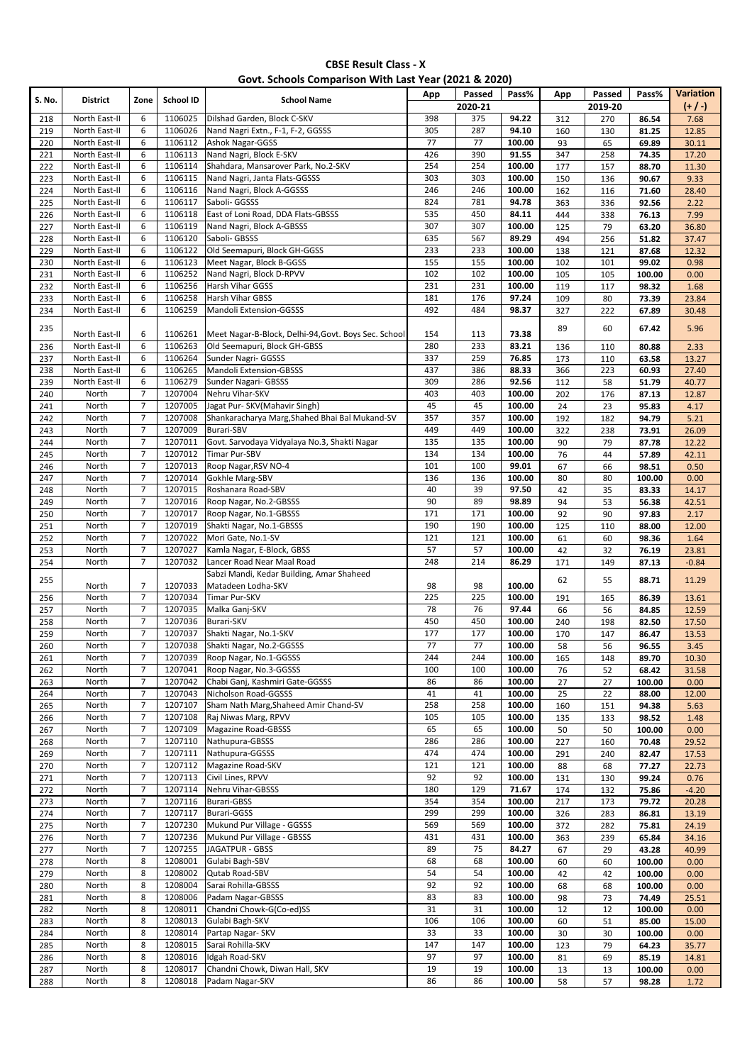**CBSE Result Class - X**
**Govt. Schools Comparison With Last Year (2021 & 2020)**

| S. No. | District | Zone | School ID | School Name | App | Passed | Pass% | App | Passed | Pass% | Variation |
|---|---|---|---|---|---|---|---|---|---|---|---|
| | | | | | | 2020-21 | | | 2019-20 | | (+ / -) |
| 218 | North East-II | 6 | 1106025 | Dilshad Garden, Block C-SKV | 398 | 375 | 94.22 | 312 | 270 | 86.54 | 7.68 |
| 219 | North East-II | 6 | 1106026 | Nand Nagri Extn., F-1, F-2, GGSSS | 305 | 287 | 94.10 | 160 | 130 | 81.25 | 12.85 |
| 220 | North East-II | 6 | 1106112 | Ashok Nagar-GGSS | 77 | 77 | 100.00 | 93 | 65 | 69.89 | 30.11 |
| 221 | North East-II | 6 | 1106113 | Nand Nagri, Block E-SKV | 426 | 390 | 91.55 | 347 | 258 | 74.35 | 17.20 |
| 222 | North East-II | 6 | 1106114 | Shahdara, Mansarover Park, No.2-SKV | 254 | 254 | 100.00 | 177 | 157 | 88.70 | 11.30 |
| 223 | North East-II | 6 | 1106115 | Nand Nagri, Janta Flats-GGSSS | 303 | 303 | 100.00 | 150 | 136 | 90.67 | 9.33 |
| 224 | North East-II | 6 | 1106116 | Nand Nagri, Block A-GGSSS | 246 | 246 | 100.00 | 162 | 116 | 71.60 | 28.40 |
| 225 | North East-II | 6 | 1106117 | Saboli- GGSSS | 824 | 781 | 94.78 | 363 | 336 | 92.56 | 2.22 |
| 226 | North East-II | 6 | 1106118 | East of Loni Road, DDA Flats-GBSSS | 535 | 450 | 84.11 | 444 | 338 | 76.13 | 7.99 |
| 227 | North East-II | 6 | 1106119 | Nand Nagri, Block A-GBSSS | 307 | 307 | 100.00 | 125 | 79 | 63.20 | 36.80 |
| 228 | North East-II | 6 | 1106120 | Saboli- GBSSS | 635 | 567 | 89.29 | 494 | 256 | 51.82 | 37.47 |
| 229 | North East-II | 6 | 1106122 | Old Seemapuri, Block GH-GGSS | 233 | 233 | 100.00 | 138 | 121 | 87.68 | 12.32 |
| 230 | North East-II | 6 | 1106123 | Meet Nagar, Block B-GGSS | 155 | 155 | 100.00 | 102 | 101 | 99.02 | 0.98 |
| 231 | North East-II | 6 | 1106252 | Nand Nagri, Block D-RPVV | 102 | 102 | 100.00 | 105 | 105 | 100.00 | 0.00 |
| 232 | North East-II | 6 | 1106256 | Harsh Vihar GGSS | 231 | 231 | 100.00 | 119 | 117 | 98.32 | 1.68 |
| 233 | North East-II | 6 | 1106258 | Harsh Vihar GBSS | 181 | 176 | 97.24 | 109 | 80 | 73.39 | 23.84 |
| 234 | North East-II | 6 | 1106259 | Mandoli Extension-GGSSS | 492 | 484 | 98.37 | 327 | 222 | 67.89 | 30.48 |
| 235 | North East-II | 6 | 1106261 | Meet Nagar-B-Block, Delhi-94,Govt. Boys Sec. School | 154 | 113 | 73.38 | 89 | 60 | 67.42 | 5.96 |
| 236 | North East-II | 6 | 1106263 | Old Seemapuri, Block GH-GBSS | 280 | 233 | 83.21 | 136 | 110 | 80.88 | 2.33 |
| 237 | North East-II | 6 | 1106264 | Sunder Nagri- GGSSS | 337 | 259 | 76.85 | 173 | 110 | 63.58 | 13.27 |
| 238 | North East-II | 6 | 1106265 | Mandoli Extension-GBSSS | 437 | 386 | 88.33 | 366 | 223 | 60.93 | 27.40 |
| 239 | North East-II | 6 | 1106279 | Sunder Nagari- GBSSS | 309 | 286 | 92.56 | 112 | 58 | 51.79 | 40.77 |
| 240 | North | 7 | 1207004 | Nehru Vihar-SKV | 403 | 403 | 100.00 | 202 | 176 | 87.13 | 12.87 |
| 241 | North | 7 | 1207005 | Jagat Pur- SKV(Mahavir Singh) | 45 | 45 | 100.00 | 24 | 23 | 95.83 | 4.17 |
| 242 | North | 7 | 1207008 | Shankaracharya Marg,Shahed Bhai Bal Mukand-SV | 357 | 357 | 100.00 | 192 | 182 | 94.79 | 5.21 |
| 243 | North | 7 | 1207009 | Burari-SBV | 449 | 449 | 100.00 | 322 | 238 | 73.91 | 26.09 |
| 244 | North | 7 | 1207011 | Govt. Sarvodaya Vidyalaya No.3, Shakti Nagar | 135 | 135 | 100.00 | 90 | 79 | 87.78 | 12.22 |
| 245 | North | 7 | 1207012 | Timar Pur-SBV | 134 | 134 | 100.00 | 76 | 44 | 57.89 | 42.11 |
| 246 | North | 7 | 1207013 | Roop Nagar,RSV NO-4 | 101 | 100 | 99.01 | 67 | 66 | 98.51 | 0.50 |
| 247 | North | 7 | 1207014 | Gokhle Marg-SBV | 136 | 136 | 100.00 | 80 | 80 | 100.00 | 0.00 |
| 248 | North | 7 | 1207015 | Roshanara Road-SBV | 40 | 39 | 97.50 | 42 | 35 | 83.33 | 14.17 |
| 249 | North | 7 | 1207016 | Roop Nagar, No.2-GBSSS | 90 | 89 | 98.89 | 94 | 53 | 56.38 | 42.51 |
| 250 | North | 7 | 1207017 | Roop Nagar, No.1-GBSSS | 171 | 171 | 100.00 | 92 | 90 | 97.83 | 2.17 |
| 251 | North | 7 | 1207019 | Shakti Nagar, No.1-GBSSS | 190 | 190 | 100.00 | 125 | 110 | 88.00 | 12.00 |
| 252 | North | 7 | 1207022 | Mori Gate, No.1-SV | 121 | 121 | 100.00 | 61 | 60 | 98.36 | 1.64 |
| 253 | North | 7 | 1207027 | Kamla Nagar, E-Block, GBSS | 57 | 57 | 100.00 | 42 | 32 | 76.19 | 23.81 |
| 254 | North | 7 | 1207032 | Lancer Road Near Maal Road | 248 | 214 | 86.29 | 171 | 149 | 87.13 | -0.84 |
| 255 | North | 7 | 1207033 | Sabzi Mandi, Kedar Building, Amar Shaheed Matadeen Lodha-SKV | 98 | 98 | 100.00 | 62 | 55 | 88.71 | 11.29 |
| 256 | North | 7 | 1207034 | Timar Pur-SKV | 225 | 225 | 100.00 | 191 | 165 | 86.39 | 13.61 |
| 257 | North | 7 | 1207035 | Malka Ganj-SKV | 78 | 76 | 97.44 | 66 | 56 | 84.85 | 12.59 |
| 258 | North | 7 | 1207036 | Burari-SKV | 450 | 450 | 100.00 | 240 | 198 | 82.50 | 17.50 |
| 259 | North | 7 | 1207037 | Shakti Nagar, No.1-SKV | 177 | 177 | 100.00 | 170 | 147 | 86.47 | 13.53 |
| 260 | North | 7 | 1207038 | Shakti Nagar, No.2-GGSSS | 77 | 77 | 100.00 | 58 | 56 | 96.55 | 3.45 |
| 261 | North | 7 | 1207039 | Roop Nagar, No.1-GGSSS | 244 | 244 | 100.00 | 165 | 148 | 89.70 | 10.30 |
| 262 | North | 7 | 1207041 | Roop Nagar, No.3-GGSSS | 100 | 100 | 100.00 | 76 | 52 | 68.42 | 31.58 |
| 263 | North | 7 | 1207042 | Chabi Ganj, Kashmiri Gate-GGSSS | 86 | 86 | 100.00 | 27 | 27 | 100.00 | 0.00 |
| 264 | North | 7 | 1207043 | Nicholson Road-GGSSS | 41 | 41 | 100.00 | 25 | 22 | 88.00 | 12.00 |
| 265 | North | 7 | 1207107 | Sham Nath Marg,Shaheed Amir Chand-SV | 258 | 258 | 100.00 | 160 | 151 | 94.38 | 5.63 |
| 266 | North | 7 | 1207108 | Raj Niwas Marg, RPVV | 105 | 105 | 100.00 | 135 | 133 | 98.52 | 1.48 |
| 267 | North | 7 | 1207109 | Magazine Road-GBSSS | 65 | 65 | 100.00 | 50 | 50 | 100.00 | 0.00 |
| 268 | North | 7 | 1207110 | Nathupura-GBSSS | 286 | 286 | 100.00 | 227 | 160 | 70.48 | 29.52 |
| 269 | North | 7 | 1207111 | Nathupura-GGSSS | 474 | 474 | 100.00 | 291 | 240 | 82.47 | 17.53 |
| 270 | North | 7 | 1207112 | Magazine Road-SKV | 121 | 121 | 100.00 | 88 | 68 | 77.27 | 22.73 |
| 271 | North | 7 | 1207113 | Civil Lines, RPVV | 92 | 92 | 100.00 | 131 | 130 | 99.24 | 0.76 |
| 272 | North | 7 | 1207114 | Nehru Vihar-GBSSS | 180 | 129 | 71.67 | 174 | 132 | 75.86 | -4.20 |
| 273 | North | 7 | 1207116 | Burari-GBSS | 354 | 354 | 100.00 | 217 | 173 | 79.72 | 20.28 |
| 274 | North | 7 | 1207117 | Burari-GGSS | 299 | 299 | 100.00 | 326 | 283 | 86.81 | 13.19 |
| 275 | North | 7 | 1207230 | Mukund Pur Village - GGSSS | 569 | 569 | 100.00 | 372 | 282 | 75.81 | 24.19 |
| 276 | North | 7 | 1207236 | Mukund Pur Village - GBSSS | 431 | 431 | 100.00 | 363 | 239 | 65.84 | 34.16 |
| 277 | North | 7 | 1207255 | JAGATPUR - GBSS | 89 | 75 | 84.27 | 67 | 29 | 43.28 | 40.99 |
| 278 | North | 8 | 1208001 | Gulabi Bagh-SBV | 68 | 68 | 100.00 | 60 | 60 | 100.00 | 0.00 |
| 279 | North | 8 | 1208002 | Qutab Road-SBV | 54 | 54 | 100.00 | 42 | 42 | 100.00 | 0.00 |
| 280 | North | 8 | 1208004 | Sarai Rohilla-GBSSS | 92 | 92 | 100.00 | 68 | 68 | 100.00 | 0.00 |
| 281 | North | 8 | 1208006 | Padam Nagar-GBSSS | 83 | 83 | 100.00 | 98 | 73 | 74.49 | 25.51 |
| 282 | North | 8 | 1208011 | Chandni Chowk-G(Co-ed)SS | 31 | 31 | 100.00 | 12 | 12 | 100.00 | 0.00 |
| 283 | North | 8 | 1208013 | Gulabi Bagh-SKV | 106 | 106 | 100.00 | 60 | 51 | 85.00 | 15.00 |
| 284 | North | 8 | 1208014 | Partap Nagar- SKV | 33 | 33 | 100.00 | 30 | 30 | 100.00 | 0.00 |
| 285 | North | 8 | 1208015 | Sarai Rohilla-SKV | 147 | 147 | 100.00 | 123 | 79 | 64.23 | 35.77 |
| 286 | North | 8 | 1208016 | Idgah Road-SKV | 97 | 97 | 100.00 | 81 | 69 | 85.19 | 14.81 |
| 287 | North | 8 | 1208017 | Chandni Chowk, Diwan Hall, SKV | 19 | 19 | 100.00 | 13 | 13 | 100.00 | 0.00 |
| 288 | North | 8 | 1208018 | Padam Nagar-SKV | 86 | 86 | 100.00 | 58 | 57 | 98.28 | 1.72 |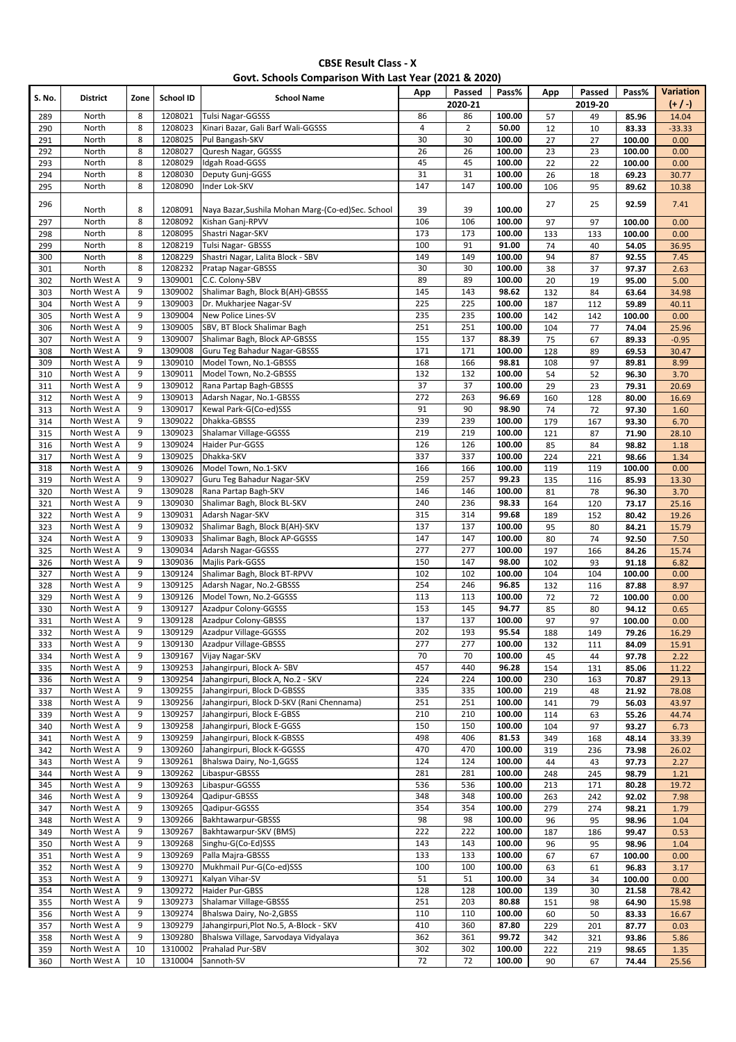# CBSE Result Class - X
## Govt. Schools Comparison With Last Year (2021 & 2020)

| S. No. | District | Zone | School ID | School Name | App | Passed | Pass% | App | Passed | Pass% | Variation |
|---|---|---|---|---|---|---|---|---|---|---|---|
| | | | | | 2020-21 | | | 2019-20 | | | (+ / -) |
| 289 | North | 8 | 1208021 | Tulsi Nagar-GGSSS | 86 | 86 | 100.00 | 57 | 49 | 85.96 | 14.04 |
| 290 | North | 8 | 1208023 | Kinari Bazar, Gali Barf Wali-GGSSS | 4 | 2 | 50.00 | 12 | 10 | 83.33 | -33.33 |
| 291 | North | 8 | 1208025 | Pul Bangash-SKV | 30 | 30 | 100.00 | 27 | 27 | 100.00 | 0.00 |
| 292 | North | 8 | 1208027 | Quresh Nagar, GGSSS | 26 | 26 | 100.00 | 23 | 23 | 100.00 | 0.00 |
| 293 | North | 8 | 1208029 | Idgah Road-GGSSS | 45 | 45 | 100.00 | 22 | 22 | 100.00 | 0.00 |
| 294 | North | 8 | 1208030 | Deputy Gunj-GGSS | 31 | 31 | 100.00 | 26 | 18 | 69.23 | 30.77 |
| 295 | North | 8 | 1208090 | Inder Lok-SKV | 147 | 147 | 100.00 | 106 | 95 | 89.62 | 10.38 |
| 296 | North | 8 | 1208091 | Naya Bazar,Sushila Mohan Marg-(Co-ed)Sec. School | 39 | 39 | 100.00 | 27 | 25 | 92.59 | 7.41 |
| 297 | North | 8 | 1208092 | Kishan Ganj-RPVV | 106 | 106 | 100.00 | 97 | 97 | 100.00 | 0.00 |
| 298 | North | 8 | 1208095 | Shastri Nagar-SKV | 173 | 173 | 100.00 | 133 | 133 | 100.00 | 0.00 |
| 299 | North | 8 | 1208219 | Tulsi Nagar- GBSSS | 100 | 91 | 91.00 | 74 | 40 | 54.05 | 36.95 |
| 300 | North | 8 | 1208229 | Shastri Nagar, Lalita Block - SBV | 149 | 149 | 100.00 | 94 | 87 | 92.55 | 7.45 |
| 301 | North | 8 | 1208232 | Pratap Nagar-GBSSS | 30 | 30 | 100.00 | 38 | 37 | 97.37 | 2.63 |
| 302 | North West A | 9 | 1309001 | C.C. Colony-SBV | 89 | 89 | 100.00 | 20 | 19 | 95.00 | 5.00 |
| 303 | North West A | 9 | 1309002 | Shalimar Bagh, Block B(AH)-GBSSS | 145 | 143 | 98.62 | 132 | 84 | 63.64 | 34.98 |
| 304 | North West A | 9 | 1309003 | Dr. Mukharjee Nagar-SV | 225 | 225 | 100.00 | 187 | 112 | 59.89 | 40.11 |
| 305 | North West A | 9 | 1309004 | New Police Lines-SV | 235 | 235 | 100.00 | 142 | 142 | 100.00 | 0.00 |
| 306 | North West A | 9 | 1309005 | SBV, BT Block Shalimar Bagh | 251 | 251 | 100.00 | 104 | 77 | 74.04 | 25.96 |
| 307 | North West A | 9 | 1309007 | Shalimar Bagh, Block AP-GBSSS | 155 | 137 | 88.39 | 75 | 67 | 89.33 | -0.95 |
| 308 | North West A | 9 | 1309008 | Guru Teg Bahadur Nagar-GBSSS | 171 | 171 | 100.00 | 128 | 89 | 69.53 | 30.47 |
| 309 | North West A | 9 | 1309010 | Model Town, No.1-GBSSS | 168 | 166 | 98.81 | 108 | 97 | 89.81 | 8.99 |
| 310 | North West A | 9 | 1309011 | Model Town, No.2-GBSSS | 132 | 132 | 100.00 | 54 | 52 | 96.30 | 3.70 |
| 311 | North West A | 9 | 1309012 | Rana Partap Bagh-GBSSS | 37 | 37 | 100.00 | 29 | 23 | 79.31 | 20.69 |
| 312 | North West A | 9 | 1309013 | Adarsh Nagar, No.1-GBSSS | 272 | 263 | 96.69 | 160 | 128 | 80.00 | 16.69 |
| 313 | North West A | 9 | 1309017 | Kewal Park-G(Co-ed)SSS | 91 | 90 | 98.90 | 74 | 72 | 97.30 | 1.60 |
| 314 | North West A | 9 | 1309022 | Dhakka-GBSSS | 239 | 239 | 100.00 | 179 | 167 | 93.30 | 6.70 |
| 315 | North West A | 9 | 1309023 | Shalamar Village-GGSSS | 219 | 219 | 100.00 | 121 | 87 | 71.90 | 28.10 |
| 316 | North West A | 9 | 1309024 | Haider Pur-GGSS | 126 | 126 | 100.00 | 85 | 84 | 98.82 | 1.18 |
| 317 | North West A | 9 | 1309025 | Dhakka-SKV | 337 | 337 | 100.00 | 224 | 221 | 98.66 | 1.34 |
| 318 | North West A | 9 | 1309026 | Model Town, No.1-SKV | 166 | 166 | 100.00 | 119 | 119 | 100.00 | 0.00 |
| 319 | North West A | 9 | 1309027 | Guru Teg Bahadur Nagar-SKV | 259 | 257 | 99.23 | 135 | 116 | 85.93 | 13.30 |
| 320 | North West A | 9 | 1309028 | Rana Partap Bagh-SKV | 146 | 146 | 100.00 | 81 | 78 | 96.30 | 3.70 |
| 321 | North West A | 9 | 1309030 | Shalimar Bagh, Block BL-SKV | 240 | 236 | 98.33 | 164 | 120 | 73.17 | 25.16 |
| 322 | North West A | 9 | 1309031 | Adarsh Nagar-SKV | 315 | 314 | 99.68 | 189 | 152 | 80.42 | 19.26 |
| 323 | North West A | 9 | 1309032 | Shalimar Bagh, Block B(AH)-SKV | 137 | 137 | 100.00 | 95 | 80 | 84.21 | 15.79 |
| 324 | North West A | 9 | 1309033 | Shalimar Bagh, Block AP-GGSSS | 147 | 147 | 100.00 | 80 | 74 | 92.50 | 7.50 |
| 325 | North West A | 9 | 1309034 | Adarsh Nagar-GGSSS | 277 | 277 | 100.00 | 197 | 166 | 84.26 | 15.74 |
| 326 | North West A | 9 | 1309036 | Majlis Park-GGSS | 150 | 147 | 98.00 | 102 | 93 | 91.18 | 6.82 |
| 327 | North West A | 9 | 1309124 | Shalimar Bagh, Block BT-RPVV | 102 | 102 | 100.00 | 104 | 104 | 100.00 | 0.00 |
| 328 | North West A | 9 | 1309125 | Adarsh Nagar, No.2-GBSSS | 254 | 246 | 96.85 | 132 | 116 | 87.88 | 8.97 |
| 329 | North West A | 9 | 1309126 | Model Town, No.2-GGSSS | 113 | 113 | 100.00 | 72 | 72 | 100.00 | 0.00 |
| 330 | North West A | 9 | 1309127 | Azadpur Colony-GGSSS | 153 | 145 | 94.77 | 85 | 80 | 94.12 | 0.65 |
| 331 | North West A | 9 | 1309128 | Azadpur Colony-GBSSS | 137 | 137 | 100.00 | 97 | 97 | 100.00 | 0.00 |
| 332 | North West A | 9 | 1309129 | Azadpur Village-GGSSS | 202 | 193 | 95.54 | 188 | 149 | 79.26 | 16.29 |
| 333 | North West A | 9 | 1309130 | Azadpur Village-GBSSS | 277 | 277 | 100.00 | 132 | 111 | 84.09 | 15.91 |
| 334 | North West A | 9 | 1309167 | Vijay Nagar-SKV | 70 | 70 | 100.00 | 45 | 44 | 97.78 | 2.22 |
| 335 | North West A | 9 | 1309253 | Jahangirpuri, Block A- SBV | 457 | 440 | 96.28 | 154 | 131 | 85.06 | 11.22 |
| 336 | North West A | 9 | 1309254 | Jahangirpuri, Block A, No.2 - SKV | 224 | 224 | 100.00 | 230 | 163 | 70.87 | 29.13 |
| 337 | North West A | 9 | 1309255 | Jahangirpuri, Block D-GBSSS | 335 | 335 | 100.00 | 219 | 48 | 21.92 | 78.08 |
| 338 | North West A | 9 | 1309256 | Jahangirpuri, Block D-SKV (Rani Chennama) | 251 | 251 | 100.00 | 141 | 79 | 56.03 | 43.97 |
| 339 | North West A | 9 | 1309257 | Jahangirpuri, Block E-GBSS | 210 | 210 | 100.00 | 114 | 63 | 55.26 | 44.74 |
| 340 | North West A | 9 | 1309258 | Jahangirpuri, Block E-GGSS | 150 | 150 | 100.00 | 104 | 97 | 93.27 | 6.73 |
| 341 | North West A | 9 | 1309259 | Jahangirpuri, Block K-GBSSS | 498 | 406 | 81.53 | 349 | 168 | 48.14 | 33.39 |
| 342 | North West A | 9 | 1309260 | Jahangirpuri, Block K-GGSSS | 470 | 470 | 100.00 | 319 | 236 | 73.98 | 26.02 |
| 343 | North West A | 9 | 1309261 | Bhalswa Dairy, No-1,GGSS | 124 | 124 | 100.00 | 44 | 43 | 97.73 | 2.27 |
| 344 | North West A | 9 | 1309262 | Libaspur-GBSSS | 281 | 281 | 100.00 | 248 | 245 | 98.79 | 1.21 |
| 345 | North West A | 9 | 1309263 | Libaspur-GGSSS | 536 | 536 | 100.00 | 213 | 171 | 80.28 | 19.72 |
| 346 | North West A | 9 | 1309264 | Qadipur-GBSSS | 348 | 348 | 100.00 | 263 | 242 | 92.02 | 7.98 |
| 347 | North West A | 9 | 1309265 | Qadipur-GGSSS | 354 | 354 | 100.00 | 279 | 274 | 98.21 | 1.79 |
| 348 | North West A | 9 | 1309266 | Bakhtawarpur-GBSSS | 98 | 98 | 100.00 | 96 | 95 | 98.96 | 1.04 |
| 349 | North West A | 9 | 1309267 | Bakhtawarpur-SKV (BMS) | 222 | 222 | 100.00 | 187 | 186 | 99.47 | 0.53 |
| 350 | North West A | 9 | 1309268 | Singhu-G(Co-Ed)SSS | 143 | 143 | 100.00 | 96 | 95 | 98.96 | 1.04 |
| 351 | North West A | 9 | 1309269 | Palla Majra-GBSSS | 133 | 133 | 100.00 | 67 | 67 | 100.00 | 0.00 |
| 352 | North West A | 9 | 1309270 | Mukhmail Pur-G(Co-ed)SSS | 100 | 100 | 100.00 | 63 | 61 | 96.83 | 3.17 |
| 353 | North West A | 9 | 1309271 | Kalyan Vihar-SV | 51 | 51 | 100.00 | 34 | 34 | 100.00 | 0.00 |
| 354 | North West A | 9 | 1309272 | Haider Pur-GBSS | 128 | 128 | 100.00 | 139 | 30 | 21.58 | 78.42 |
| 355 | North West A | 9 | 1309273 | Shalamar Village-GBSSS | 251 | 203 | 80.88 | 151 | 98 | 64.90 | 15.98 |
| 356 | North West A | 9 | 1309274 | Bhalswa Dairy, No-2,GBSS | 110 | 110 | 100.00 | 60 | 50 | 83.33 | 16.67 |
| 357 | North West A | 9 | 1309279 | Jahangirpuri,Plot No.5, A-Block - SKV | 410 | 360 | 87.80 | 229 | 201 | 87.77 | 0.03 |
| 358 | North West A | 9 | 1309280 | Bhalswa Village, Sarvodaya Vidyalaya | 362 | 361 | 99.72 | 342 | 321 | 93.86 | 5.86 |
| 359 | North West A | 10 | 1310002 | Prahalad Pur-SBV | 302 | 302 | 100.00 | 222 | 219 | 98.65 | 1.35 |
| 360 | North West A | 10 | 1310004 | Sannoth-SV | 72 | 72 | 100.00 | 90 | 67 | 74.44 | 25.56 |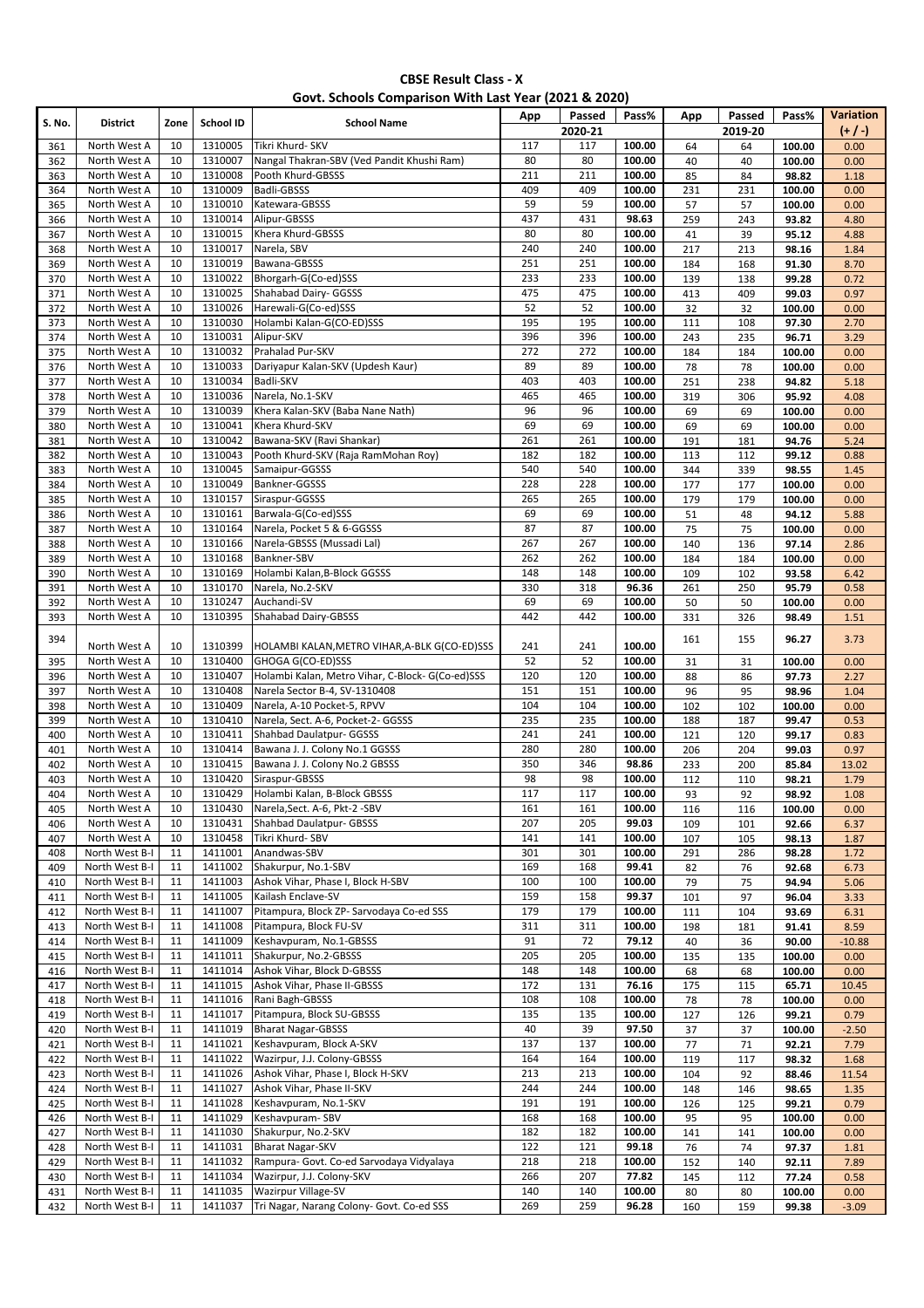**CBSE Result Class - X**
**Govt. Schools Comparison With Last Year (2021 & 2020)**

| S. No. | District | Zone | School ID | School Name | App | Passed | Pass% | App | Passed | Pass% | Variation |
|---|---|---|---|---|---|---|---|---|---|---|---|
| | | | | | 2020-21 | | | 2019-20 | | | (+ / -) |
| 361 | North West A | 10 | 1310005 | Tikri Khurd- SKV | 117 | 117 | 100.00 | 64 | 64 | 100.00 | 0.00 |
| 362 | North West A | 10 | 1310007 | Nangal Thakran-SBV (Ved Pandit Khushi Ram) | 80 | 80 | 100.00 | 40 | 40 | 100.00 | 0.00 |
| 363 | North West A | 10 | 1310008 | Pooth Khurd-GBSSS | 211 | 211 | 100.00 | 85 | 84 | 98.82 | 1.18 |
| 364 | North West A | 10 | 1310009 | Badli-GBSSS | 409 | 409 | 100.00 | 231 | 231 | 100.00 | 0.00 |
| 365 | North West A | 10 | 1310010 | Katewara-GBSSS | 59 | 59 | 100.00 | 57 | 57 | 100.00 | 0.00 |
| 366 | North West A | 10 | 1310014 | Alipur-GBSSS | 437 | 431 | 98.63 | 259 | 243 | 93.82 | 4.80 |
| 367 | North West A | 10 | 1310015 | Khera Khurd-GBSSS | 80 | 80 | 100.00 | 41 | 39 | 95.12 | 4.88 |
| 368 | North West A | 10 | 1310017 | Narela, SBV | 240 | 240 | 100.00 | 217 | 213 | 98.16 | 1.84 |
| 369 | North West A | 10 | 1310019 | Bawana-GBSSS | 251 | 251 | 100.00 | 184 | 168 | 91.30 | 8.70 |
| 370 | North West A | 10 | 1310022 | Bhorgarh-G(Co-ed)SSS | 233 | 233 | 100.00 | 139 | 138 | 99.28 | 0.72 |
| 371 | North West A | 10 | 1310025 | Shahabad Dairy- GGSSS | 475 | 475 | 100.00 | 413 | 409 | 99.03 | 0.97 |
| 372 | North West A | 10 | 1310026 | Harewali-G(Co-ed)SSS | 52 | 52 | 100.00 | 32 | 32 | 100.00 | 0.00 |
| 373 | North West A | 10 | 1310030 | Holambi Kalan-G(CO-ED)SSS | 195 | 195 | 100.00 | 111 | 108 | 97.30 | 2.70 |
| 374 | North West A | 10 | 1310031 | Alipur-SKV | 396 | 396 | 100.00 | 243 | 235 | 96.71 | 3.29 |
| 375 | North West A | 10 | 1310032 | Prahalad Pur-SKV | 272 | 272 | 100.00 | 184 | 184 | 100.00 | 0.00 |
| 376 | North West A | 10 | 1310033 | Dariyapur Kalan-SKV (Updesh Kaur) | 89 | 89 | 100.00 | 78 | 78 | 100.00 | 0.00 |
| 377 | North West A | 10 | 1310034 | Badli-SKV | 403 | 403 | 100.00 | 251 | 238 | 94.82 | 5.18 |
| 378 | North West A | 10 | 1310036 | Narela, No.1-SKV | 465 | 465 | 100.00 | 319 | 306 | 95.92 | 4.08 |
| 379 | North West A | 10 | 1310039 | Khera Kalan-SKV (Baba Nane Nath) | 96 | 96 | 100.00 | 69 | 69 | 100.00 | 0.00 |
| 380 | North West A | 10 | 1310041 | Khera Khurd-SKV | 69 | 69 | 100.00 | 69 | 69 | 100.00 | 0.00 |
| 381 | North West A | 10 | 1310042 | Bawana-SKV (Ravi Shankar) | 261 | 261 | 100.00 | 191 | 181 | 94.76 | 5.24 |
| 382 | North West A | 10 | 1310043 | Pooth Khurd-SKV (Raja RamMohan Roy) | 182 | 182 | 100.00 | 113 | 112 | 99.12 | 0.88 |
| 383 | North West A | 10 | 1310045 | Samaipur-GGSSS | 540 | 540 | 100.00 | 344 | 339 | 98.55 | 1.45 |
| 384 | North West A | 10 | 1310049 | Bankner-GGSSS | 228 | 228 | 100.00 | 177 | 177 | 100.00 | 0.00 |
| 385 | North West A | 10 | 1310157 | Siraspur-GGSSS | 265 | 265 | 100.00 | 179 | 179 | 100.00 | 0.00 |
| 386 | North West A | 10 | 1310161 | Barwala-G(Co-ed)SSS | 69 | 69 | 100.00 | 51 | 48 | 94.12 | 5.88 |
| 387 | North West A | 10 | 1310164 | Narela, Pocket 5 & 6-GGSSS | 87 | 87 | 100.00 | 75 | 75 | 100.00 | 0.00 |
| 388 | North West A | 10 | 1310166 | Narela-GBSSS (Mussadi Lal) | 267 | 267 | 100.00 | 140 | 136 | 97.14 | 2.86 |
| 389 | North West A | 10 | 1310168 | Bankner-SBV | 262 | 262 | 100.00 | 184 | 184 | 100.00 | 0.00 |
| 390 | North West A | 10 | 1310169 | Holambi Kalan,B-Block GGSSS | 148 | 148 | 100.00 | 109 | 102 | 93.58 | 6.42 |
| 391 | North West A | 10 | 1310170 | Narela, No.2-SKV | 330 | 318 | 96.36 | 261 | 250 | 95.79 | 0.58 |
| 392 | North West A | 10 | 1310247 | Auchandi-SV | 69 | 69 | 100.00 | 50 | 50 | 100.00 | 0.00 |
| 393 | North West A | 10 | 1310395 | Shahabad Dairy-GBSSS | 442 | 442 | 100.00 | 331 | 326 | 98.49 | 1.51 |
| 394 | North West A | 10 | 1310399 | HOLAMBI KALAN,METRO VIHAR,A-BLK G(CO-ED)SSS | 241 | 241 | 100.00 | 161 | 155 | 96.27 | 3.73 |
| 395 | North West A | 10 | 1310400 | GHOGA G(CO-ED)SSS | 52 | 52 | 100.00 | 31 | 31 | 100.00 | 0.00 |
| 396 | North West A | 10 | 1310407 | Holambi Kalan, Metro Vihar, C-Block- G(Co-ed)SSS | 120 | 120 | 100.00 | 88 | 86 | 97.73 | 2.27 |
| 397 | North West A | 10 | 1310408 | Narela Sector B-4, SV-1310408 | 151 | 151 | 100.00 | 96 | 95 | 98.96 | 1.04 |
| 398 | North West A | 10 | 1310409 | Narela, A-10 Pocket-5, RPVV | 104 | 104 | 100.00 | 102 | 102 | 100.00 | 0.00 |
| 399 | North West A | 10 | 1310410 | Narela, Sect. A-6, Pocket-2- GGSSS | 235 | 235 | 100.00 | 188 | 187 | 99.47 | 0.53 |
| 400 | North West A | 10 | 1310411 | Shahbad Daulatpur- GGSSS | 241 | 241 | 100.00 | 121 | 120 | 99.17 | 0.83 |
| 401 | North West A | 10 | 1310414 | Bawana J. J. Colony No.1 GGSSS | 280 | 280 | 100.00 | 206 | 204 | 99.03 | 0.97 |
| 402 | North West A | 10 | 1310415 | Bawana J. J. Colony No.2 GBSSS | 350 | 346 | 98.86 | 233 | 200 | 85.84 | 13.02 |
| 403 | North West A | 10 | 1310420 | Siraspur-GBSSS | 98 | 98 | 100.00 | 112 | 110 | 98.21 | 1.79 |
| 404 | North West A | 10 | 1310429 | Holambi Kalan, B-Block GBSSS | 117 | 117 | 100.00 | 93 | 92 | 98.92 | 1.08 |
| 405 | North West A | 10 | 1310430 | Narela,Sect. A-6, Pkt-2 -SBV | 161 | 161 | 100.00 | 116 | 116 | 100.00 | 0.00 |
| 406 | North West A | 10 | 1310431 | Shahbad Daulatpur- GBSSS | 207 | 205 | 99.03 | 109 | 101 | 92.66 | 6.37 |
| 407 | North West A | 10 | 1310458 | Tikri Khurd- SBV | 141 | 141 | 100.00 | 107 | 105 | 98.13 | 1.87 |
| 408 | North West B-I | 11 | 1411001 | Anandwas-SBV | 301 | 301 | 100.00 | 291 | 286 | 98.28 | 1.72 |
| 409 | North West B-I | 11 | 1411002 | Shakurpur, No.1-SBV | 169 | 168 | 99.41 | 82 | 76 | 92.68 | 6.73 |
| 410 | North West B-I | 11 | 1411003 | Ashok Vihar, Phase I, Block H-SBV | 100 | 100 | 100.00 | 79 | 75 | 94.94 | 5.06 |
| 411 | North West B-I | 11 | 1411005 | Kailash Enclave-SV | 159 | 158 | 99.37 | 101 | 97 | 96.04 | 3.33 |
| 412 | North West B-I | 11 | 1411007 | Pitampura, Block ZP- Sarvodaya Co-ed SSS | 179 | 179 | 100.00 | 111 | 104 | 93.69 | 6.31 |
| 413 | North West B-I | 11 | 1411008 | Pitampura, Block FU-SV | 311 | 311 | 100.00 | 198 | 181 | 91.41 | 8.59 |
| 414 | North West B-I | 11 | 1411009 | Keshavpuram, No.1-GBSSS | 91 | 72 | 79.12 | 40 | 36 | 90.00 | -10.88 |
| 415 | North West B-I | 11 | 1411011 | Shakurpur, No.2-GBSSS | 205 | 205 | 100.00 | 135 | 135 | 100.00 | 0.00 |
| 416 | North West B-I | 11 | 1411014 | Ashok Vihar, Block D-GBSSS | 148 | 148 | 100.00 | 68 | 68 | 100.00 | 0.00 |
| 417 | North West B-I | 11 | 1411015 | Ashok Vihar, Phase II-GBSSS | 172 | 131 | 76.16 | 175 | 115 | 65.71 | 10.45 |
| 418 | North West B-I | 11 | 1411016 | Rani Bagh-GBSSS | 108 | 108 | 100.00 | 78 | 78 | 100.00 | 0.00 |
| 419 | North West B-I | 11 | 1411017 | Pitampura, Block SU-GBSSS | 135 | 135 | 100.00 | 127 | 126 | 99.21 | 0.79 |
| 420 | North West B-I | 11 | 1411019 | Bharat Nagar-GBSSS | 40 | 39 | 97.50 | 37 | 37 | 100.00 | -2.50 |
| 421 | North West B-I | 11 | 1411021 | Keshavpuram, Block A-SKV | 137 | 137 | 100.00 | 77 | 71 | 92.21 | 7.79 |
| 422 | North West B-I | 11 | 1411022 | Wazirpur, J.J. Colony-GBSSS | 164 | 164 | 100.00 | 119 | 117 | 98.32 | 1.68 |
| 423 | North West B-I | 11 | 1411026 | Ashok Vihar, Phase I, Block H-SKV | 213 | 213 | 100.00 | 104 | 92 | 88.46 | 11.54 |
| 424 | North West B-I | 11 | 1411027 | Ashok Vihar, Phase II-SKV | 244 | 244 | 100.00 | 148 | 146 | 98.65 | 1.35 |
| 425 | North West B-I | 11 | 1411028 | Keshavpuram, No.1-SKV | 191 | 191 | 100.00 | 126 | 125 | 99.21 | 0.79 |
| 426 | North West B-I | 11 | 1411029 | Keshavpuram- SBV | 168 | 168 | 100.00 | 95 | 95 | 100.00 | 0.00 |
| 427 | North West B-I | 11 | 1411030 | Shakurpur, No.2-SKV | 182 | 182 | 100.00 | 141 | 141 | 100.00 | 0.00 |
| 428 | North West B-I | 11 | 1411031 | Bharat Nagar-SKV | 122 | 121 | 99.18 | 76 | 74 | 97.37 | 1.81 |
| 429 | North West B-I | 11 | 1411032 | Rampura- Govt. Co-ed Sarvodaya Vidyalaya | 218 | 218 | 100.00 | 152 | 140 | 92.11 | 7.89 |
| 430 | North West B-I | 11 | 1411034 | Wazirpur, J.J. Colony-SKV | 266 | 207 | 77.82 | 145 | 112 | 77.24 | 0.58 |
| 431 | North West B-I | 11 | 1411035 | Wazirpur Village-SV | 140 | 140 | 100.00 | 80 | 80 | 100.00 | 0.00 |
| 432 | North West B-I | 11 | 1411037 | Tri Nagar, Narang Colony- Govt. Co-ed SSS | 269 | 259 | 96.28 | 160 | 159 | 99.38 | -3.09 |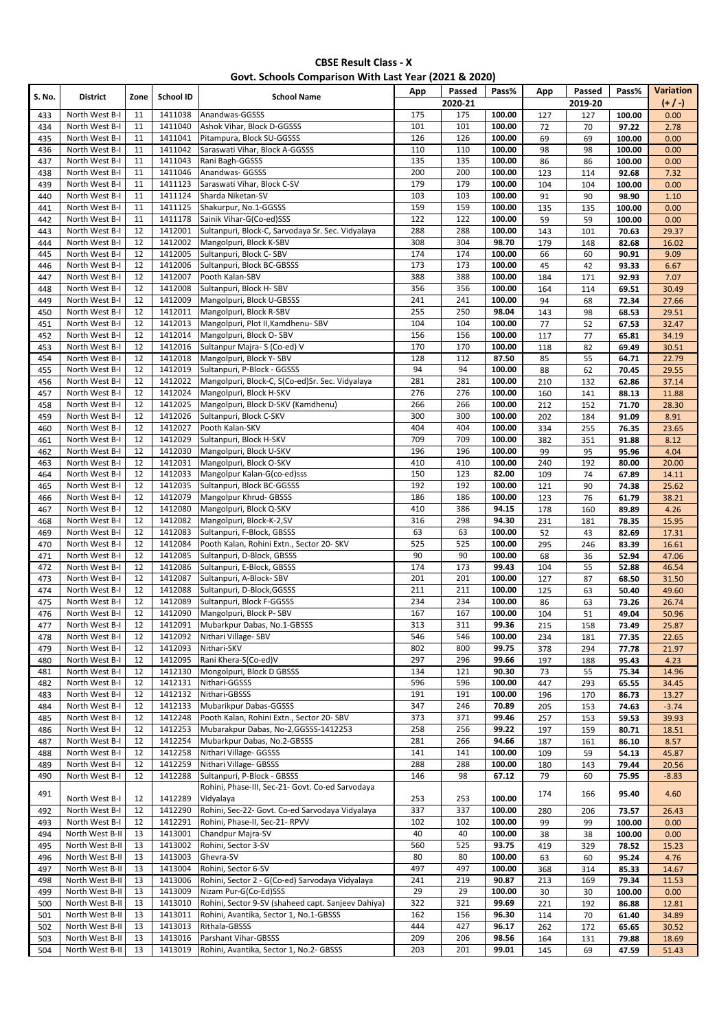**CBSE Result Class - X**
**Govt. Schools Comparison With Last Year (2021 & 2020)**

| S. No. | District | Zone | School ID | School Name | App | Passed | Pass% | App | Passed | Pass% | Variation |
|---|---|---|---|---|---|---|---|---|---|---|---|
| | | | | | 2020-21 | | | 2019-20 | | | (+ / -) |
| 433 | North West B-I | 11 | 1411038 | Anandwas-GGSSS | 175 | 175 | 100.00 | 127 | 127 | 100.00 | 0.00 |
| 434 | North West B-I | 11 | 1411040 | Ashok Vihar, Block D-GGSSS | 101 | 101 | 100.00 | 72 | 70 | 97.22 | 2.78 |
| 435 | North West B-I | 11 | 1411041 | Pitampura, Block SU-GGSSS | 126 | 126 | 100.00 | 69 | 69 | 100.00 | 0.00 |
| 436 | North West B-I | 11 | 1411042 | Saraswati Vihar, Block A-GGSSS | 110 | 110 | 100.00 | 98 | 98 | 100.00 | 0.00 |
| 437 | North West B-I | 11 | 1411043 | Rani Bagh-GGSSS | 135 | 135 | 100.00 | 86 | 86 | 100.00 | 0.00 |
| 438 | North West B-I | 11 | 1411046 | Anandwas- GGSSS | 200 | 200 | 100.00 | 123 | 114 | 92.68 | 7.32 |
| 439 | North West B-I | 11 | 1411123 | Saraswati Vihar, Block C-SV | 179 | 179 | 100.00 | 104 | 104 | 100.00 | 0.00 |
| 440 | North West B-I | 11 | 1411124 | Sharda Niketan-SV | 103 | 103 | 100.00 | 91 | 90 | 98.90 | 1.10 |
| 441 | North West B-I | 11 | 1411125 | Shakurpur, No.1-GGSSS | 159 | 159 | 100.00 | 135 | 135 | 100.00 | 0.00 |
| 442 | North West B-I | 11 | 1411178 | Sainik Vihar-G(Co-ed)SSS | 122 | 122 | 100.00 | 59 | 59 | 100.00 | 0.00 |
| 443 | North West B-I | 12 | 1412001 | Sultanpuri, Block-C, Sarvodaya Sr. Sec. Vidyalaya | 288 | 288 | 100.00 | 143 | 101 | 70.63 | 29.37 |
| 444 | North West B-I | 12 | 1412002 | Mangolpuri, Block K-SBV | 308 | 304 | 98.70 | 179 | 148 | 82.68 | 16.02 |
| 445 | North West B-I | 12 | 1412005 | Sultanpuri, Block C- SBV | 174 | 174 | 100.00 | 66 | 60 | 90.91 | 9.09 |
| 446 | North West B-I | 12 | 1412006 | Sultanpuri, Block BC-GBSSS | 173 | 173 | 100.00 | 45 | 42 | 93.33 | 6.67 |
| 447 | North West B-I | 12 | 1412007 | Pooth Kalan-SBV | 388 | 388 | 100.00 | 184 | 171 | 92.93 | 7.07 |
| 448 | North West B-I | 12 | 1412008 | Sultanpuri, Block H- SBV | 356 | 356 | 100.00 | 164 | 114 | 69.51 | 30.49 |
| 449 | North West B-I | 12 | 1412009 | Mangolpuri, Block U-GBSSS | 241 | 241 | 100.00 | 94 | 68 | 72.34 | 27.66 |
| 450 | North West B-I | 12 | 1412011 | Mangolpuri, Block R-SBV | 255 | 250 | 98.04 | 143 | 98 | 68.53 | 29.51 |
| 451 | North West B-I | 12 | 1412013 | Mangolpuri, Plot II,Kamdhenu- SBV | 104 | 104 | 100.00 | 77 | 52 | 67.53 | 32.47 |
| 452 | North West B-I | 12 | 1412014 | Mangolpuri, Block O- SBV | 156 | 156 | 100.00 | 117 | 77 | 65.81 | 34.19 |
| 453 | North West B-I | 12 | 1412016 | Sultanpur Majra- S (Co-ed) V | 170 | 170 | 100.00 | 118 | 82 | 69.49 | 30.51 |
| 454 | North West B-I | 12 | 1412018 | Mangolpuri, Block Y- SBV | 128 | 112 | 87.50 | 85 | 55 | 64.71 | 22.79 |
| 455 | North West B-I | 12 | 1412019 | Sultanpuri, P-Block - GGSSS | 94 | 94 | 100.00 | 88 | 62 | 70.45 | 29.55 |
| 456 | North West B-I | 12 | 1412022 | Mangolpuri, Block-C, S(Co-ed)Sr. Sec. Vidyalaya | 281 | 281 | 100.00 | 210 | 132 | 62.86 | 37.14 |
| 457 | North West B-I | 12 | 1412024 | Mangolpuri, Block H-SKV | 276 | 276 | 100.00 | 160 | 141 | 88.13 | 11.88 |
| 458 | North West B-I | 12 | 1412025 | Mangolpuri, Block D-SKV (Kamdhenu) | 266 | 266 | 100.00 | 212 | 152 | 71.70 | 28.30 |
| 459 | North West B-I | 12 | 1412026 | Sultanpuri, Block C-SKV | 300 | 300 | 100.00 | 202 | 184 | 91.09 | 8.91 |
| 460 | North West B-I | 12 | 1412027 | Pooth Kalan-SKV | 404 | 404 | 100.00 | 334 | 255 | 76.35 | 23.65 |
| 461 | North West B-I | 12 | 1412029 | Sultanpuri, Block H-SKV | 709 | 709 | 100.00 | 382 | 351 | 91.88 | 8.12 |
| 462 | North West B-I | 12 | 1412030 | Mangolpuri, Block U-SKV | 196 | 196 | 100.00 | 99 | 95 | 95.96 | 4.04 |
| 463 | North West B-I | 12 | 1412031 | Mangolpuri, Block O-SKV | 410 | 410 | 100.00 | 240 | 192 | 80.00 | 20.00 |
| 464 | North West B-I | 12 | 1412033 | Mangolpur Kalan-G(co-ed)sss | 150 | 123 | 82.00 | 109 | 74 | 67.89 | 14.11 |
| 465 | North West B-I | 12 | 1412035 | Sultanpuri, Block BC-GGSSS | 192 | 192 | 100.00 | 121 | 90 | 74.38 | 25.62 |
| 466 | North West B-I | 12 | 1412079 | Mangolpur Khrud- GBSSS | 186 | 186 | 100.00 | 123 | 76 | 61.79 | 38.21 |
| 467 | North West B-I | 12 | 1412080 | Mangolpuri, Block Q-SKV | 410 | 386 | 94.15 | 178 | 160 | 89.89 | 4.26 |
| 468 | North West B-I | 12 | 1412082 | Mangolpuri, Block-K-2,SV | 316 | 298 | 94.30 | 231 | 181 | 78.35 | 15.95 |
| 469 | North West B-I | 12 | 1412083 | Sultanpuri, F-Block, GBSSS | 63 | 63 | 100.00 | 52 | 43 | 82.69 | 17.31 |
| 470 | North West B-I | 12 | 1412084 | Pooth Kalan, Rohini Extn., Sector 20- SKV | 525 | 525 | 100.00 | 295 | 246 | 83.39 | 16.61 |
| 471 | North West B-I | 12 | 1412085 | Sultanpuri, D-Block, GBSSS | 90 | 90 | 100.00 | 68 | 36 | 52.94 | 47.06 |
| 472 | North West B-I | 12 | 1412086 | Sultanpuri, E-Block, GBSSS | 174 | 173 | 99.43 | 104 | 55 | 52.88 | 46.54 |
| 473 | North West B-I | 12 | 1412087 | Sultanpuri, A-Block- SBV | 201 | 201 | 100.00 | 127 | 87 | 68.50 | 31.50 |
| 474 | North West B-I | 12 | 1412088 | Sultanpuri, D-Block,GGSSS | 211 | 211 | 100.00 | 125 | 63 | 50.40 | 49.60 |
| 475 | North West B-I | 12 | 1412089 | Sultanpuri, Block F-GGSSS | 234 | 234 | 100.00 | 86 | 63 | 73.26 | 26.74 |
| 476 | North West B-I | 12 | 1412090 | Mangolpuri, Block P- SBV | 167 | 167 | 100.00 | 104 | 51 | 49.04 | 50.96 |
| 477 | North West B-I | 12 | 1412091 | Mubarkpur Dabas, No.1-GBSSS | 313 | 311 | 99.36 | 215 | 158 | 73.49 | 25.87 |
| 478 | North West B-I | 12 | 1412092 | Nithari Village- SBV | 546 | 546 | 100.00 | 234 | 181 | 77.35 | 22.65 |
| 479 | North West B-I | 12 | 1412093 | Nithari-SKV | 802 | 800 | 99.75 | 378 | 294 | 77.78 | 21.97 |
| 480 | North West B-I | 12 | 1412095 | Rani Khera-S(Co-ed)V | 297 | 296 | 99.66 | 197 | 188 | 95.43 | 4.23 |
| 481 | North West B-I | 12 | 1412130 | Mongolpuri, Block D GBSSS | 134 | 121 | 90.30 | 73 | 55 | 75.34 | 14.96 |
| 482 | North West B-I | 12 | 1412131 | Nithari-GGSSS | 596 | 596 | 100.00 | 447 | 293 | 65.55 | 34.45 |
| 483 | North West B-I | 12 | 1412132 | Nithari-GBSSS | 191 | 191 | 100.00 | 196 | 170 | 86.73 | 13.27 |
| 484 | North West B-I | 12 | 1412133 | Mubarikpur Dabas-GGSSS | 347 | 246 | 70.89 | 205 | 153 | 74.63 | -3.74 |
| 485 | North West B-I | 12 | 1412248 | Pooth Kalan, Rohini Extn., Sector 20- SBV | 373 | 371 | 99.46 | 257 | 153 | 59.53 | 39.93 |
| 486 | North West B-I | 12 | 1412253 | Mubarakpur Dabas, No-2,GGSSS-1412253 | 258 | 256 | 99.22 | 197 | 159 | 80.71 | 18.51 |
| 487 | North West B-I | 12 | 1412254 | Mubarkpur Dabas, No.2-GBSSS | 281 | 266 | 94.66 | 187 | 161 | 86.10 | 8.57 |
| 488 | North West B-I | 12 | 1412258 | Nithari Village- GGSSS | 141 | 141 | 100.00 | 109 | 59 | 54.13 | 45.87 |
| 489 | North West B-I | 12 | 1412259 | Nithari Village- GBSSS | 288 | 288 | 100.00 | 180 | 143 | 79.44 | 20.56 |
| 490 | North West B-I | 12 | 1412288 | Sultanpuri, P-Block - GBSSS | 146 | 98 | 67.12 | 79 | 60 | 75.95 | -8.83 |
| 491 | North West B-I | 12 | 1412289 | Rohini, Phase-III, Sec-21- Govt. Co-ed Sarvodaya Vidyalaya | 253 | 253 | 100.00 | 174 | 166 | 95.40 | 4.60 |
| 492 | North West B-I | 12 | 1412290 | Rohini, Sec-22- Govt. Co-ed Sarvodaya Vidyalaya | 337 | 337 | 100.00 | 280 | 206 | 73.57 | 26.43 |
| 493 | North West B-I | 12 | 1412291 | Rohini, Phase-II, Sec-21- RPVV | 102 | 102 | 100.00 | 99 | 99 | 100.00 | 0.00 |
| 494 | North West B-II | 13 | 1413001 | Chandpur Majra-SV | 40 | 40 | 100.00 | 38 | 38 | 100.00 | 0.00 |
| 495 | North West B-II | 13 | 1413002 | Rohini, Sector 3-SV | 560 | 525 | 93.75 | 419 | 329 | 78.52 | 15.23 |
| 496 | North West B-II | 13 | 1413003 | Ghevra-SV | 80 | 80 | 100.00 | 63 | 60 | 95.24 | 4.76 |
| 497 | North West B-II | 13 | 1413004 | Rohini, Sector 6-SV | 497 | 497 | 100.00 | 368 | 314 | 85.33 | 14.67 |
| 498 | North West B-II | 13 | 1413006 | Rohini, Sector 2 - G(Co-ed) Sarvodaya Vidyalaya | 241 | 219 | 90.87 | 213 | 169 | 79.34 | 11.53 |
| 499 | North West B-II | 13 | 1413009 | Nizam Pur-G(Co-Ed)SSS | 29 | 29 | 100.00 | 30 | 30 | 100.00 | 0.00 |
| 500 | North West B-II | 13 | 1413010 | Rohini, Sector 9-SV (shaheed capt. Sanjeev Dahiya) | 322 | 321 | 99.69 | 221 | 192 | 86.88 | 12.81 |
| 501 | North West B-II | 13 | 1413011 | Rohini, Avantika, Sector 1, No.1-GBSSS | 162 | 156 | 96.30 | 114 | 70 | 61.40 | 34.89 |
| 502 | North West B-II | 13 | 1413013 | Rithala-GBSSS | 444 | 427 | 96.17 | 262 | 172 | 65.65 | 30.52 |
| 503 | North West B-II | 13 | 1413016 | Parshant Vihar-GBSSS | 209 | 206 | 98.56 | 164 | 131 | 79.88 | 18.69 |
| 504 | North West B-II | 13 | 1413019 | Rohini, Avantika, Sector 1, No.2- GBSSS | 203 | 201 | 99.01 | 145 | 69 | 47.59 | 51.43 |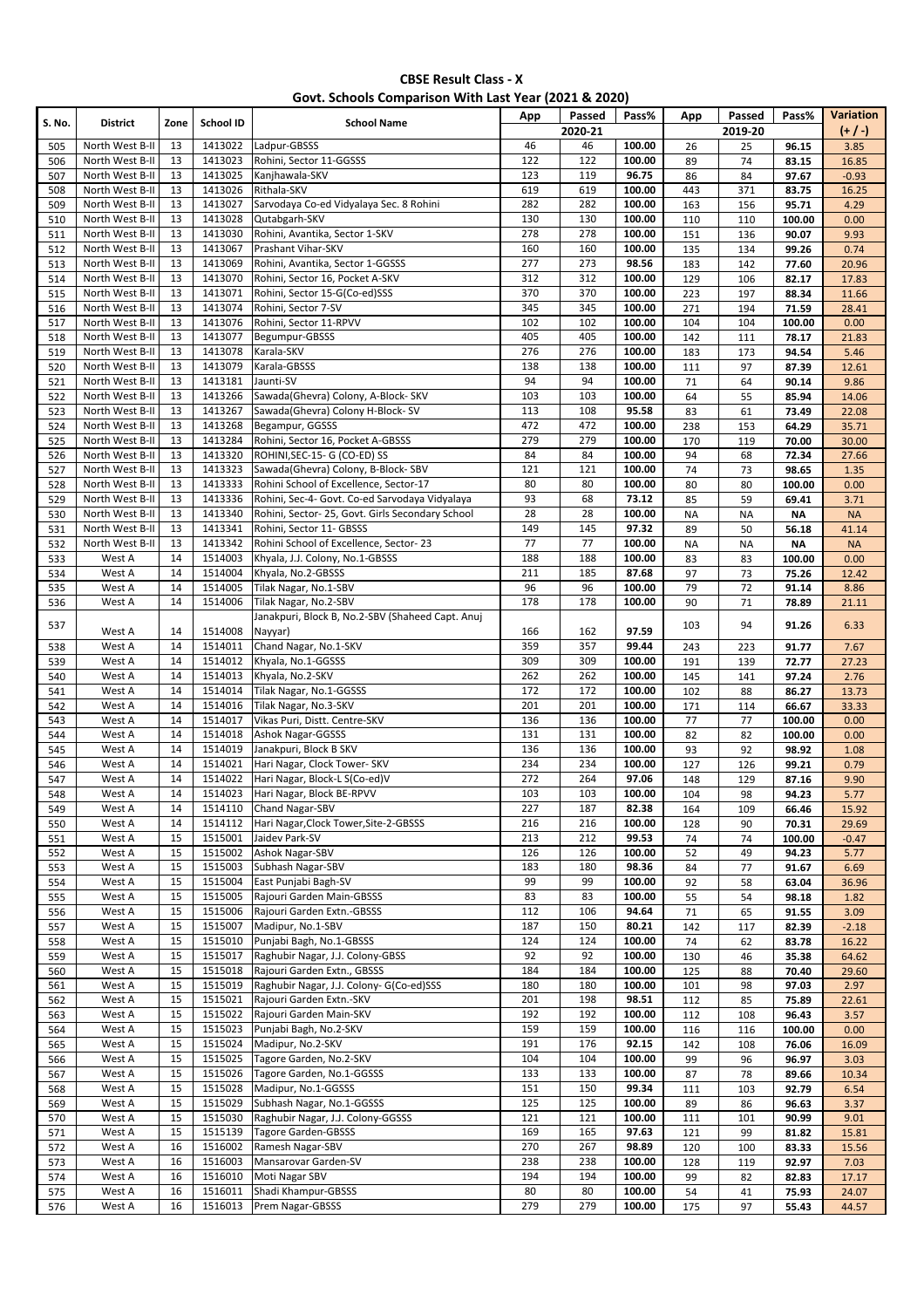**CBSE Result Class - X**
**Govt. Schools Comparison With Last Year (2021 & 2020)**

| S. No. | District | Zone | School ID | School Name | App | Passed | Pass% | App | Passed | Pass% | Variation |
|---|---|---|---|---|---|---|---|---|---|---|---|
| | | | | | 2020-21 | | | 2019-20 | | | (+ / -) |
| 505 | North West B-II | 13 | 1413022 | Ladpur-GBSSS | 46 | 46 | 100.00 | 26 | 25 | 96.15 | 3.85 |
| 506 | North West B-II | 13 | 1413023 | Rohini, Sector 11-GGSSS | 122 | 122 | 100.00 | 89 | 74 | 83.15 | 16.85 |
| 507 | North West B-II | 13 | 1413025 | Kanjhawala-SKV | 123 | 119 | 96.75 | 86 | 84 | 97.67 | -0.93 |
| 508 | North West B-II | 13 | 1413026 | Rithala-SKV | 619 | 619 | 100.00 | 443 | 371 | 83.75 | 16.25 |
| 509 | North West B-II | 13 | 1413027 | Sarvodaya Co-ed Vidyalaya Sec. 8 Rohini | 282 | 282 | 100.00 | 163 | 156 | 95.71 | 4.29 |
| 510 | North West B-II | 13 | 1413028 | Qutabgarh-SKV | 130 | 130 | 100.00 | 110 | 110 | 100.00 | 0.00 |
| 511 | North West B-II | 13 | 1413030 | Rohini, Avantika, Sector 1-SKV | 278 | 278 | 100.00 | 151 | 136 | 90.07 | 9.93 |
| 512 | North West B-II | 13 | 1413067 | Prashant Vihar-SKV | 160 | 160 | 100.00 | 135 | 134 | 99.26 | 0.74 |
| 513 | North West B-II | 13 | 1413069 | Rohini, Avantika, Sector 1-GGSSS | 277 | 273 | 98.56 | 183 | 142 | 77.60 | 20.96 |
| 514 | North West B-II | 13 | 1413070 | Rohini, Sector 16, Pocket A-SKV | 312 | 312 | 100.00 | 129 | 106 | 82.17 | 17.83 |
| 515 | North West B-II | 13 | 1413071 | Rohini, Sector 15-G(Co-ed)SSS | 370 | 370 | 100.00 | 223 | 197 | 88.34 | 11.66 |
| 516 | North West B-II | 13 | 1413074 | Rohini, Sector 7-SV | 345 | 345 | 100.00 | 271 | 194 | 71.59 | 28.41 |
| 517 | North West B-II | 13 | 1413076 | Rohini, Sector 11-RPVV | 102 | 102 | 100.00 | 104 | 104 | 100.00 | 0.00 |
| 518 | North West B-II | 13 | 1413077 | Begumpur-GBSSS | 405 | 405 | 100.00 | 142 | 111 | 78.17 | 21.83 |
| 519 | North West B-II | 13 | 1413078 | Karala-SKV | 276 | 276 | 100.00 | 183 | 173 | 94.54 | 5.46 |
| 520 | North West B-II | 13 | 1413079 | Karala-GBSSS | 138 | 138 | 100.00 | 111 | 97 | 87.39 | 12.61 |
| 521 | North West B-II | 13 | 1413181 | Jaunti-SV | 94 | 94 | 100.00 | 71 | 64 | 90.14 | 9.86 |
| 522 | North West B-II | 13 | 1413266 | Sawada(Ghevra) Colony, A-Block- SKV | 103 | 103 | 100.00 | 64 | 55 | 85.94 | 14.06 |
| 523 | North West B-II | 13 | 1413267 | Sawada(Ghevra) Colony H-Block- SV | 113 | 108 | 95.58 | 83 | 61 | 73.49 | 22.08 |
| 524 | North West B-II | 13 | 1413268 | Begampur, GGSSS | 472 | 472 | 100.00 | 238 | 153 | 64.29 | 35.71 |
| 525 | North West B-II | 13 | 1413284 | Rohini, Sector 16, Pocket A-GBSSS | 279 | 279 | 100.00 | 170 | 119 | 70.00 | 30.00 |
| 526 | North West B-II | 13 | 1413320 | ROHINI,SEC-15- G (CO-ED) SS | 84 | 84 | 100.00 | 94 | 68 | 72.34 | 27.66 |
| 527 | North West B-II | 13 | 1413323 | Sawada(Ghevra) Colony, B-Block- SBV | 121 | 121 | 100.00 | 74 | 73 | 98.65 | 1.35 |
| 528 | North West B-II | 13 | 1413333 | Rohini School of Excellence, Sector-17 | 80 | 80 | 100.00 | 80 | 80 | 100.00 | 0.00 |
| 529 | North West B-II | 13 | 1413336 | Rohini, Sec-4- Govt. Co-ed Sarvodaya Vidyalaya | 93 | 68 | 73.12 | 85 | 59 | 69.41 | 3.71 |
| 530 | North West B-II | 13 | 1413340 | Rohini, Sector- 25, Govt. Girls Secondary School | 28 | 28 | 100.00 | NA | NA | NA | NA |
| 531 | North West B-II | 13 | 1413341 | Rohini, Sector 11- GBSSS | 149 | 145 | 97.32 | 89 | 50 | 56.18 | 41.14 |
| 532 | North West B-II | 13 | 1413342 | Rohini School of Excellence, Sector- 23 | 77 | 77 | 100.00 | NA | NA | NA | NA |
| 533 | West A | 14 | 1514003 | Khyala, J.J. Colony, No.1-GBSSS | 188 | 188 | 100.00 | 83 | 83 | 100.00 | 0.00 |
| 534 | West A | 14 | 1514004 | Khyala, No.2-GBSSS | 211 | 185 | 87.68 | 97 | 73 | 75.26 | 12.42 |
| 535 | West A | 14 | 1514005 | Tilak Nagar, No.1-SBV | 96 | 96 | 100.00 | 79 | 72 | 91.14 | 8.86 |
| 536 | West A | 14 | 1514006 | Tilak Nagar, No.2-SBV | 178 | 178 | 100.00 | 90 | 71 | 78.89 | 21.11 |
| 537 | West A | 14 | 1514008 | Janakpuri, Block B, No.2-SBV (Shaheed Capt. Anuj Nayyar) | 166 | 162 | 97.59 | 103 | 94 | 91.26 | 6.33 |
| 538 | West A | 14 | 1514011 | Chand Nagar, No.1-SKV | 359 | 357 | 99.44 | 243 | 223 | 91.77 | 7.67 |
| 539 | West A | 14 | 1514012 | Khyala, No.1-GGSSS | 309 | 309 | 100.00 | 191 | 139 | 72.77 | 27.23 |
| 540 | West A | 14 | 1514013 | Khyala, No.2-SKV | 262 | 262 | 100.00 | 145 | 141 | 97.24 | 2.76 |
| 541 | West A | 14 | 1514014 | Tilak Nagar, No.1-GGSSS | 172 | 172 | 100.00 | 102 | 88 | 86.27 | 13.73 |
| 542 | West A | 14 | 1514016 | Tilak Nagar, No.3-SKV | 201 | 201 | 100.00 | 171 | 114 | 66.67 | 33.33 |
| 543 | West A | 14 | 1514017 | Vikas Puri, Distt. Centre-SKV | 136 | 136 | 100.00 | 77 | 77 | 100.00 | 0.00 |
| 544 | West A | 14 | 1514018 | Ashok Nagar-GGSSS | 131 | 131 | 100.00 | 82 | 82 | 100.00 | 0.00 |
| 545 | West A | 14 | 1514019 | Janakpuri, Block B SKV | 136 | 136 | 100.00 | 93 | 92 | 98.92 | 1.08 |
| 546 | West A | 14 | 1514021 | Hari Nagar, Clock Tower- SKV | 234 | 234 | 100.00 | 127 | 126 | 99.21 | 0.79 |
| 547 | West A | 14 | 1514022 | Hari Nagar, Block-L S(Co-ed)V | 272 | 264 | 97.06 | 148 | 129 | 87.16 | 9.90 |
| 548 | West A | 14 | 1514023 | Hari Nagar, Block BE-RPVV | 103 | 103 | 100.00 | 104 | 98 | 94.23 | 5.77 |
| 549 | West A | 14 | 1514110 | Chand Nagar-SBV | 227 | 187 | 82.38 | 164 | 109 | 66.46 | 15.92 |
| 550 | West A | 14 | 1514112 | Hari Nagar,Clock Tower,Site-2-GBSSS | 216 | 216 | 100.00 | 128 | 90 | 70.31 | 29.69 |
| 551 | West A | 15 | 1515001 | Jaidev Park-SV | 213 | 212 | 99.53 | 74 | 74 | 100.00 | -0.47 |
| 552 | West A | 15 | 1515002 | Ashok Nagar-SBV | 126 | 126 | 100.00 | 52 | 49 | 94.23 | 5.77 |
| 553 | West A | 15 | 1515003 | Subhash Nagar-SBV | 183 | 180 | 98.36 | 84 | 77 | 91.67 | 6.69 |
| 554 | West A | 15 | 1515004 | East Punjabi Bagh-SV | 99 | 99 | 100.00 | 92 | 58 | 63.04 | 36.96 |
| 555 | West A | 15 | 1515005 | Rajouri Garden Main-GBSSS | 83 | 83 | 100.00 | 55 | 54 | 98.18 | 1.82 |
| 556 | West A | 15 | 1515006 | Rajouri Garden Extn.-GBSSS | 112 | 106 | 94.64 | 71 | 65 | 91.55 | 3.09 |
| 557 | West A | 15 | 1515007 | Madipur, No.1-SBV | 187 | 150 | 80.21 | 142 | 117 | 82.39 | -2.18 |
| 558 | West A | 15 | 1515010 | Punjabi Bagh, No.1-GBSSS | 124 | 124 | 100.00 | 74 | 62 | 83.78 | 16.22 |
| 559 | West A | 15 | 1515017 | Raghubir Nagar, J.J. Colony-GBSS | 92 | 92 | 100.00 | 130 | 46 | 35.38 | 64.62 |
| 560 | West A | 15 | 1515018 | Rajouri Garden Extn., GBSSS | 184 | 184 | 100.00 | 125 | 88 | 70.40 | 29.60 |
| 561 | West A | 15 | 1515019 | Raghubir Nagar, J.J. Colony- G(Co-ed)SSS | 180 | 180 | 100.00 | 101 | 98 | 97.03 | 2.97 |
| 562 | West A | 15 | 1515021 | Rajouri Garden Extn.-SKV | 201 | 198 | 98.51 | 112 | 85 | 75.89 | 22.61 |
| 563 | West A | 15 | 1515022 | Rajouri Garden Main-SKV | 192 | 192 | 100.00 | 112 | 108 | 96.43 | 3.57 |
| 564 | West A | 15 | 1515023 | Punjabi Bagh, No.2-SKV | 159 | 159 | 100.00 | 116 | 116 | 100.00 | 0.00 |
| 565 | West A | 15 | 1515024 | Madipur, No.2-SKV | 191 | 176 | 92.15 | 142 | 108 | 76.06 | 16.09 |
| 566 | West A | 15 | 1515025 | Tagore Garden, No.2-SKV | 104 | 104 | 100.00 | 99 | 96 | 96.97 | 3.03 |
| 567 | West A | 15 | 1515026 | Tagore Garden, No.1-GGSSS | 133 | 133 | 100.00 | 87 | 78 | 89.66 | 10.34 |
| 568 | West A | 15 | 1515028 | Madipur, No.1-GGSSS | 151 | 150 | 99.34 | 111 | 103 | 92.79 | 6.54 |
| 569 | West A | 15 | 1515029 | Subhash Nagar, No.1-GGSSS | 125 | 125 | 100.00 | 89 | 86 | 96.63 | 3.37 |
| 570 | West A | 15 | 1515030 | Raghubir Nagar, J.J. Colony-GGSSS | 121 | 121 | 100.00 | 111 | 101 | 90.99 | 9.01 |
| 571 | West A | 15 | 1515139 | Tagore Garden-GBSSS | 169 | 165 | 97.63 | 121 | 99 | 81.82 | 15.81 |
| 572 | West A | 16 | 1516002 | Ramesh Nagar-SBV | 270 | 267 | 98.89 | 120 | 100 | 83.33 | 15.56 |
| 573 | West A | 16 | 1516003 | Mansarovar Garden-SV | 238 | 238 | 100.00 | 128 | 119 | 92.97 | 7.03 |
| 574 | West A | 16 | 1516010 | Moti Nagar SBV | 194 | 194 | 100.00 | 99 | 82 | 82.83 | 17.17 |
| 575 | West A | 16 | 1516011 | Shadi Khampur-GBSSS | 80 | 80 | 100.00 | 54 | 41 | 75.93 | 24.07 |
| 576 | West A | 16 | 1516013 | Prem Nagar-GBSSS | 279 | 279 | 100.00 | 175 | 97 | 55.43 | 44.57 |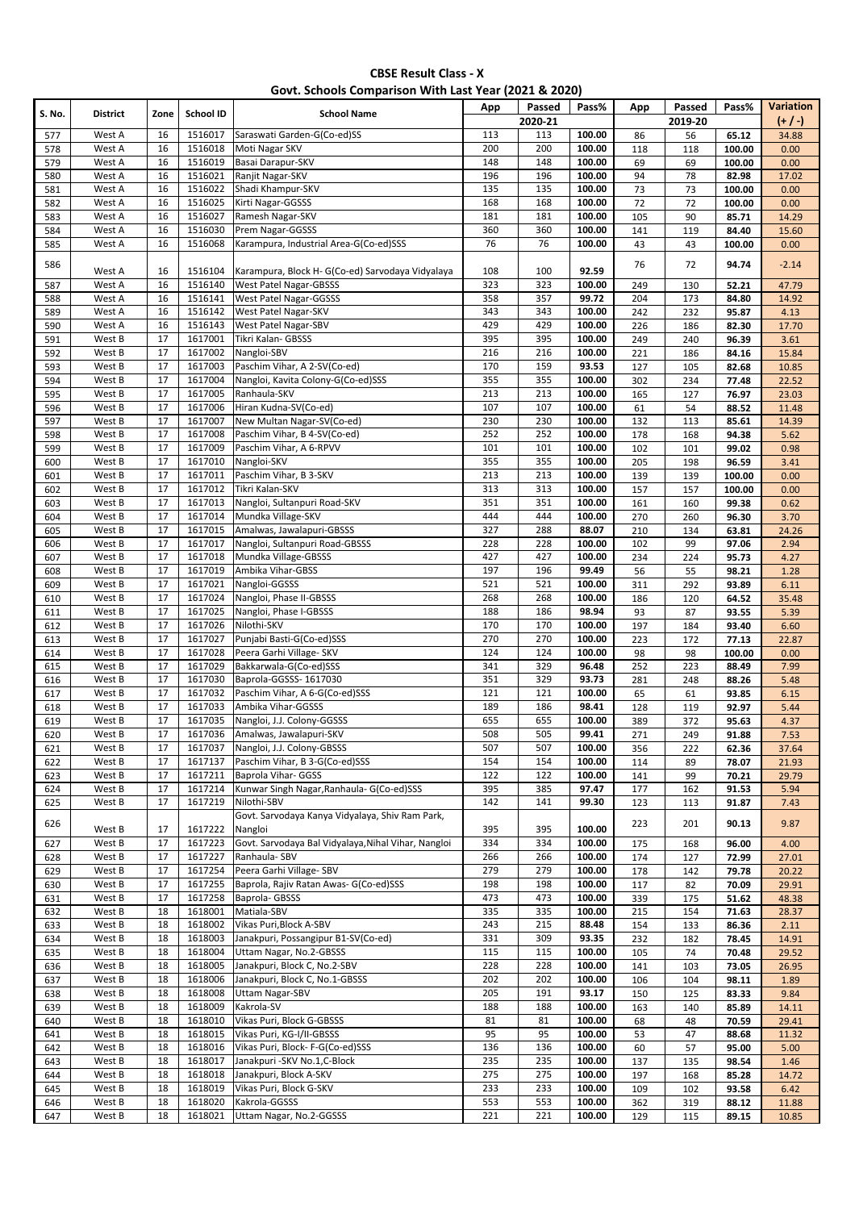**CBSE Result Class - X**
**Govt. Schools Comparison With Last Year (2021 & 2020)**

| S. No. | District | Zone | School ID | School Name | App | Passed | Pass% | App | Passed | Pass% | Variation |
|---|---|---|---|---|---|---|---|---|---|---|---|
| | | | | | 2020-21 | | | 2019-20 | | | (+ / -) |
| 577 | West A | 16 | 1516017 | Saraswati Garden-G(Co-ed)SS | 113 | 113 | 100.00 | 86 | 56 | 65.12 | 34.88 |
| 578 | West A | 16 | 1516018 | Moti Nagar SKV | 200 | 200 | 100.00 | 118 | 118 | 100.00 | 0.00 |
| 579 | West A | 16 | 1516019 | Basai Darapur-SKV | 148 | 148 | 100.00 | 69 | 69 | 100.00 | 0.00 |
| 580 | West A | 16 | 1516021 | Ranjit Nagar-SKV | 196 | 196 | 100.00 | 94 | 78 | 82.98 | 17.02 |
| 581 | West A | 16 | 1516022 | Shadi Khampur-SKV | 135 | 135 | 100.00 | 73 | 73 | 100.00 | 0.00 |
| 582 | West A | 16 | 1516025 | Kirti Nagar-GGSSS | 168 | 168 | 100.00 | 72 | 72 | 100.00 | 0.00 |
| 583 | West A | 16 | 1516027 | Ramesh Nagar-SKV | 181 | 181 | 100.00 | 105 | 90 | 85.71 | 14.29 |
| 584 | West A | 16 | 1516030 | Prem Nagar-GGSSS | 360 | 360 | 100.00 | 141 | 119 | 84.40 | 15.60 |
| 585 | West A | 16 | 1516068 | Karampura, Industrial Area-G(Co-ed)SSS | 76 | 76 | 100.00 | 43 | 43 | 100.00 | 0.00 |
| 586 | West A | 16 | 1516104 | Karampura, Block H- G(Co-ed) Sarvodaya Vidyalaya | 108 | 100 | 92.59 | 76 | 72 | 94.74 | -2.14 |
| 587 | West A | 16 | 1516140 | West Patel Nagar-GBSSS | 323 | 323 | 100.00 | 249 | 130 | 52.21 | 47.79 |
| 588 | West A | 16 | 1516141 | West Patel Nagar-GGSSS | 358 | 357 | 99.72 | 204 | 173 | 84.80 | 14.92 |
| 589 | West A | 16 | 1516142 | West Patel Nagar-SKV | 343 | 343 | 100.00 | 242 | 232 | 95.87 | 4.13 |
| 590 | West A | 16 | 1516143 | West Patel Nagar-SBV | 429 | 429 | 100.00 | 226 | 186 | 82.30 | 17.70 |
| 591 | West B | 17 | 1617001 | Tikri Kalan- GBSSS | 395 | 395 | 100.00 | 249 | 240 | 96.39 | 3.61 |
| 592 | West B | 17 | 1617002 | Nangloi-SBV | 216 | 216 | 100.00 | 221 | 186 | 84.16 | 15.84 |
| 593 | West B | 17 | 1617003 | Paschim Vihar, A 2-SV(Co-ed) | 170 | 159 | 93.53 | 127 | 105 | 82.68 | 10.85 |
| 594 | West B | 17 | 1617004 | Nangloi, Kavita Colony-G(Co-ed)SSS | 355 | 355 | 100.00 | 302 | 234 | 77.48 | 22.52 |
| 595 | West B | 17 | 1617005 | Ranhaula-SKV | 213 | 213 | 100.00 | 165 | 127 | 76.97 | 23.03 |
| 596 | West B | 17 | 1617006 | Hiran Kudna-SV(Co-ed) | 107 | 107 | 100.00 | 61 | 54 | 88.52 | 11.48 |
| 597 | West B | 17 | 1617007 | New Multan Nagar-SV(Co-ed) | 230 | 230 | 100.00 | 132 | 113 | 85.61 | 14.39 |
| 598 | West B | 17 | 1617008 | Paschim Vihar, B 4-SV(Co-ed) | 252 | 252 | 100.00 | 178 | 168 | 94.38 | 5.62 |
| 599 | West B | 17 | 1617009 | Paschim Vihar, A 6-RPVV | 101 | 101 | 100.00 | 102 | 101 | 99.02 | 0.98 |
| 600 | West B | 17 | 1617010 | Nangloi-SKV | 355 | 355 | 100.00 | 205 | 198 | 96.59 | 3.41 |
| 601 | West B | 17 | 1617011 | Paschim Vihar, B 3-SKV | 213 | 213 | 100.00 | 139 | 139 | 100.00 | 0.00 |
| 602 | West B | 17 | 1617012 | Tikri Kalan-SKV | 313 | 313 | 100.00 | 157 | 157 | 100.00 | 0.00 |
| 603 | West B | 17 | 1617013 | Nangloi, Sultanpuri Road-SKV | 351 | 351 | 100.00 | 161 | 160 | 99.38 | 0.62 |
| 604 | West B | 17 | 1617014 | Mundka Village-SKV | 444 | 444 | 100.00 | 270 | 260 | 96.30 | 3.70 |
| 605 | West B | 17 | 1617015 | Amalwas, Jawalapuri-GBSSS | 327 | 288 | 88.07 | 210 | 134 | 63.81 | 24.26 |
| 606 | West B | 17 | 1617017 | Nangloi, Sultanpuri Road-GBSSS | 228 | 228 | 100.00 | 102 | 99 | 97.06 | 2.94 |
| 607 | West B | 17 | 1617018 | Mundka Village-GBSSS | 427 | 427 | 100.00 | 234 | 224 | 95.73 | 4.27 |
| 608 | West B | 17 | 1617019 | Ambika Vihar-GBSS | 197 | 196 | 99.49 | 56 | 55 | 98.21 | 1.28 |
| 609 | West B | 17 | 1617021 | Nangloi-GGSSS | 521 | 521 | 100.00 | 311 | 292 | 93.89 | 6.11 |
| 610 | West B | 17 | 1617024 | Nangloi, Phase II-GBSSS | 268 | 268 | 100.00 | 186 | 120 | 64.52 | 35.48 |
| 611 | West B | 17 | 1617025 | Nangloi, Phase I-GBSSS | 188 | 186 | 98.94 | 93 | 87 | 93.55 | 5.39 |
| 612 | West B | 17 | 1617026 | Nilothi-SKV | 170 | 170 | 100.00 | 197 | 184 | 93.40 | 6.60 |
| 613 | West B | 17 | 1617027 | Punjabi Basti-G(Co-ed)SSS | 270 | 270 | 100.00 | 223 | 172 | 77.13 | 22.87 |
| 614 | West B | 17 | 1617028 | Peera Garhi Village- SKV | 124 | 124 | 100.00 | 98 | 98 | 100.00 | 0.00 |
| 615 | West B | 17 | 1617029 | Bakkarwala-G(Co-ed)SSS | 341 | 329 | 96.48 | 252 | 223 | 88.49 | 7.99 |
| 616 | West B | 17 | 1617030 | Baprola-GGSSS- 1617030 | 351 | 329 | 93.73 | 281 | 248 | 88.26 | 5.48 |
| 617 | West B | 17 | 1617032 | Paschim Vihar, A 6-G(Co-ed)SSS | 121 | 121 | 100.00 | 65 | 61 | 93.85 | 6.15 |
| 618 | West B | 17 | 1617033 | Ambika Vihar-GGSSS | 189 | 186 | 98.41 | 128 | 119 | 92.97 | 5.44 |
| 619 | West B | 17 | 1617035 | Nangloi, J.J. Colony-GGSSS | 655 | 655 | 100.00 | 389 | 372 | 95.63 | 4.37 |
| 620 | West B | 17 | 1617036 | Amalwas, Jawalapuri-SKV | 508 | 505 | 99.41 | 271 | 249 | 91.88 | 7.53 |
| 621 | West B | 17 | 1617037 | Nangloi, J.J. Colony-GBSSS | 507 | 507 | 100.00 | 356 | 222 | 62.36 | 37.64 |
| 622 | West B | 17 | 1617137 | Paschim Vihar, B 3-G(Co-ed)SSS | 154 | 154 | 100.00 | 114 | 89 | 78.07 | 21.93 |
| 623 | West B | 17 | 1617211 | Baprola Vihar- GGSS | 122 | 122 | 100.00 | 141 | 99 | 70.21 | 29.79 |
| 624 | West B | 17 | 1617214 | Kunwar Singh Nagar,Ranhaula- G(Co-ed)SSS | 395 | 385 | 97.47 | 177 | 162 | 91.53 | 5.94 |
| 625 | West B | 17 | 1617219 | Nilothi-SBV | 142 | 141 | 99.30 | 123 | 113 | 91.87 | 7.43 |
| 626 | West B | 17 | 1617222 | Govt. Sarvodaya Kanya Vidyalaya, Shiv Ram Park, Nangloi | 395 | 395 | 100.00 | 223 | 201 | 90.13 | 9.87 |
| 627 | West B | 17 | 1617223 | Govt. Sarvodaya Bal Vidyalaya,Nihal Vihar, Nangloi | 334 | 334 | 100.00 | 175 | 168 | 96.00 | 4.00 |
| 628 | West B | 17 | 1617227 | Ranhaula- SBV | 266 | 266 | 100.00 | 174 | 127 | 72.99 | 27.01 |
| 629 | West B | 17 | 1617254 | Peera Garhi Village- SBV | 279 | 279 | 100.00 | 178 | 142 | 79.78 | 20.22 |
| 630 | West B | 17 | 1617255 | Baprola, Rajiv Ratan Awas- G(Co-ed)SSS | 198 | 198 | 100.00 | 117 | 82 | 70.09 | 29.91 |
| 631 | West B | 17 | 1617258 | Baprola- GBSSS | 473 | 473 | 100.00 | 339 | 175 | 51.62 | 48.38 |
| 632 | West B | 18 | 1618001 | Matiala-SBV | 335 | 335 | 100.00 | 215 | 154 | 71.63 | 28.37 |
| 633 | West B | 18 | 1618002 | Vikas Puri,Block A-SBV | 243 | 215 | 88.48 | 154 | 133 | 86.36 | 2.11 |
| 634 | West B | 18 | 1618003 | Janakpuri, Possangipur B1-SV(Co-ed) | 331 | 309 | 93.35 | 232 | 182 | 78.45 | 14.91 |
| 635 | West B | 18 | 1618004 | Uttam Nagar, No.2-GBSSS | 115 | 115 | 100.00 | 105 | 74 | 70.48 | 29.52 |
| 636 | West B | 18 | 1618005 | Janakpuri, Block C, No.2-SBV | 228 | 228 | 100.00 | 141 | 103 | 73.05 | 26.95 |
| 637 | West B | 18 | 1618006 | Janakpuri, Block C, No.1-GBSSS | 202 | 202 | 100.00 | 106 | 104 | 98.11 | 1.89 |
| 638 | West B | 18 | 1618008 | Uttam Nagar-SBV | 205 | 191 | 93.17 | 150 | 125 | 83.33 | 9.84 |
| 639 | West B | 18 | 1618009 | Kakrola-SV | 188 | 188 | 100.00 | 163 | 140 | 85.89 | 14.11 |
| 640 | West B | 18 | 1618010 | Vikas Puri, Block G-GBSSS | 81 | 81 | 100.00 | 68 | 48 | 70.59 | 29.41 |
| 641 | West B | 18 | 1618015 | Vikas Puri, KG-I/II-GBSSS | 95 | 95 | 100.00 | 53 | 47 | 88.68 | 11.32 |
| 642 | West B | 18 | 1618016 | Vikas Puri, Block- F-G(Co-ed)SSS | 136 | 136 | 100.00 | 60 | 57 | 95.00 | 5.00 |
| 643 | West B | 18 | 1618017 | Janakpuri -SKV No.1,C-Block | 235 | 235 | 100.00 | 137 | 135 | 98.54 | 1.46 |
| 644 | West B | 18 | 1618018 | Janakpuri, Block A-SKV | 275 | 275 | 100.00 | 197 | 168 | 85.28 | 14.72 |
| 645 | West B | 18 | 1618019 | Vikas Puri, Block G-SKV | 233 | 233 | 100.00 | 109 | 102 | 93.58 | 6.42 |
| 646 | West B | 18 | 1618020 | Kakrola-GGSSS | 553 | 553 | 100.00 | 362 | 319 | 88.12 | 11.88 |
| 647 | West B | 18 | 1618021 | Uttam Nagar, No.2-GGSSS | 221 | 221 | 100.00 | 129 | 115 | 89.15 | 10.85 |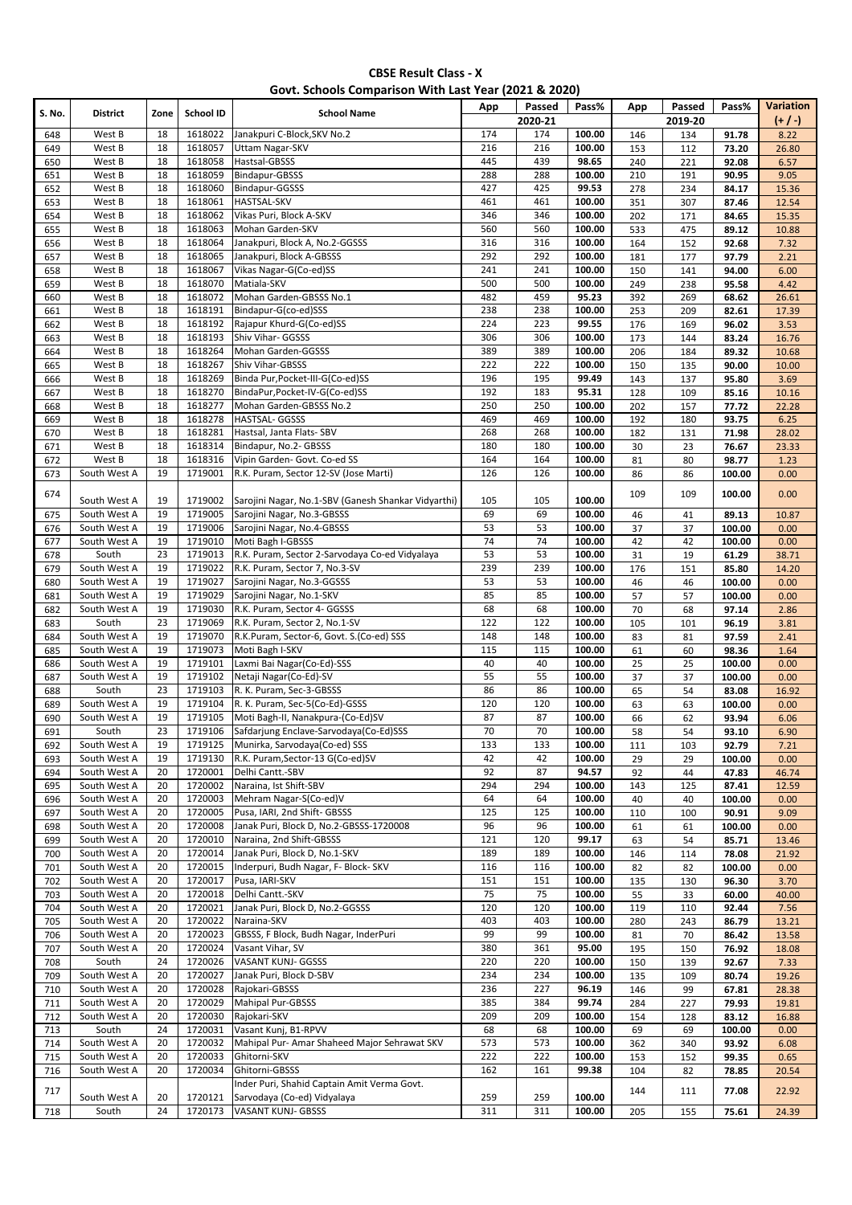**CBSE Result Class - X**
**Govt. Schools Comparison With Last Year (2021 & 2020)**

| S. No. | District | Zone | School ID | School Name | App | Passed | Pass% | App | Passed | Pass% | Variation |
|---|---|---|---|---|---|---|---|---|---|---|---|
| | | | | | 2020-21 | | | 2019-20 | | | (+ / -) |
| 648 | West B | 18 | 1618022 | Janakpuri C-Block,SKV No.2 | 174 | 174 | 100.00 | 146 | 134 | 91.78 | 8.22 |
| 649 | West B | 18 | 1618057 | Uttam Nagar-SKV | 216 | 216 | 100.00 | 153 | 112 | 73.20 | 26.80 |
| 650 | West B | 18 | 1618058 | Hastsal-GBSSS | 445 | 439 | 98.65 | 240 | 221 | 92.08 | 6.57 |
| 651 | West B | 18 | 1618059 | Bindapur-GBSSS | 288 | 288 | 100.00 | 210 | 191 | 90.95 | 9.05 |
| 652 | West B | 18 | 1618060 | Bindapur-GGSSS | 427 | 425 | 99.53 | 278 | 234 | 84.17 | 15.36 |
| 653 | West B | 18 | 1618061 | HASTSAL-SKV | 461 | 461 | 100.00 | 351 | 307 | 87.46 | 12.54 |
| 654 | West B | 18 | 1618062 | Vikas Puri, Block A-SKV | 346 | 346 | 100.00 | 202 | 171 | 84.65 | 15.35 |
| 655 | West B | 18 | 1618063 | Mohan Garden-SKV | 560 | 560 | 100.00 | 533 | 475 | 89.12 | 10.88 |
| 656 | West B | 18 | 1618064 | Janakpuri, Block A, No.2-GGSSS | 316 | 316 | 100.00 | 164 | 152 | 92.68 | 7.32 |
| 657 | West B | 18 | 1618065 | Janakpuri, Block A-GBSSS | 292 | 292 | 100.00 | 181 | 177 | 97.79 | 2.21 |
| 658 | West B | 18 | 1618067 | Vikas Nagar-G(Co-ed)SS | 241 | 241 | 100.00 | 150 | 141 | 94.00 | 6.00 |
| 659 | West B | 18 | 1618070 | Matiala-SKV | 500 | 500 | 100.00 | 249 | 238 | 95.58 | 4.42 |
| 660 | West B | 18 | 1618072 | Mohan Garden-GBSSS No.1 | 482 | 459 | 95.23 | 392 | 269 | 68.62 | 26.61 |
| 661 | West B | 18 | 1618191 | Bindapur-G(co-ed)SSS | 238 | 238 | 100.00 | 253 | 209 | 82.61 | 17.39 |
| 662 | West B | 18 | 1618192 | Rajapur Khurd-G(Co-ed)SS | 224 | 223 | 99.55 | 176 | 169 | 96.02 | 3.53 |
| 663 | West B | 18 | 1618193 | Shiv Vihar- GGSSS | 306 | 306 | 100.00 | 173 | 144 | 83.24 | 16.76 |
| 664 | West B | 18 | 1618264 | Mohan Garden-GGSSS | 389 | 389 | 100.00 | 206 | 184 | 89.32 | 10.68 |
| 665 | West B | 18 | 1618267 | Shiv Vihar-GBSSS | 222 | 222 | 100.00 | 150 | 135 | 90.00 | 10.00 |
| 666 | West B | 18 | 1618269 | Binda Pur,Pocket-III-G(Co-ed)SS | 196 | 195 | 99.49 | 143 | 137 | 95.80 | 3.69 |
| 667 | West B | 18 | 1618270 | BindaPur,Pocket-IV-G(Co-ed)SS | 192 | 183 | 95.31 | 128 | 109 | 85.16 | 10.16 |
| 668 | West B | 18 | 1618277 | Mohan Garden-GBSSS No.2 | 250 | 250 | 100.00 | 202 | 157 | 77.72 | 22.28 |
| 669 | West B | 18 | 1618278 | HASTSAL- GGSSS | 469 | 469 | 100.00 | 192 | 180 | 93.75 | 6.25 |
| 670 | West B | 18 | 1618281 | Hastsal, Janta Flats- SBV | 268 | 268 | 100.00 | 182 | 131 | 71.98 | 28.02 |
| 671 | West B | 18 | 1618314 | Bindapur, No.2- GBSSS | 180 | 180 | 100.00 | 30 | 23 | 76.67 | 23.33 |
| 672 | West B | 18 | 1618316 | Vipin Garden- Govt. Co-ed SS | 164 | 164 | 100.00 | 81 | 80 | 98.77 | 1.23 |
| 673 | South West A | 19 | 1719001 | R.K. Puram, Sector 12-SV (Jose Marti) | 126 | 126 | 100.00 | 86 | 86 | 100.00 | 0.00 |
| 674 | South West A | 19 | 1719002 | Sarojini Nagar, No.1-SBV (Ganesh Shankar Vidyarthi) | 105 | 105 | 100.00 | 109 | 109 | 100.00 | 0.00 |
| 675 | South West A | 19 | 1719005 | Sarojini Nagar, No.3-GBSSS | 69 | 69 | 100.00 | 46 | 41 | 89.13 | 10.87 |
| 676 | South West A | 19 | 1719006 | Sarojini Nagar, No.4-GBSSS | 53 | 53 | 100.00 | 37 | 37 | 100.00 | 0.00 |
| 677 | South West A | 19 | 1719010 | Moti Bagh I-GBSSS | 74 | 74 | 100.00 | 42 | 42 | 100.00 | 0.00 |
| 678 | South | 23 | 1719013 | R.K. Puram, Sector 2-Sarvodaya Co-ed Vidyalaya | 53 | 53 | 100.00 | 31 | 19 | 61.29 | 38.71 |
| 679 | South West A | 19 | 1719022 | R.K. Puram, Sector 7, No.3-SV | 239 | 239 | 100.00 | 176 | 151 | 85.80 | 14.20 |
| 680 | South West A | 19 | 1719027 | Sarojini Nagar, No.3-GGSSS | 53 | 53 | 100.00 | 46 | 46 | 100.00 | 0.00 |
| 681 | South West A | 19 | 1719029 | Sarojini Nagar, No.1-SKV | 85 | 85 | 100.00 | 57 | 57 | 100.00 | 0.00 |
| 682 | South West A | 19 | 1719030 | R.K. Puram, Sector 4- GGSSS | 68 | 68 | 100.00 | 70 | 68 | 97.14 | 2.86 |
| 683 | South | 23 | 1719069 | R.K. Puram, Sector 2, No.1-SV | 122 | 122 | 100.00 | 105 | 101 | 96.19 | 3.81 |
| 684 | South West A | 19 | 1719070 | R.K.Puram, Sector-6, Govt. S.(Co-ed) SSS | 148 | 148 | 100.00 | 83 | 81 | 97.59 | 2.41 |
| 685 | South West A | 19 | 1719073 | Moti Bagh I-SKV | 115 | 115 | 100.00 | 61 | 60 | 98.36 | 1.64 |
| 686 | South West A | 19 | 1719101 | Laxmi Bai Nagar(Co-Ed)-SSS | 40 | 40 | 100.00 | 25 | 25 | 100.00 | 0.00 |
| 687 | South West A | 19 | 1719102 | Netaji Nagar(Co-Ed)-SV | 55 | 55 | 100.00 | 37 | 37 | 100.00 | 0.00 |
| 688 | South | 23 | 1719103 | R. K. Puram, Sec-3-GBSSS | 86 | 86 | 100.00 | 65 | 54 | 83.08 | 16.92 |
| 689 | South West A | 19 | 1719104 | R. K. Puram, Sec-5(Co-Ed)-GSSS | 120 | 120 | 100.00 | 63 | 63 | 100.00 | 0.00 |
| 690 | South West A | 19 | 1719105 | Moti Bagh-II, Nanakpura-(Co-Ed)SV | 87 | 87 | 100.00 | 66 | 62 | 93.94 | 6.06 |
| 691 | South | 23 | 1719106 | Safdarjung Enclave-Sarvodaya(Co-Ed)SSS | 70 | 70 | 100.00 | 58 | 54 | 93.10 | 6.90 |
| 692 | South West A | 19 | 1719125 | Munirka, Sarvodaya(Co-ed) SSS | 133 | 133 | 100.00 | 111 | 103 | 92.79 | 7.21 |
| 693 | South West A | 19 | 1719130 | R.K. Puram,Sector-13 G(Co-ed)SV | 42 | 42 | 100.00 | 29 | 29 | 100.00 | 0.00 |
| 694 | South West A | 20 | 1720001 | Delhi Cantt.-SBV | 92 | 87 | 94.57 | 92 | 44 | 47.83 | 46.74 |
| 695 | South West A | 20 | 1720002 | Naraina, Ist Shift-SBV | 294 | 294 | 100.00 | 143 | 125 | 87.41 | 12.59 |
| 696 | South West A | 20 | 1720003 | Mehram Nagar-S(Co-ed)V | 64 | 64 | 100.00 | 40 | 40 | 100.00 | 0.00 |
| 697 | South West A | 20 | 1720005 | Pusa, IARI, 2nd Shift- GBSSS | 125 | 125 | 100.00 | 110 | 100 | 90.91 | 9.09 |
| 698 | South West A | 20 | 1720008 | Janak Puri, Block D, No.2-GBSSS-1720008 | 96 | 96 | 100.00 | 61 | 61 | 100.00 | 0.00 |
| 699 | South West A | 20 | 1720010 | Naraina, 2nd Shift-GBSSS | 121 | 120 | 99.17 | 63 | 54 | 85.71 | 13.46 |
| 700 | South West A | 20 | 1720014 | Janak Puri, Block D, No.1-SKV | 189 | 189 | 100.00 | 146 | 114 | 78.08 | 21.92 |
| 701 | South West A | 20 | 1720015 | Inderpuri, Budh Nagar, F- Block- SKV | 116 | 116 | 100.00 | 82 | 82 | 100.00 | 0.00 |
| 702 | South West A | 20 | 1720017 | Pusa, IARI-SKV | 151 | 151 | 100.00 | 135 | 130 | 96.30 | 3.70 |
| 703 | South West A | 20 | 1720018 | Delhi Cantt.-SKV | 75 | 75 | 100.00 | 55 | 33 | 60.00 | 40.00 |
| 704 | South West A | 20 | 1720021 | Janak Puri, Block D, No.2-GGSSS | 120 | 120 | 100.00 | 119 | 110 | 92.44 | 7.56 |
| 705 | South West A | 20 | 1720022 | Naraina-SKV | 403 | 403 | 100.00 | 280 | 243 | 86.79 | 13.21 |
| 706 | South West A | 20 | 1720023 | GBSSS, F Block, Budh Nagar, InderPuri | 99 | 99 | 100.00 | 81 | 70 | 86.42 | 13.58 |
| 707 | South West A | 20 | 1720024 | Vasant Vihar, SV | 380 | 361 | 95.00 | 195 | 150 | 76.92 | 18.08 |
| 708 | South | 24 | 1720026 | VASANT KUNJ- GGSSS | 220 | 220 | 100.00 | 150 | 139 | 92.67 | 7.33 |
| 709 | South West A | 20 | 1720027 | Janak Puri, Block D-SBV | 234 | 234 | 100.00 | 135 | 109 | 80.74 | 19.26 |
| 710 | South West A | 20 | 1720028 | Rajokari-GBSSS | 236 | 227 | 96.19 | 146 | 99 | 67.81 | 28.38 |
| 711 | South West A | 20 | 1720029 | Mahipal Pur-GBSSS | 385 | 384 | 99.74 | 284 | 227 | 79.93 | 19.81 |
| 712 | South West A | 20 | 1720030 | Rajokari-SKV | 209 | 209 | 100.00 | 154 | 128 | 83.12 | 16.88 |
| 713 | South | 24 | 1720031 | Vasant Kunj, B1-RPVV | 68 | 68 | 100.00 | 69 | 69 | 100.00 | 0.00 |
| 714 | South West A | 20 | 1720032 | Mahipal Pur- Amar Shaheed Major Sehrawat SKV | 573 | 573 | 100.00 | 362 | 340 | 93.92 | 6.08 |
| 715 | South West A | 20 | 1720033 | Ghitorni-SKV | 222 | 222 | 100.00 | 153 | 152 | 99.35 | 0.65 |
| 716 | South West A | 20 | 1720034 | Ghitorni-GBSSS | 162 | 161 | 99.38 | 104 | 82 | 78.85 | 20.54 |
| 717 | South West A | 20 | 1720121 | Inder Puri, Shahid Captain Amit Verma Govt. Sarvodaya (Co-ed) Vidyalaya | 259 | 259 | 100.00 | 144 | 111 | 77.08 | 22.92 |
| 718 | South | 24 | 1720173 | VASANT KUNJ- GBSSS | 311 | 311 | 100.00 | 205 | 155 | 75.61 | 24.39 |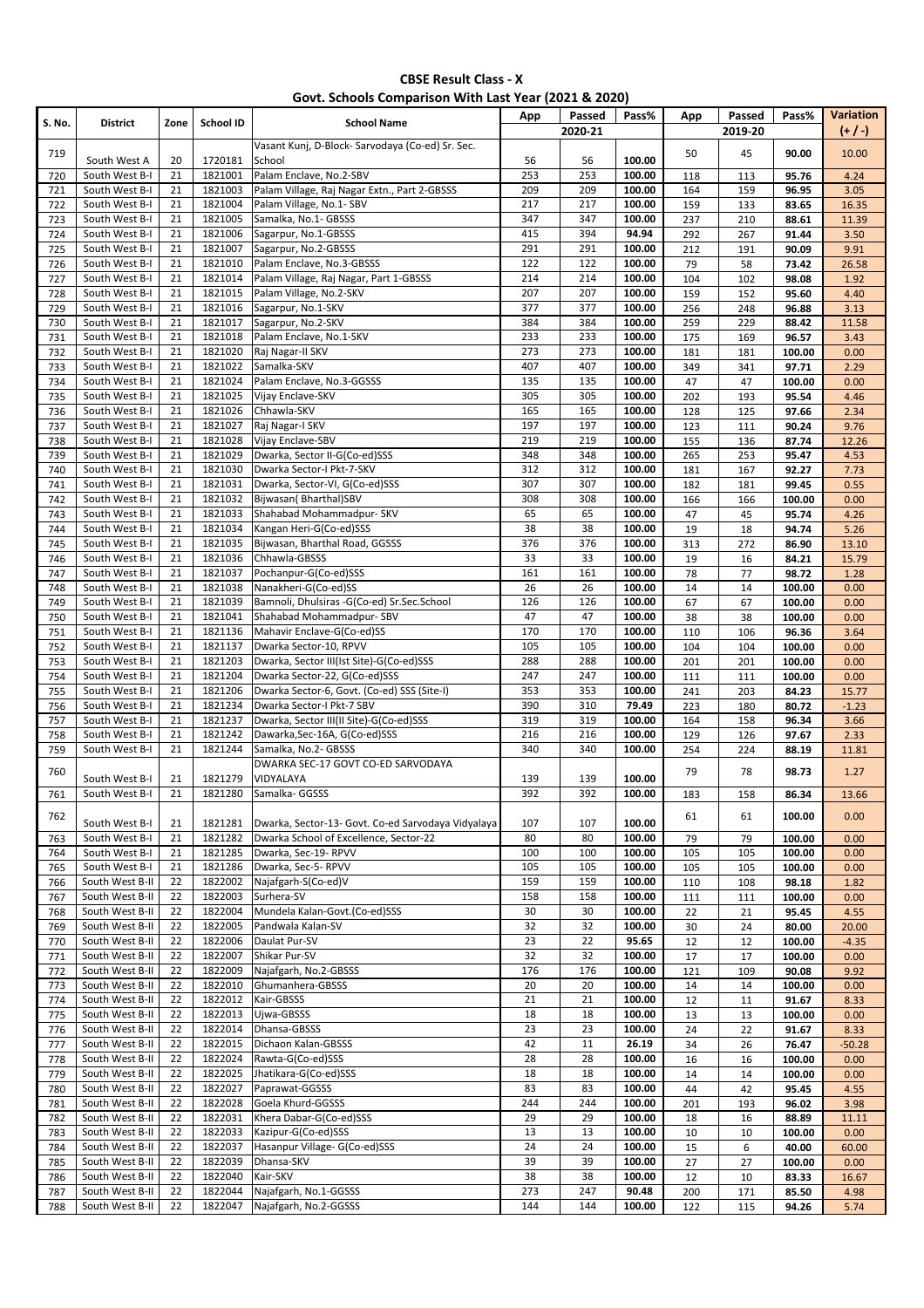**CBSE Result Class - X**
**Govt. Schools Comparison With Last Year (2021 & 2020)**

| S. No. | District | Zone | School ID | School Name | App | Passed | Pass% | App | Passed | Pass% | Variation |
|---|---|---|---|---|---|---|---|---|---|---|---|
| | | | | | 2020-21 | | | 2019-20 | | | (+ / -) |
| 719 | South West A | 20 | 1720181 | Vasant Kunj, D-Block- Sarvodaya (Co-ed) Sr. Sec. School | 56 | 56 | 100.00 | 50 | 45 | 90.00 | 10.00 |
| 720 | South West B-I | 21 | 1821001 | Palam Enclave, No.2-SBV | 253 | 253 | 100.00 | 118 | 113 | 95.76 | 4.24 |
| 721 | South West B-I | 21 | 1821003 | Palam Village, Raj Nagar Extn., Part 2-GBSSS | 209 | 209 | 100.00 | 164 | 159 | 96.95 | 3.05 |
| 722 | South West B-I | 21 | 1821004 | Palam Village, No.1- SBV | 217 | 217 | 100.00 | 159 | 133 | 83.65 | 16.35 |
| 723 | South West B-I | 21 | 1821005 | Samalka, No.1- GBSSS | 347 | 347 | 100.00 | 237 | 210 | 88.61 | 11.39 |
| 724 | South West B-I | 21 | 1821006 | Sagarpur, No.1-GBSSS | 415 | 394 | 94.94 | 292 | 267 | 91.44 | 3.50 |
| 725 | South West B-I | 21 | 1821007 | Sagarpur, No.2-GBSSS | 291 | 291 | 100.00 | 212 | 191 | 90.09 | 9.91 |
| 726 | South West B-I | 21 | 1821010 | Palam Enclave, No.3-GBSSS | 122 | 122 | 100.00 | 79 | 58 | 73.42 | 26.58 |
| 727 | South West B-I | 21 | 1821014 | Palam Village, Raj Nagar, Part 1-GBSSS | 214 | 214 | 100.00 | 104 | 102 | 98.08 | 1.92 |
| 728 | South West B-I | 21 | 1821015 | Palam Village, No.2-SKV | 207 | 207 | 100.00 | 159 | 152 | 95.60 | 4.40 |
| 729 | South West B-I | 21 | 1821016 | Sagarpur, No.1-SKV | 377 | 377 | 100.00 | 256 | 248 | 96.88 | 3.13 |
| 730 | South West B-I | 21 | 1821017 | Sagarpur, No.2-SKV | 384 | 384 | 100.00 | 259 | 229 | 88.42 | 11.58 |
| 731 | South West B-I | 21 | 1821018 | Palam Enclave, No.1-SKV | 233 | 233 | 100.00 | 175 | 169 | 96.57 | 3.43 |
| 732 | South West B-I | 21 | 1821020 | Raj Nagar-II SKV | 273 | 273 | 100.00 | 181 | 181 | 100.00 | 0.00 |
| 733 | South West B-I | 21 | 1821022 | Samalka-SKV | 407 | 407 | 100.00 | 349 | 341 | 97.71 | 2.29 |
| 734 | South West B-I | 21 | 1821024 | Palam Enclave, No.3-GGSSS | 135 | 135 | 100.00 | 47 | 47 | 100.00 | 0.00 |
| 735 | South West B-I | 21 | 1821025 | Vijay Enclave-SKV | 305 | 305 | 100.00 | 202 | 193 | 95.54 | 4.46 |
| 736 | South West B-I | 21 | 1821026 | Chhawla-SKV | 165 | 165 | 100.00 | 128 | 125 | 97.66 | 2.34 |
| 737 | South West B-I | 21 | 1821027 | Raj Nagar-I SKV | 197 | 197 | 100.00 | 123 | 111 | 90.24 | 9.76 |
| 738 | South West B-I | 21 | 1821028 | Vijay Enclave-SBV | 219 | 219 | 100.00 | 155 | 136 | 87.74 | 12.26 |
| 739 | South West B-I | 21 | 1821029 | Dwarka, Sector II-G(Co-ed)SSS | 348 | 348 | 100.00 | 265 | 253 | 95.47 | 4.53 |
| 740 | South West B-I | 21 | 1821030 | Dwarka Sector-I Pkt-7-SKV | 312 | 312 | 100.00 | 181 | 167 | 92.27 | 7.73 |
| 741 | South West B-I | 21 | 1821031 | Dwarka, Sector-VI, G(Co-ed)SSS | 307 | 307 | 100.00 | 182 | 181 | 99.45 | 0.55 |
| 742 | South West B-I | 21 | 1821032 | Bijwasan( Bharthal)SBV | 308 | 308 | 100.00 | 166 | 166 | 100.00 | 0.00 |
| 743 | South West B-I | 21 | 1821033 | Shahabad Mohammadpur- SKV | 65 | 65 | 100.00 | 47 | 45 | 95.74 | 4.26 |
| 744 | South West B-I | 21 | 1821034 | Kangan Heri-G(Co-ed)SSS | 38 | 38 | 100.00 | 19 | 18 | 94.74 | 5.26 |
| 745 | South West B-I | 21 | 1821035 | Bijwasan, Bharthal Road, GGSSS | 376 | 376 | 100.00 | 313 | 272 | 86.90 | 13.10 |
| 746 | South West B-I | 21 | 1821036 | Chhawla-GBSSS | 33 | 33 | 100.00 | 19 | 16 | 84.21 | 15.79 |
| 747 | South West B-I | 21 | 1821037 | Pochanpur-G(Co-ed)SSS | 161 | 161 | 100.00 | 78 | 77 | 98.72 | 1.28 |
| 748 | South West B-I | 21 | 1821038 | Nanakheri-G(Co-ed)SS | 26 | 26 | 100.00 | 14 | 14 | 100.00 | 0.00 |
| 749 | South West B-I | 21 | 1821039 | Bamnoli, Dhulsiras -G(Co-ed) Sr.Sec.School | 126 | 126 | 100.00 | 67 | 67 | 100.00 | 0.00 |
| 750 | South West B-I | 21 | 1821041 | Shahabad Mohammadpur- SBV | 47 | 47 | 100.00 | 38 | 38 | 100.00 | 0.00 |
| 751 | South West B-I | 21 | 1821136 | Mahavir Enclave-G(Co-ed)SS | 170 | 170 | 100.00 | 110 | 106 | 96.36 | 3.64 |
| 752 | South West B-I | 21 | 1821137 | Dwarka Sector-10, RPVV | 105 | 105 | 100.00 | 104 | 104 | 100.00 | 0.00 |
| 753 | South West B-I | 21 | 1821203 | Dwarka, Sector III(Ist Site)-G(Co-ed)SSS | 288 | 288 | 100.00 | 201 | 201 | 100.00 | 0.00 |
| 754 | South West B-I | 21 | 1821204 | Dwarka Sector-22, G(Co-ed)SSS | 247 | 247 | 100.00 | 111 | 111 | 100.00 | 0.00 |
| 755 | South West B-I | 21 | 1821206 | Dwarka Sector-6, Govt. (Co-ed) SSS (Site-I) | 353 | 353 | 100.00 | 241 | 203 | 84.23 | 15.77 |
| 756 | South West B-I | 21 | 1821234 | Dwarka Sector-I Pkt-7 SBV | 390 | 310 | 79.49 | 223 | 180 | 80.72 | -1.23 |
| 757 | South West B-I | 21 | 1821237 | Dwarka, Sector III(II Site)-G(Co-ed)SSS | 319 | 319 | 100.00 | 164 | 158 | 96.34 | 3.66 |
| 758 | South West B-I | 21 | 1821242 | Dawarka,Sec-16A, G(Co-ed)SSS | 216 | 216 | 100.00 | 129 | 126 | 97.67 | 2.33 |
| 759 | South West B-I | 21 | 1821244 | Samalka, No.2- GBSSS | 340 | 340 | 100.00 | 254 | 224 | 88.19 | 11.81 |
| 760 | South West B-I | 21 | 1821279 | DWARKA SEC-17 GOVT CO-ED SARVODAYA VIDYALAYA | 139 | 139 | 100.00 | 79 | 78 | 98.73 | 1.27 |
| 761 | South West B-I | 21 | 1821280 | Samalka- GGSSS | 392 | 392 | 100.00 | 183 | 158 | 86.34 | 13.66 |
| 762 | South West B-I | 21 | 1821281 | Dwarka, Sector-13- Govt. Co-ed Sarvodaya Vidyalaya | 107 | 107 | 100.00 | 61 | 61 | 100.00 | 0.00 |
| 763 | South West B-I | 21 | 1821282 | Dwarka School of Excellence, Sector-22 | 80 | 80 | 100.00 | 79 | 79 | 100.00 | 0.00 |
| 764 | South West B-I | 21 | 1821285 | Dwarka, Sec-19- RPVV | 100 | 100 | 100.00 | 105 | 105 | 100.00 | 0.00 |
| 765 | South West B-I | 21 | 1821286 | Dwarka, Sec-5- RPVV | 105 | 105 | 100.00 | 105 | 105 | 100.00 | 0.00 |
| 766 | South West B-II | 22 | 1822002 | Najafgarh-S(Co-ed)V | 159 | 159 | 100.00 | 110 | 108 | 98.18 | 1.82 |
| 767 | South West B-II | 22 | 1822003 | Surhera-SV | 158 | 158 | 100.00 | 111 | 111 | 100.00 | 0.00 |
| 768 | South West B-II | 22 | 1822004 | Mundela Kalan-Govt.(Co-ed)SSS | 30 | 30 | 100.00 | 22 | 21 | 95.45 | 4.55 |
| 769 | South West B-II | 22 | 1822005 | Pandwala Kalan-SV | 32 | 32 | 100.00 | 30 | 24 | 80.00 | 20.00 |
| 770 | South West B-II | 22 | 1822006 | Daulat Pur-SV | 23 | 22 | 95.65 | 12 | 12 | 100.00 | -4.35 |
| 771 | South West B-II | 22 | 1822007 | Shikar Pur-SV | 32 | 32 | 100.00 | 17 | 17 | 100.00 | 0.00 |
| 772 | South West B-II | 22 | 1822009 | Najafgarh, No.2-GBSSS | 176 | 176 | 100.00 | 121 | 109 | 90.08 | 9.92 |
| 773 | South West B-II | 22 | 1822010 | Ghumanhera-GBSSS | 20 | 20 | 100.00 | 14 | 14 | 100.00 | 0.00 |
| 774 | South West B-II | 22 | 1822012 | Kair-GBSSS | 21 | 21 | 100.00 | 12 | 11 | 91.67 | 8.33 |
| 775 | South West B-II | 22 | 1822013 | Ujwa-GBSSS | 18 | 18 | 100.00 | 13 | 13 | 100.00 | 0.00 |
| 776 | South West B-II | 22 | 1822014 | Dhansa-GBSSS | 23 | 23 | 100.00 | 24 | 22 | 91.67 | 8.33 |
| 777 | South West B-II | 22 | 1822015 | Dichaon Kalan-GBSSS | 42 | 11 | 26.19 | 34 | 26 | 76.47 | -50.28 |
| 778 | South West B-II | 22 | 1822024 | Rawta-G(Co-ed)SSS | 28 | 28 | 100.00 | 16 | 16 | 100.00 | 0.00 |
| 779 | South West B-II | 22 | 1822025 | Jhatikara-G(Co-ed)SSS | 18 | 18 | 100.00 | 14 | 14 | 100.00 | 0.00 |
| 780 | South West B-II | 22 | 1822027 | Paprawat-GGSSS | 83 | 83 | 100.00 | 44 | 42 | 95.45 | 4.55 |
| 781 | South West B-II | 22 | 1822028 | Goela Khurd-GGSSS | 244 | 244 | 100.00 | 201 | 193 | 96.02 | 3.98 |
| 782 | South West B-II | 22 | 1822031 | Khera Dabar-G(Co-ed)SSS | 29 | 29 | 100.00 | 18 | 16 | 88.89 | 11.11 |
| 783 | South West B-II | 22 | 1822033 | Kazipur-G(Co-ed)SSS | 13 | 13 | 100.00 | 10 | 10 | 100.00 | 0.00 |
| 784 | South West B-II | 22 | 1822037 | Hasanpur Village- G(Co-ed)SSS | 24 | 24 | 100.00 | 15 | 6 | 40.00 | 60.00 |
| 785 | South West B-II | 22 | 1822039 | Dhansa-SKV | 39 | 39 | 100.00 | 27 | 27 | 100.00 | 0.00 |
| 786 | South West B-II | 22 | 1822040 | Kair-SKV | 38 | 38 | 100.00 | 12 | 10 | 83.33 | 16.67 |
| 787 | South West B-II | 22 | 1822044 | Najafgarh, No.1-GGSSS | 273 | 247 | 90.48 | 200 | 171 | 85.50 | 4.98 |
| 788 | South West B-II | 22 | 1822047 | Najafgarh, No.2-GGSSS | 144 | 144 | 100.00 | 122 | 115 | 94.26 | 5.74 |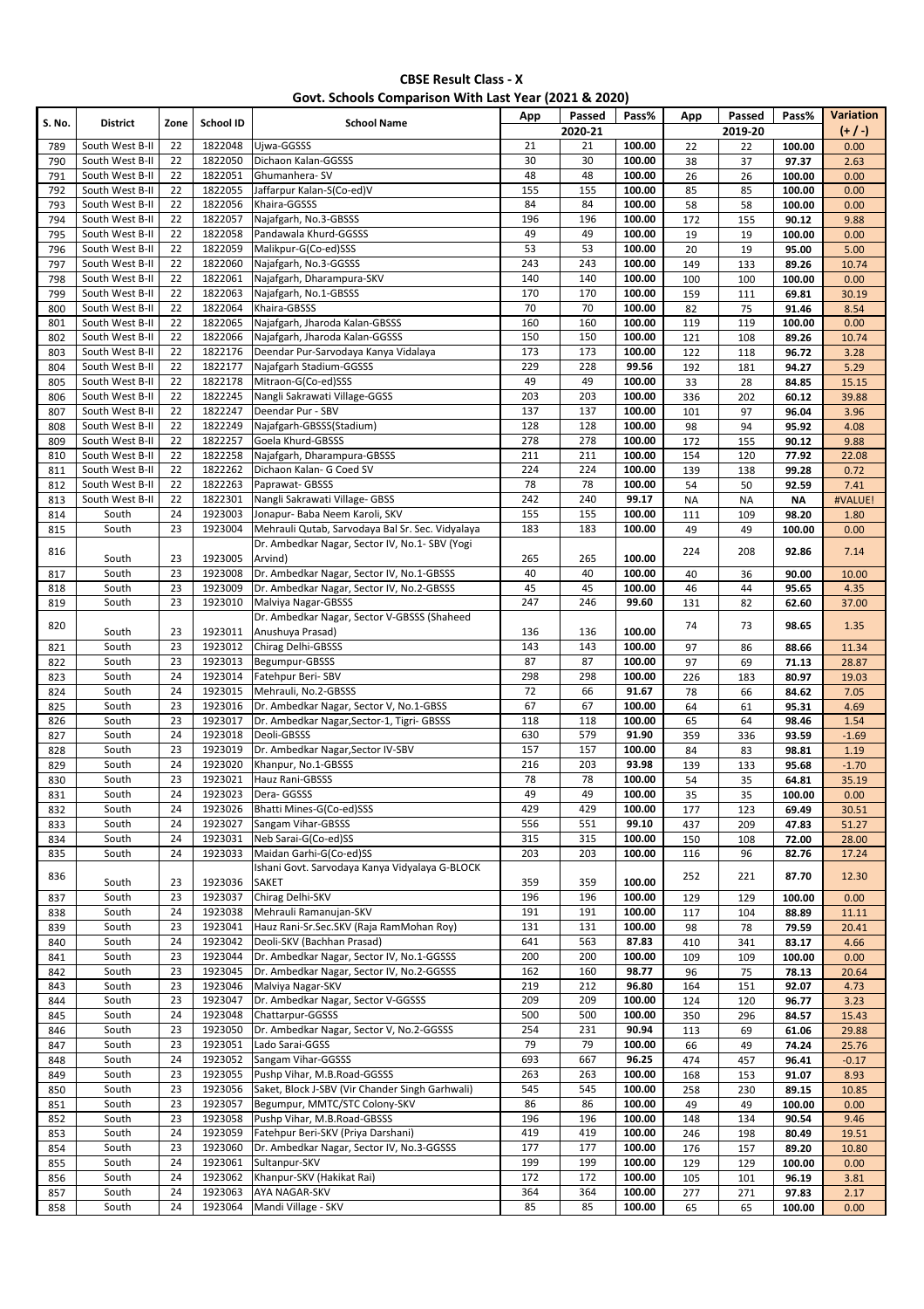**CBSE Result Class - X**
**Govt. Schools Comparison With Last Year (2021 & 2020)**

| S. No. | District | Zone | School ID | School Name | App | Passed | Pass% | App | Passed | Pass% | Variation |
|---|---|---|---|---|---|---|---|---|---|---|---|
| | | | | | 2020-21 | | | 2019-20 | | | (+ / -) |
| 789 | South West B-II | 22 | 1822048 | Ujwa-GGSSS | 21 | 21 | 100.00 | 22 | 22 | 100.00 | 0.00 |
| 790 | South West B-II | 22 | 1822050 | Dichaon Kalan-GGSSS | 30 | 30 | 100.00 | 38 | 37 | 97.37 | 2.63 |
| 791 | South West B-II | 22 | 1822051 | Ghumanhera- SV | 48 | 48 | 100.00 | 26 | 26 | 100.00 | 0.00 |
| 792 | South West B-II | 22 | 1822055 | Jaffarpur Kalan-S(Co-ed)V | 155 | 155 | 100.00 | 85 | 85 | 100.00 | 0.00 |
| 793 | South West B-II | 22 | 1822056 | Khaira-GGSSS | 84 | 84 | 100.00 | 58 | 58 | 100.00 | 0.00 |
| 794 | South West B-II | 22 | 1822057 | Najafgarh, No.3-GBSSS | 196 | 196 | 100.00 | 172 | 155 | 90.12 | 9.88 |
| 795 | South West B-II | 22 | 1822058 | Pandawala Khurd-GGSSS | 49 | 49 | 100.00 | 19 | 19 | 100.00 | 0.00 |
| 796 | South West B-II | 22 | 1822059 | Malikpur-G(Co-ed)SSS | 53 | 53 | 100.00 | 20 | 19 | 95.00 | 5.00 |
| 797 | South West B-II | 22 | 1822060 | Najafgarh, No.3-GGSSS | 243 | 243 | 100.00 | 149 | 133 | 89.26 | 10.74 |
| 798 | South West B-II | 22 | 1822061 | Najafgarh, Dharampura-SKV | 140 | 140 | 100.00 | 100 | 100 | 100.00 | 0.00 |
| 799 | South West B-II | 22 | 1822063 | Najafgarh, No.1-GBSSS | 170 | 170 | 100.00 | 159 | 111 | 69.81 | 30.19 |
| 800 | South West B-II | 22 | 1822064 | Khaira-GBSSS | 70 | 70 | 100.00 | 82 | 75 | 91.46 | 8.54 |
| 801 | South West B-II | 22 | 1822065 | Najafgarh, Jharoda Kalan-GBSSS | 160 | 160 | 100.00 | 119 | 119 | 100.00 | 0.00 |
| 802 | South West B-II | 22 | 1822066 | Najafgarh, Jharoda Kalan-GGSSS | 150 | 150 | 100.00 | 121 | 108 | 89.26 | 10.74 |
| 803 | South West B-II | 22 | 1822176 | Deendar Pur-Sarvodaya Kanya Vidalaya | 173 | 173 | 100.00 | 122 | 118 | 96.72 | 3.28 |
| 804 | South West B-II | 22 | 1822177 | Najafgarh Stadium-GGSSS | 229 | 228 | 99.56 | 192 | 181 | 94.27 | 5.29 |
| 805 | South West B-II | 22 | 1822178 | Mitraon-G(Co-ed)SSS | 49 | 49 | 100.00 | 33 | 28 | 84.85 | 15.15 |
| 806 | South West B-II | 22 | 1822245 | Nangli Sakrawati Village-GGSS | 203 | 203 | 100.00 | 336 | 202 | 60.12 | 39.88 |
| 807 | South West B-II | 22 | 1822247 | Deendar Pur - SBV | 137 | 137 | 100.00 | 101 | 97 | 96.04 | 3.96 |
| 808 | South West B-II | 22 | 1822249 | Najafgarh-GBSSS(Stadium) | 128 | 128 | 100.00 | 98 | 94 | 95.92 | 4.08 |
| 809 | South West B-II | 22 | 1822257 | Goela Khurd-GBSSS | 278 | 278 | 100.00 | 172 | 155 | 90.12 | 9.88 |
| 810 | South West B-II | 22 | 1822258 | Najafgarh, Dharampura-GBSSS | 211 | 211 | 100.00 | 154 | 120 | 77.92 | 22.08 |
| 811 | South West B-II | 22 | 1822262 | Dichaon Kalan- G Coed SV | 224 | 224 | 100.00 | 139 | 138 | 99.28 | 0.72 |
| 812 | South West B-II | 22 | 1822263 | Paprawat- GBSSS | 78 | 78 | 100.00 | 54 | 50 | 92.59 | 7.41 |
| 813 | South West B-II | 22 | 1822301 | Nangli Sakrawati Village- GBSS | 242 | 240 | 99.17 | NA | NA | NA | #VALUE! |
| 814 | South | 24 | 1923003 | Jonapur- Baba Neem Karoli, SKV | 155 | 155 | 100.00 | 111 | 109 | 98.20 | 1.80 |
| 815 | South | 23 | 1923004 | Mehrauli Qutab, Sarvodaya Bal Sr. Sec. Vidyalaya | 183 | 183 | 100.00 | 49 | 49 | 100.00 | 0.00 |
| 816 | South | 23 | 1923005 | Dr. Ambedkar Nagar, Sector IV, No.1- SBV (Yogi Arvind) | 265 | 265 | 100.00 | 224 | 208 | 92.86 | 7.14 |
| 817 | South | 23 | 1923008 | Dr. Ambedkar Nagar, Sector IV, No.1-GBSSS | 40 | 40 | 100.00 | 40 | 36 | 90.00 | 10.00 |
| 818 | South | 23 | 1923009 | Dr. Ambedkar Nagar, Sector IV, No.2-GBSSS | 45 | 45 | 100.00 | 46 | 44 | 95.65 | 4.35 |
| 819 | South | 23 | 1923010 | Malviya Nagar-GBSSS | 247 | 246 | 99.60 | 131 | 82 | 62.60 | 37.00 |
| 820 | South | 23 | 1923011 | Dr. Ambedkar Nagar, Sector V-GBSSS (Shaheed Anushuya Prasad) | 136 | 136 | 100.00 | 74 | 73 | 98.65 | 1.35 |
| 821 | South | 23 | 1923012 | Chirag Delhi-GBSSS | 143 | 143 | 100.00 | 97 | 86 | 88.66 | 11.34 |
| 822 | South | 23 | 1923013 | Begumpur-GBSSS | 87 | 87 | 100.00 | 97 | 69 | 71.13 | 28.87 |
| 823 | South | 24 | 1923014 | Fatehpur Beri- SBV | 298 | 298 | 100.00 | 226 | 183 | 80.97 | 19.03 |
| 824 | South | 24 | 1923015 | Mehrauli, No.2-GBSSS | 72 | 66 | 91.67 | 78 | 66 | 84.62 | 7.05 |
| 825 | South | 23 | 1923016 | Dr. Ambedkar Nagar, Sector V, No.1-GBSS | 67 | 67 | 100.00 | 64 | 61 | 95.31 | 4.69 |
| 826 | South | 23 | 1923017 | Dr. Ambedkar Nagar,Sector-1, Tigri- GBSSS | 118 | 118 | 100.00 | 65 | 64 | 98.46 | 1.54 |
| 827 | South | 24 | 1923018 | Deoli-GBSSS | 630 | 579 | 91.90 | 359 | 336 | 93.59 | -1.69 |
| 828 | South | 23 | 1923019 | Dr. Ambedkar Nagar,Sector IV-SBV | 157 | 157 | 100.00 | 84 | 83 | 98.81 | 1.19 |
| 829 | South | 24 | 1923020 | Khanpur, No.1-GBSSS | 216 | 203 | 93.98 | 139 | 133 | 95.68 | -1.70 |
| 830 | South | 23 | 1923021 | Hauz Rani-GBSSS | 78 | 78 | 100.00 | 54 | 35 | 64.81 | 35.19 |
| 831 | South | 24 | 1923023 | Dera- GGSSS | 49 | 49 | 100.00 | 35 | 35 | 100.00 | 0.00 |
| 832 | South | 24 | 1923026 | Bhatti Mines-G(Co-ed)SSS | 429 | 429 | 100.00 | 177 | 123 | 69.49 | 30.51 |
| 833 | South | 24 | 1923027 | Sangam Vihar-GBSSS | 556 | 551 | 99.10 | 437 | 209 | 47.83 | 51.27 |
| 834 | South | 24 | 1923031 | Neb Sarai-G(Co-ed)SS | 315 | 315 | 100.00 | 150 | 108 | 72.00 | 28.00 |
| 835 | South | 24 | 1923033 | Maidan Garhi-G(Co-ed)SS | 203 | 203 | 100.00 | 116 | 96 | 82.76 | 17.24 |
| 836 | South | 23 | 1923036 | Ishani Govt. Sarvodaya Kanya Vidyalaya G-BLOCK SAKET | 359 | 359 | 100.00 | 252 | 221 | 87.70 | 12.30 |
| 837 | South | 23 | 1923037 | Chirag Delhi-SKV | 196 | 196 | 100.00 | 129 | 129 | 100.00 | 0.00 |
| 838 | South | 24 | 1923038 | Mehrauli Ramanujan-SKV | 191 | 191 | 100.00 | 117 | 104 | 88.89 | 11.11 |
| 839 | South | 23 | 1923041 | Hauz Rani-Sr.Sec.SKV (Raja RamMohan Roy) | 131 | 131 | 100.00 | 98 | 78 | 79.59 | 20.41 |
| 840 | South | 24 | 1923042 | Deoli-SKV (Bachhan Prasad) | 641 | 563 | 87.83 | 410 | 341 | 83.17 | 4.66 |
| 841 | South | 23 | 1923044 | Dr. Ambedkar Nagar, Sector IV, No.1-GGSSS | 200 | 200 | 100.00 | 109 | 109 | 100.00 | 0.00 |
| 842 | South | 23 | 1923045 | Dr. Ambedkar Nagar, Sector IV, No.2-GGSSS | 162 | 160 | 98.77 | 96 | 75 | 78.13 | 20.64 |
| 843 | South | 23 | 1923046 | Malviya Nagar-SKV | 219 | 212 | 96.80 | 164 | 151 | 92.07 | 4.73 |
| 844 | South | 23 | 1923047 | Dr. Ambedkar Nagar, Sector V-GGSSS | 209 | 209 | 100.00 | 124 | 120 | 96.77 | 3.23 |
| 845 | South | 24 | 1923048 | Chattarpur-GGSSS | 500 | 500 | 100.00 | 350 | 296 | 84.57 | 15.43 |
| 846 | South | 23 | 1923050 | Dr. Ambedkar Nagar, Sector V, No.2-GGSSS | 254 | 231 | 90.94 | 113 | 69 | 61.06 | 29.88 |
| 847 | South | 23 | 1923051 | Lado Sarai-GGSS | 79 | 79 | 100.00 | 66 | 49 | 74.24 | 25.76 |
| 848 | South | 24 | 1923052 | Sangam Vihar-GGSSS | 693 | 667 | 96.25 | 474 | 457 | 96.41 | -0.17 |
| 849 | South | 23 | 1923055 | Pushp Vihar, M.B.Road-GGSSS | 263 | 263 | 100.00 | 168 | 153 | 91.07 | 8.93 |
| 850 | South | 23 | 1923056 | Saket, Block J-SBV (Vir Chander Singh Garhwali) | 545 | 545 | 100.00 | 258 | 230 | 89.15 | 10.85 |
| 851 | South | 23 | 1923057 | Begumpur, MMTC/STC Colony-SKV | 86 | 86 | 100.00 | 49 | 49 | 100.00 | 0.00 |
| 852 | South | 23 | 1923058 | Pushp Vihar, M.B.Road-GBSSS | 196 | 196 | 100.00 | 148 | 134 | 90.54 | 9.46 |
| 853 | South | 24 | 1923059 | Fatehpur Beri-SKV (Priya Darshani) | 419 | 419 | 100.00 | 246 | 198 | 80.49 | 19.51 |
| 854 | South | 23 | 1923060 | Dr. Ambedkar Nagar, Sector IV, No.3-GGSSS | 177 | 177 | 100.00 | 176 | 157 | 89.20 | 10.80 |
| 855 | South | 24 | 1923061 | Sultanpur-SKV | 199 | 199 | 100.00 | 129 | 129 | 100.00 | 0.00 |
| 856 | South | 24 | 1923062 | Khanpur-SKV (Hakikat Rai) | 172 | 172 | 100.00 | 105 | 101 | 96.19 | 3.81 |
| 857 | South | 24 | 1923063 | AYA NAGAR-SKV | 364 | 364 | 100.00 | 277 | 271 | 97.83 | 2.17 |
| 858 | South | 24 | 1923064 | Mandi Village - SKV | 85 | 85 | 100.00 | 65 | 65 | 100.00 | 0.00 |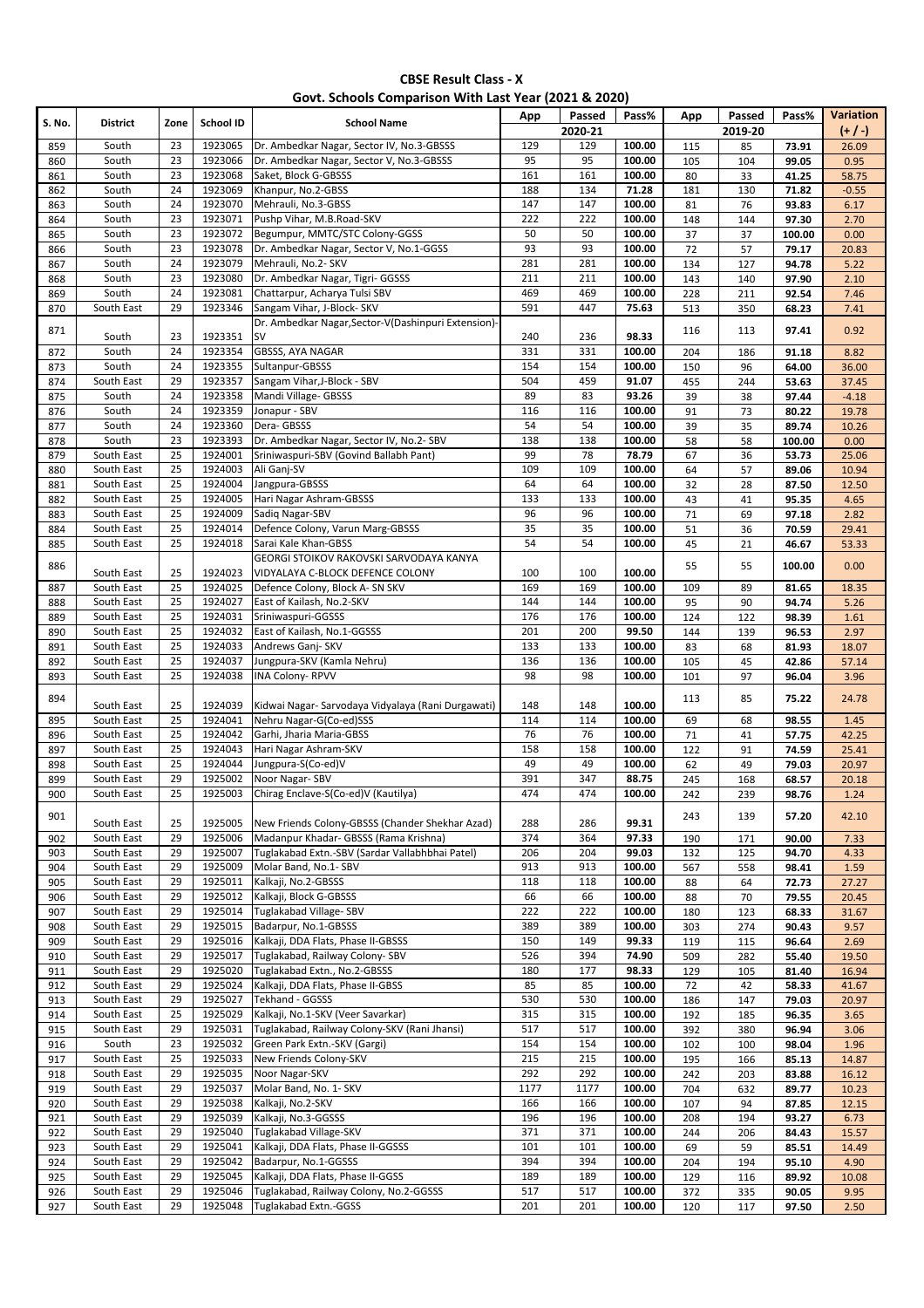**CBSE Result Class - X**
**Govt. Schools Comparison With Last Year (2021 & 2020)**

| S. No. | District | Zone | School ID | School Name | App | Passed | Pass% | App | Passed | Pass% | Variation |
|---|---|---|---|---|---|---|---|---|---|---|---|
| | | | | | 2020-21 | | | 2019-20 | | | (+ / -) |
| 859 | South | 23 | 1923065 | Dr. Ambedkar Nagar, Sector IV, No.3-GBSSS | 129 | 129 | 100.00 | 115 | 85 | 73.91 | 26.09 |
| 860 | South | 23 | 1923066 | Dr. Ambedkar Nagar, Sector V, No.3-GBSSS | 95 | 95 | 100.00 | 105 | 104 | 99.05 | 0.95 |
| 861 | South | 23 | 1923068 | Saket, Block G-GBSSS | 161 | 161 | 100.00 | 80 | 33 | 41.25 | 58.75 |
| 862 | South | 24 | 1923069 | Khanpur, No.2-GBSS | 188 | 134 | 71.28 | 181 | 130 | 71.82 | -0.55 |
| 863 | South | 24 | 1923070 | Mehrauli, No.3-GBSS | 147 | 147 | 100.00 | 81 | 76 | 93.83 | 6.17 |
| 864 | South | 23 | 1923071 | Pushp Vihar, M.B.Road-SKV | 222 | 222 | 100.00 | 148 | 144 | 97.30 | 2.70 |
| 865 | South | 23 | 1923072 | Begumpur, MMTC/STC Colony-GGSS | 50 | 50 | 100.00 | 37 | 37 | 100.00 | 0.00 |
| 866 | South | 23 | 1923078 | Dr. Ambedkar Nagar, Sector V, No.1-GGSS | 93 | 93 | 100.00 | 72 | 57 | 79.17 | 20.83 |
| 867 | South | 24 | 1923079 | Mehrauli, No.2- SKV | 281 | 281 | 100.00 | 134 | 127 | 94.78 | 5.22 |
| 868 | South | 23 | 1923080 | Dr. Ambedkar Nagar, Tigri- GGSSS | 211 | 211 | 100.00 | 143 | 140 | 97.90 | 2.10 |
| 869 | South | 24 | 1923081 | Chattarpur, Acharya Tulsi SBV | 469 | 469 | 100.00 | 228 | 211 | 92.54 | 7.46 |
| 870 | South East | 29 | 1923346 | Sangam Vihar, J-Block- SKV | 591 | 447 | 75.63 | 513 | 350 | 68.23 | 7.41 |
| 871 | South | 23 | 1923351 | Dr. Ambedkar Nagar,Sector-V(Dashinpuri Extension)-SV | 240 | 236 | 98.33 | 116 | 113 | 97.41 | 0.92 |
| 872 | South | 24 | 1923354 | GBSSS, AYA NAGAR | 331 | 331 | 100.00 | 204 | 186 | 91.18 | 8.82 |
| 873 | South | 24 | 1923355 | Sultanpur-GBSSS | 154 | 154 | 100.00 | 150 | 96 | 64.00 | 36.00 |
| 874 | South East | 29 | 1923357 | Sangam Vihar,J-Block - SBV | 504 | 459 | 91.07 | 455 | 244 | 53.63 | 37.45 |
| 875 | South | 24 | 1923358 | Mandi Village- GBSSS | 89 | 83 | 93.26 | 39 | 38 | 97.44 | -4.18 |
| 876 | South | 24 | 1923359 | Jonapur - SBV | 116 | 116 | 100.00 | 91 | 73 | 80.22 | 19.78 |
| 877 | South | 24 | 1923360 | Dera- GBSSS | 54 | 54 | 100.00 | 39 | 35 | 89.74 | 10.26 |
| 878 | South | 23 | 1923393 | Dr. Ambedkar Nagar, Sector IV, No.2- SBV | 138 | 138 | 100.00 | 58 | 58 | 100.00 | 0.00 |
| 879 | South East | 25 | 1924001 | Sriniwaspuri-SBV (Govind Ballabh Pant) | 99 | 78 | 78.79 | 67 | 36 | 53.73 | 25.06 |
| 880 | South East | 25 | 1924003 | Ali Ganj-SV | 109 | 109 | 100.00 | 64 | 57 | 89.06 | 10.94 |
| 881 | South East | 25 | 1924004 | Jangpura-GBSSS | 64 | 64 | 100.00 | 32 | 28 | 87.50 | 12.50 |
| 882 | South East | 25 | 1924005 | Hari Nagar Ashram-GBSSS | 133 | 133 | 100.00 | 43 | 41 | 95.35 | 4.65 |
| 883 | South East | 25 | 1924009 | Sadiq Nagar-SBV | 96 | 96 | 100.00 | 71 | 69 | 97.18 | 2.82 |
| 884 | South East | 25 | 1924014 | Defence Colony, Varun Marg-GBSSS | 35 | 35 | 100.00 | 51 | 36 | 70.59 | 29.41 |
| 885 | South East | 25 | 1924018 | Sarai Kale Khan-GBSS | 54 | 54 | 100.00 | 45 | 21 | 46.67 | 53.33 |
| 886 | South East | 25 | 1924023 | GEORGI STOIKOV RAKOVSKI SARVODAYA KANYA VIDYALAYA C-BLOCK DEFENCE COLONY | 100 | 100 | 100.00 | 55 | 55 | 100.00 | 0.00 |
| 887 | South East | 25 | 1924025 | Defence Colony, Block A- SN SKV | 169 | 169 | 100.00 | 109 | 89 | 81.65 | 18.35 |
| 888 | South East | 25 | 1924027 | East of Kailash, No.2-SKV | 144 | 144 | 100.00 | 95 | 90 | 94.74 | 5.26 |
| 889 | South East | 25 | 1924031 | Sriniwaspuri-GGSSS | 176 | 176 | 100.00 | 124 | 122 | 98.39 | 1.61 |
| 890 | South East | 25 | 1924032 | East of Kailash, No.1-GGSSS | 201 | 200 | 99.50 | 144 | 139 | 96.53 | 2.97 |
| 891 | South East | 25 | 1924033 | Andrews Ganj- SKV | 133 | 133 | 100.00 | 83 | 68 | 81.93 | 18.07 |
| 892 | South East | 25 | 1924037 | Jungpura-SKV (Kamla Nehru) | 136 | 136 | 100.00 | 105 | 45 | 42.86 | 57.14 |
| 893 | South East | 25 | 1924038 | INA Colony- RPVV | 98 | 98 | 100.00 | 101 | 97 | 96.04 | 3.96 |
| 894 | South East | 25 | 1924039 | Kidwai Nagar- Sarvodaya Vidyalaya (Rani Durgawati) | 148 | 148 | 100.00 | 113 | 85 | 75.22 | 24.78 |
| 895 | South East | 25 | 1924041 | Nehru Nagar-G(Co-ed)SSS | 114 | 114 | 100.00 | 69 | 68 | 98.55 | 1.45 |
| 896 | South East | 25 | 1924042 | Garhi, Jharia Maria-GBSS | 76 | 76 | 100.00 | 71 | 41 | 57.75 | 42.25 |
| 897 | South East | 25 | 1924043 | Hari Nagar Ashram-SKV | 158 | 158 | 100.00 | 122 | 91 | 74.59 | 25.41 |
| 898 | South East | 25 | 1924044 | Jungpura-S(Co-ed)V | 49 | 49 | 100.00 | 62 | 49 | 79.03 | 20.97 |
| 899 | South East | 29 | 1925002 | Noor Nagar- SBV | 391 | 347 | 88.75 | 245 | 168 | 68.57 | 20.18 |
| 900 | South East | 25 | 1925003 | Chirag Enclave-S(Co-ed)V (Kautilya) | 474 | 474 | 100.00 | 242 | 239 | 98.76 | 1.24 |
| 901 | South East | 25 | 1925005 | New Friends Colony-GBSSS (Chander Shekhar Azad) | 288 | 286 | 99.31 | 243 | 139 | 57.20 | 42.10 |
| 902 | South East | 29 | 1925006 | Madanpur Khadar- GBSSS (Rama Krishna) | 374 | 364 | 97.33 | 190 | 171 | 90.00 | 7.33 |
| 903 | South East | 29 | 1925007 | Tuglakabad Extn.-SBV (Sardar Vallabhbhai Patel) | 206 | 204 | 99.03 | 132 | 125 | 94.70 | 4.33 |
| 904 | South East | 29 | 1925009 | Molar Band, No.1- SBV | 913 | 913 | 100.00 | 567 | 558 | 98.41 | 1.59 |
| 905 | South East | 29 | 1925011 | Kalkaji, No.2-GBSSS | 118 | 118 | 100.00 | 88 | 64 | 72.73 | 27.27 |
| 906 | South East | 29 | 1925012 | Kalkaji, Block G-GBSSS | 66 | 66 | 100.00 | 88 | 70 | 79.55 | 20.45 |
| 907 | South East | 29 | 1925014 | Tuglakabad Village- SBV | 222 | 222 | 100.00 | 180 | 123 | 68.33 | 31.67 |
| 908 | South East | 29 | 1925015 | Badarpur, No.1-GBSSS | 389 | 389 | 100.00 | 303 | 274 | 90.43 | 9.57 |
| 909 | South East | 29 | 1925016 | Kalkaji, DDA Flats, Phase II-GBSSS | 150 | 149 | 99.33 | 119 | 115 | 96.64 | 2.69 |
| 910 | South East | 29 | 1925017 | Tuglakabad, Railway Colony- SBV | 526 | 394 | 74.90 | 509 | 282 | 55.40 | 19.50 |
| 911 | South East | 29 | 1925020 | Tuglakabad Extn., No.2-GBSSS | 180 | 177 | 98.33 | 129 | 105 | 81.40 | 16.94 |
| 912 | South East | 29 | 1925024 | Kalkaji, DDA Flats, Phase II-GBSS | 85 | 85 | 100.00 | 72 | 42 | 58.33 | 41.67 |
| 913 | South East | 29 | 1925027 | Tekhand - GGSSS | 530 | 530 | 100.00 | 186 | 147 | 79.03 | 20.97 |
| 914 | South East | 25 | 1925029 | Kalkaji, No.1-SKV (Veer Savarkar) | 315 | 315 | 100.00 | 192 | 185 | 96.35 | 3.65 |
| 915 | South East | 29 | 1925031 | Tuglakabad, Railway Colony-SKV (Rani Jhansi) | 517 | 517 | 100.00 | 392 | 380 | 96.94 | 3.06 |
| 916 | South | 23 | 1925032 | Green Park Extn.-SKV (Gargi) | 154 | 154 | 100.00 | 102 | 100 | 98.04 | 1.96 |
| 917 | South East | 25 | 1925033 | New Friends Colony-SKV | 215 | 215 | 100.00 | 195 | 166 | 85.13 | 14.87 |
| 918 | South East | 29 | 1925035 | Noor Nagar-SKV | 292 | 292 | 100.00 | 242 | 203 | 83.88 | 16.12 |
| 919 | South East | 29 | 1925037 | Molar Band, No. 1- SKV | 1177 | 1177 | 100.00 | 704 | 632 | 89.77 | 10.23 |
| 920 | South East | 29 | 1925038 | Kalkaji, No.2-SKV | 166 | 166 | 100.00 | 107 | 94 | 87.85 | 12.15 |
| 921 | South East | 29 | 1925039 | Kalkaji, No.3-GGSSS | 196 | 196 | 100.00 | 208 | 194 | 93.27 | 6.73 |
| 922 | South East | 29 | 1925040 | Tuglakabad Village-SKV | 371 | 371 | 100.00 | 244 | 206 | 84.43 | 15.57 |
| 923 | South East | 29 | 1925041 | Kalkaji, DDA Flats, Phase II-GGSSS | 101 | 101 | 100.00 | 69 | 59 | 85.51 | 14.49 |
| 924 | South East | 29 | 1925042 | Badarpur, No.1-GGSSS | 394 | 394 | 100.00 | 204 | 194 | 95.10 | 4.90 |
| 925 | South East | 29 | 1925045 | Kalkaji, DDA Flats, Phase II-GGSS | 189 | 189 | 100.00 | 129 | 116 | 89.92 | 10.08 |
| 926 | South East | 29 | 1925046 | Tuglakabad, Railway Colony, No.2-GGSSS | 517 | 517 | 100.00 | 372 | 335 | 90.05 | 9.95 |
| 927 | South East | 29 | 1925048 | Tuglakabad Extn.-GGSS | 201 | 201 | 100.00 | 120 | 117 | 97.50 | 2.50 |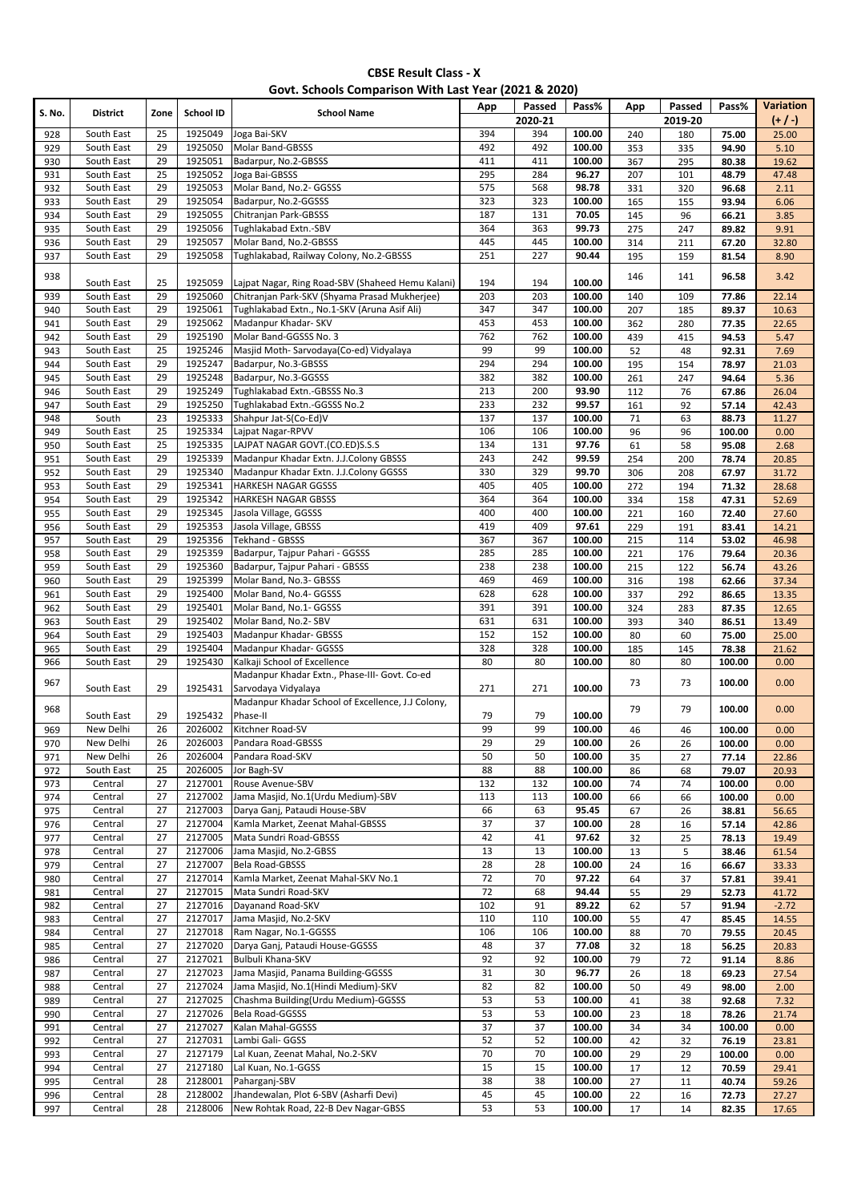**CBSE Result Class - X**
**Govt. Schools Comparison With Last Year (2021 & 2020)**

| S. No. | District | Zone | School ID | School Name | App | Passed | Pass% | App | Passed | Pass% | Variation |
|---|---|---|---|---|---|---|---|---|---|---|---|
| | | | | | | 2020-21 | | | 2019-20 | | (+ / -) |
| 928 | South East | 25 | 1925049 | Joga Bai-SKV | 394 | 394 | 100.00 | 240 | 180 | 75.00 | 25.00 |
| 929 | South East | 29 | 1925050 | Molar Band-GBSSS | 492 | 492 | 100.00 | 353 | 335 | 94.90 | 5.10 |
| 930 | South East | 29 | 1925051 | Badarpur, No.2-GBSSS | 411 | 411 | 100.00 | 367 | 295 | 80.38 | 19.62 |
| 931 | South East | 25 | 1925052 | Joga Bai-GBSSS | 295 | 284 | 96.27 | 207 | 101 | 48.79 | 47.48 |
| 932 | South East | 29 | 1925053 | Molar Band, No.2- GGSSS | 575 | 568 | 98.78 | 331 | 320 | 96.68 | 2.11 |
| 933 | South East | 29 | 1925054 | Badarpur, No.2-GGSSS | 323 | 323 | 100.00 | 165 | 155 | 93.94 | 6.06 |
| 934 | South East | 29 | 1925055 | Chitranjan Park-GBSSS | 187 | 131 | 70.05 | 145 | 96 | 66.21 | 3.85 |
| 935 | South East | 29 | 1925056 | Tughlakabad Extn.-SBV | 364 | 363 | 99.73 | 275 | 247 | 89.82 | 9.91 |
| 936 | South East | 29 | 1925057 | Molar Band, No.2-GBSSS | 445 | 445 | 100.00 | 314 | 211 | 67.20 | 32.80 |
| 937 | South East | 29 | 1925058 | Tughlakabad, Railway Colony, No.2-GBSSS | 251 | 227 | 90.44 | 195 | 159 | 81.54 | 8.90 |
| 938 | South East | 25 | 1925059 | Lajpat Nagar, Ring Road-SBV (Shaheed Hemu Kalani) | 194 | 194 | 100.00 | 146 | 141 | 96.58 | 3.42 |
| 939 | South East | 29 | 1925060 | Chitranjan Park-SKV (Shyama Prasad Mukherjee) | 203 | 203 | 100.00 | 140 | 109 | 77.86 | 22.14 |
| 940 | South East | 29 | 1925061 | Tughlakabad Extn., No.1-SKV (Aruna Asif Ali) | 347 | 347 | 100.00 | 207 | 185 | 89.37 | 10.63 |
| 941 | South East | 29 | 1925062 | Madanpur Khadar- SKV | 453 | 453 | 100.00 | 362 | 280 | 77.35 | 22.65 |
| 942 | South East | 29 | 1925190 | Molar Band-GGSSS No. 3 | 762 | 762 | 100.00 | 439 | 415 | 94.53 | 5.47 |
| 943 | South East | 25 | 1925246 | Masjid Moth- Sarvodaya(Co-ed) Vidyalaya | 99 | 99 | 100.00 | 52 | 48 | 92.31 | 7.69 |
| 944 | South East | 29 | 1925247 | Badarpur, No.3-GBSSS | 294 | 294 | 100.00 | 195 | 154 | 78.97 | 21.03 |
| 945 | South East | 29 | 1925248 | Badarpur, No.3-GGSSS | 382 | 382 | 100.00 | 261 | 247 | 94.64 | 5.36 |
| 946 | South East | 29 | 1925249 | Tughlakabad Extn.-GBSSS No.3 | 213 | 200 | 93.90 | 112 | 76 | 67.86 | 26.04 |
| 947 | South East | 29 | 1925250 | Tughlakabad Extn.-GGSSS No.2 | 233 | 232 | 99.57 | 161 | 92 | 57.14 | 42.43 |
| 948 | South | 23 | 1925333 | Shahpur Jat-S(Co-Ed)V | 137 | 137 | 100.00 | 71 | 63 | 88.73 | 11.27 |
| 949 | South East | 25 | 1925334 | Lajpat Nagar-RPVV | 106 | 106 | 100.00 | 96 | 96 | 100.00 | 0.00 |
| 950 | South East | 25 | 1925335 | LAJPAT NAGAR GOVT.(CO.ED)S.S.S | 134 | 131 | 97.76 | 61 | 58 | 95.08 | 2.68 |
| 951 | South East | 29 | 1925339 | Madanpur Khadar Extn. J.J.Colony GBSSS | 243 | 242 | 99.59 | 254 | 200 | 78.74 | 20.85 |
| 952 | South East | 29 | 1925340 | Madanpur Khadar Extn. J.J.Colony GGSSS | 330 | 329 | 99.70 | 306 | 208 | 67.97 | 31.72 |
| 953 | South East | 29 | 1925341 | HARKESH NAGAR GGSSS | 405 | 405 | 100.00 | 272 | 194 | 71.32 | 28.68 |
| 954 | South East | 29 | 1925342 | HARKESH NAGAR GBSSS | 364 | 364 | 100.00 | 334 | 158 | 47.31 | 52.69 |
| 955 | South East | 29 | 1925345 | Jasola Village, GGSSS | 400 | 400 | 100.00 | 221 | 160 | 72.40 | 27.60 |
| 956 | South East | 29 | 1925353 | Jasola Village, GBSSS | 419 | 409 | 97.61 | 229 | 191 | 83.41 | 14.21 |
| 957 | South East | 29 | 1925356 | Tekhand - GBSSS | 367 | 367 | 100.00 | 215 | 114 | 53.02 | 46.98 |
| 958 | South East | 29 | 1925359 | Badarpur, Tajpur Pahari - GGSSS | 285 | 285 | 100.00 | 221 | 176 | 79.64 | 20.36 |
| 959 | South East | 29 | 1925360 | Badarpur, Tajpur Pahari - GBSSS | 238 | 238 | 100.00 | 215 | 122 | 56.74 | 43.26 |
| 960 | South East | 29 | 1925399 | Molar Band, No.3- GBSSS | 469 | 469 | 100.00 | 316 | 198 | 62.66 | 37.34 |
| 961 | South East | 29 | 1925400 | Molar Band, No.4- GGSSS | 628 | 628 | 100.00 | 337 | 292 | 86.65 | 13.35 |
| 962 | South East | 29 | 1925401 | Molar Band, No.1- GGSSS | 391 | 391 | 100.00 | 324 | 283 | 87.35 | 12.65 |
| 963 | South East | 29 | 1925402 | Molar Band, No.2- SBV | 631 | 631 | 100.00 | 393 | 340 | 86.51 | 13.49 |
| 964 | South East | 29 | 1925403 | Madanpur Khadar- GBSSS | 152 | 152 | 100.00 | 80 | 60 | 75.00 | 25.00 |
| 965 | South East | 29 | 1925404 | Madanpur Khadar- GGSSS | 328 | 328 | 100.00 | 185 | 145 | 78.38 | 21.62 |
| 966 | South East | 29 | 1925430 | Kalkaji School of Excellence | 80 | 80 | 100.00 | 80 | 80 | 100.00 | 0.00 |
| 967 | South East | 29 | 1925431 | Madanpur Khadar Extn., Phase-III- Govt. Co-ed Sarvodaya Vidyalaya | 271 | 271 | 100.00 | 73 | 73 | 100.00 | 0.00 |
| 968 | South East | 29 | 1925432 | Madanpur Khadar School of Excellence, J.J Colony, Phase-II | 79 | 79 | 100.00 | 79 | 79 | 100.00 | 0.00 |
| 969 | New Delhi | 26 | 2026002 | Kitchner Road-SV | 99 | 99 | 100.00 | 46 | 46 | 100.00 | 0.00 |
| 970 | New Delhi | 26 | 2026003 | Pandara Road-GBSSS | 29 | 29 | 100.00 | 26 | 26 | 100.00 | 0.00 |
| 971 | New Delhi | 26 | 2026004 | Pandara Road-SKV | 50 | 50 | 100.00 | 35 | 27 | 77.14 | 22.86 |
| 972 | South East | 25 | 2026005 | Jor Bagh-SV | 88 | 88 | 100.00 | 86 | 68 | 79.07 | 20.93 |
| 973 | Central | 27 | 2127001 | Rouse Avenue-SBV | 132 | 132 | 100.00 | 74 | 74 | 100.00 | 0.00 |
| 974 | Central | 27 | 2127002 | Jama Masjid, No.1(Urdu Medium)-SBV | 113 | 113 | 100.00 | 66 | 66 | 100.00 | 0.00 |
| 975 | Central | 27 | 2127003 | Darya Ganj, Pataudi House-SBV | 66 | 63 | 95.45 | 67 | 26 | 38.81 | 56.65 |
| 976 | Central | 27 | 2127004 | Kamla Market, Zeenat Mahal-GBSSS | 37 | 37 | 100.00 | 28 | 16 | 57.14 | 42.86 |
| 977 | Central | 27 | 2127005 | Mata Sundri Road-GBSSS | 42 | 41 | 97.62 | 32 | 25 | 78.13 | 19.49 |
| 978 | Central | 27 | 2127006 | Jama Masjid, No.2-GBSS | 13 | 13 | 100.00 | 13 | 5 | 38.46 | 61.54 |
| 979 | Central | 27 | 2127007 | Bela Road-GBSSS | 28 | 28 | 100.00 | 24 | 16 | 66.67 | 33.33 |
| 980 | Central | 27 | 2127014 | Kamla Market, Zeenat Mahal-SKV No.1 | 72 | 70 | 97.22 | 64 | 37 | 57.81 | 39.41 |
| 981 | Central | 27 | 2127015 | Mata Sundri Road-SKV | 72 | 68 | 94.44 | 55 | 29 | 52.73 | 41.72 |
| 982 | Central | 27 | 2127016 | Dayanand Road-SKV | 102 | 91 | 89.22 | 62 | 57 | 91.94 | -2.72 |
| 983 | Central | 27 | 2127017 | Jama Masjid, No.2-SKV | 110 | 110 | 100.00 | 55 | 47 | 85.45 | 14.55 |
| 984 | Central | 27 | 2127018 | Ram Nagar, No.1-GGSSS | 106 | 106 | 100.00 | 88 | 70 | 79.55 | 20.45 |
| 985 | Central | 27 | 2127020 | Darya Ganj, Pataudi House-GGSSS | 48 | 37 | 77.08 | 32 | 18 | 56.25 | 20.83 |
| 986 | Central | 27 | 2127021 | Bulbuli Khana-SKV | 92 | 92 | 100.00 | 79 | 72 | 91.14 | 8.86 |
| 987 | Central | 27 | 2127023 | Jama Masjid, Panama Building-GGSSS | 31 | 30 | 96.77 | 26 | 18 | 69.23 | 27.54 |
| 988 | Central | 27 | 2127024 | Jama Masjid, No.1(Hindi Medium)-SKV | 82 | 82 | 100.00 | 50 | 49 | 98.00 | 2.00 |
| 989 | Central | 27 | 2127025 | Chashma Building(Urdu Medium)-GGSSS | 53 | 53 | 100.00 | 41 | 38 | 92.68 | 7.32 |
| 990 | Central | 27 | 2127026 | Bela Road-GGSSS | 53 | 53 | 100.00 | 23 | 18 | 78.26 | 21.74 |
| 991 | Central | 27 | 2127027 | Kalan Mahal-GGSSS | 37 | 37 | 100.00 | 34 | 34 | 100.00 | 0.00 |
| 992 | Central | 27 | 2127031 | Lambi Gali- GGSS | 52 | 52 | 100.00 | 42 | 32 | 76.19 | 23.81 |
| 993 | Central | 27 | 2127179 | Lal Kuan, Zeenat Mahal, No.2-SKV | 70 | 70 | 100.00 | 29 | 29 | 100.00 | 0.00 |
| 994 | Central | 27 | 2127180 | Lal Kuan, No.1-GGSS | 15 | 15 | 100.00 | 17 | 12 | 70.59 | 29.41 |
| 995 | Central | 28 | 2128001 | Paharganj-SBV | 38 | 38 | 100.00 | 27 | 11 | 40.74 | 59.26 |
| 996 | Central | 28 | 2128002 | Jhandewalan, Plot 6-SBV (Asharfi Devi) | 45 | 45 | 100.00 | 22 | 16 | 72.73 | 27.27 |
| 997 | Central | 28 | 2128006 | New Rohtak Road, 22-B Dev Nagar-GBSS | 53 | 53 | 100.00 | 17 | 14 | 82.35 | 17.65 |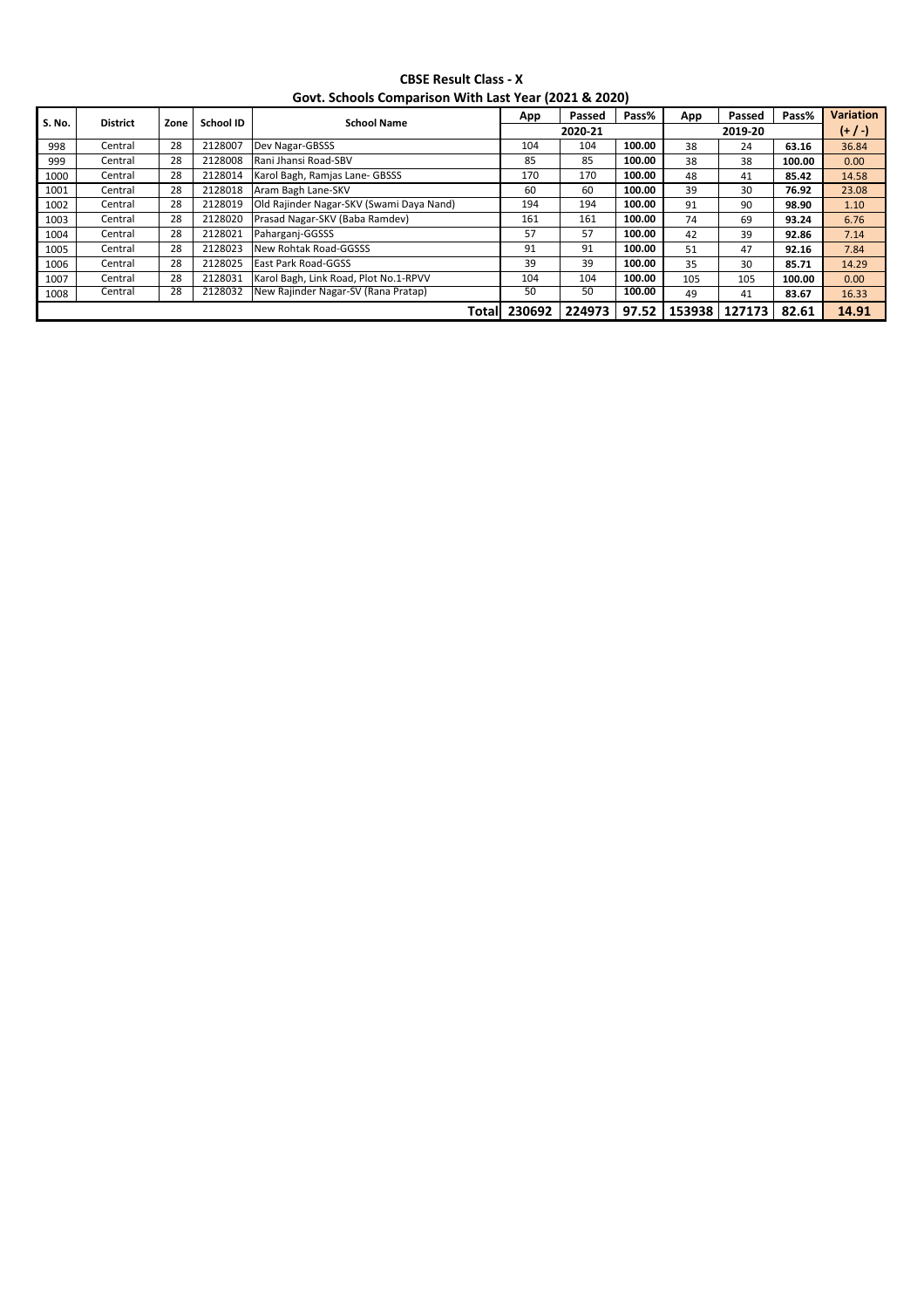**CBSE Result Class - X**
**Govt. Schools Comparison With Last Year (2021 & 2020)**

| S. No. | District | Zone | School ID | School Name | App | Passed | Pass% | App | Passed | Pass% | Variation |
|---|---|---|---|---|---|---|---|---|---|---|---|
| | | | | | 2020-21 | | | 2019-20 | | | (+ / -) |
| 998 | Central | 28 | 2128007 | Dev Nagar-GBSSS | 104 | 104 | **100.00** | 38 | 24 | **63.16** | 36.84 |
| 999 | Central | 28 | 2128008 | Rani Jhansi Road-SBV | 85 | 85 | **100.00** | 38 | 38 | **100.00** | 0.00 |
| 1000 | Central | 28 | 2128014 | Karol Bagh, Ramjas Lane- GBSSS | 170 | 170 | **100.00** | 48 | 41 | **85.42** | 14.58 |
| 1001 | Central | 28 | 2128018 | Aram Bagh Lane-SKV | 60 | 60 | **100.00** | 39 | 30 | **76.92** | 23.08 |
| 1002 | Central | 28 | 2128019 | Old Rajinder Nagar-SKV (Swami Daya Nand) | 194 | 194 | **100.00** | 91 | 90 | **98.90** | 1.10 |
| 1003 | Central | 28 | 2128020 | Prasad Nagar-SKV (Baba Ramdev) | 161 | 161 | **100.00** | 74 | 69 | **93.24** | 6.76 |
| 1004 | Central | 28 | 2128021 | Paharganj-GGSSS | 57 | 57 | **100.00** | 42 | 39 | **92.86** | 7.14 |
| 1005 | Central | 28 | 2128023 | New Rohtak Road-GGSSS | 91 | 91 | **100.00** | 51 | 47 | **92.16** | 7.84 |
| 1006 | Central | 28 | 2128025 | East Park Road-GGSS | 39 | 39 | **100.00** | 35 | 30 | **85.71** | 14.29 |
| 1007 | Central | 28 | 2128031 | Karol Bagh, Link Road, Plot No.1-RPVV | 104 | 104 | **100.00** | 105 | 105 | **100.00** | 0.00 |
| 1008 | Central | 28 | 2128032 | New Rajinder Nagar-SV (Rana Pratap) | 50 | 50 | **100.00** | 49 | 41 | **83.67** | 16.33 |
| | | | | **Total** | **230692** | **224973** | **97.52** | **153938** | **127173** | **82.61** | **14.91** |